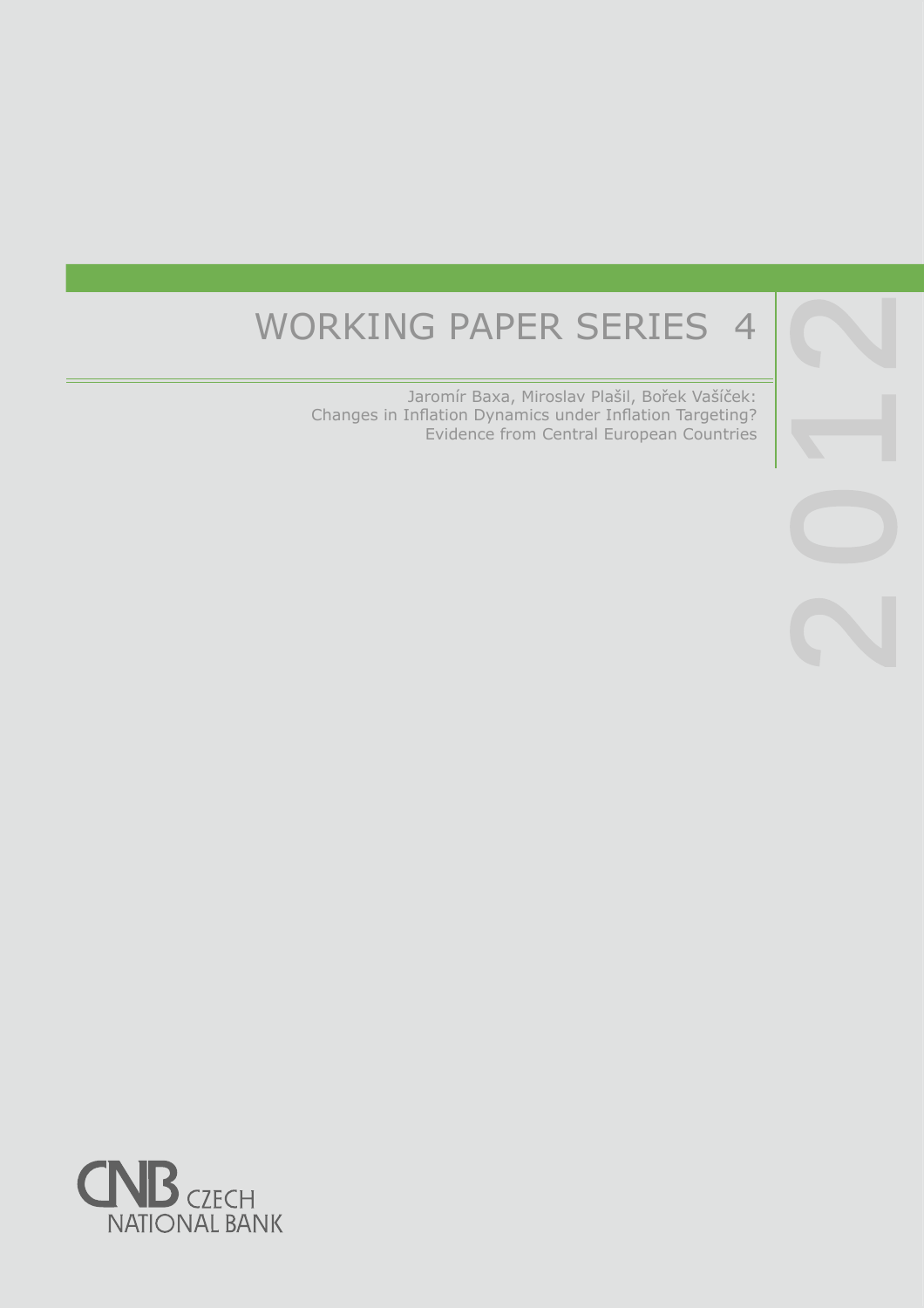# WORKING PAPER SERIES 4

2012

Jaromír Baxa, Miroslav Plašil, Bořek Vašíček:
Changes in Inflation Dynamics under Inflation Targeting?
Evidence from Central European Countries

CNB CZECH NATIONAL BANK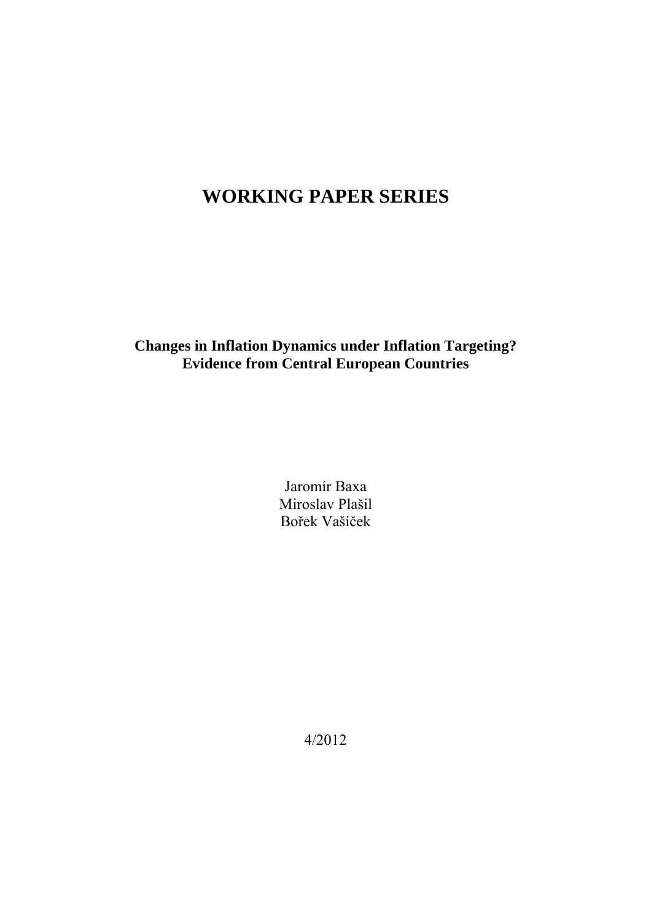# WORKING PAPER SERIES

**Changes in Inflation Dynamics under Inflation Targeting?**
**Evidence from Central European Countries**

Jaromír Baxa
Miroslav Plašil
Bořek Vašíček

4/2012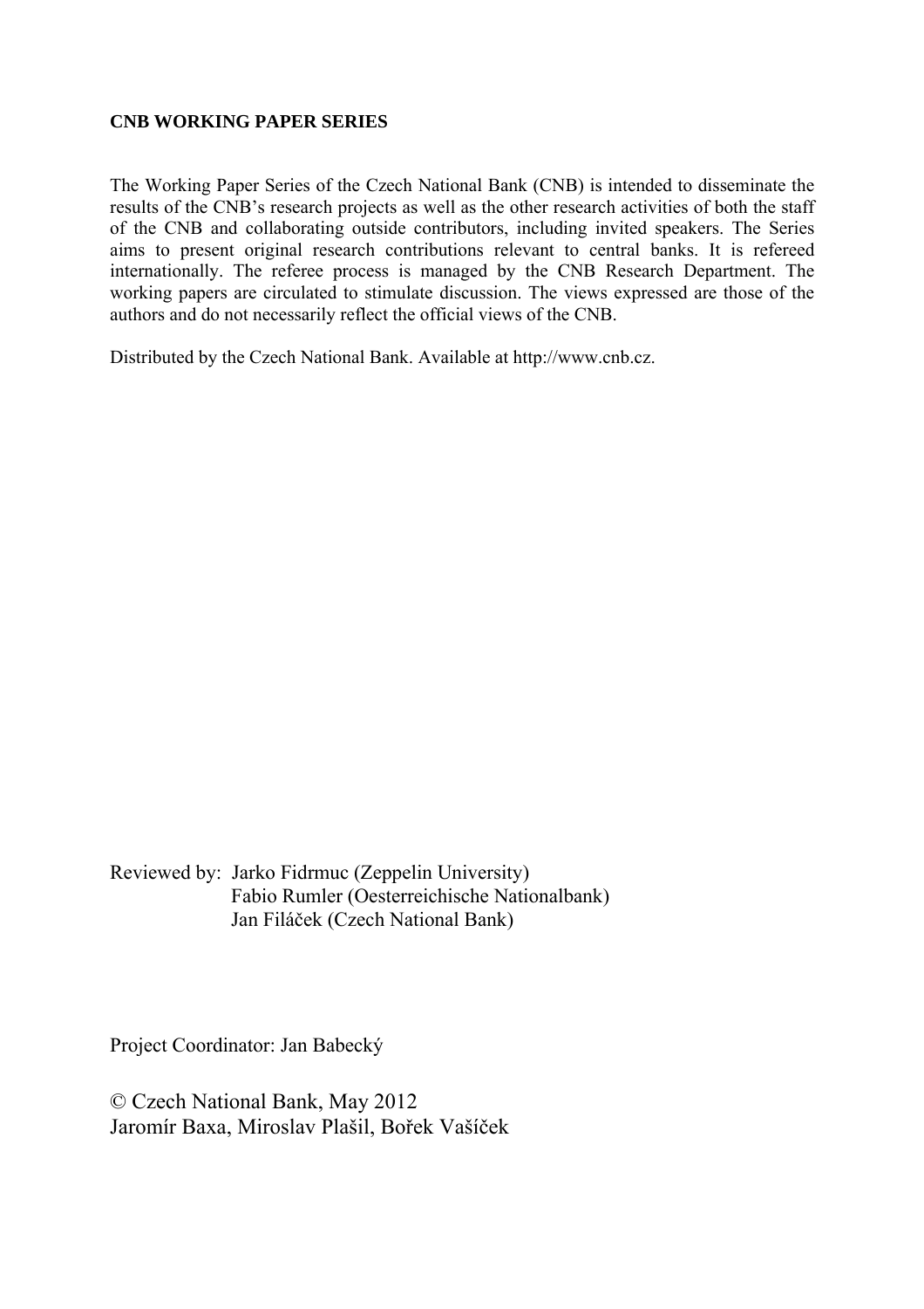**CNB WORKING PAPER SERIES**

The Working Paper Series of the Czech National Bank (CNB) is intended to disseminate the results of the CNB's research projects as well as the other research activities of both the staff of the CNB and collaborating outside contributors, including invited speakers. The Series aims to present original research contributions relevant to central banks. It is refereed internationally. The referee process is managed by the CNB Research Department. The working papers are circulated to stimulate discussion. The views expressed are those of the authors and do not necessarily reflect the official views of the CNB.

Distributed by the Czech National Bank. Available at http://www.cnb.cz.

Reviewed by: Jarko Fidrmuc (Zeppelin University)
Fabio Rumler (Oesterreichische Nationalbank)
Jan Filáček (Czech National Bank)

Project Coordinator: Jan Babecký

© Czech National Bank, May 2012
Jaromír Baxa, Miroslav Plašil, Bořek Vašíček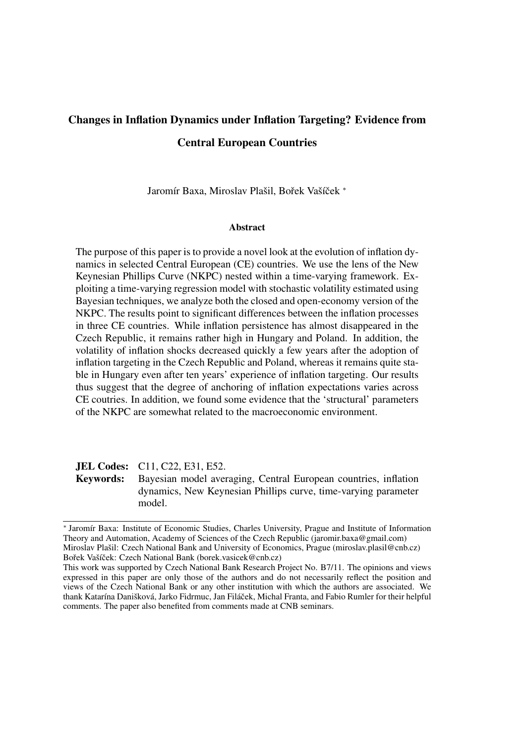# Changes in Inflation Dynamics under Inflation Targeting? Evidence from Central European Countries

Jaromír Baxa, Miroslav Plašil, Bořek Vašíček *

### Abstract

The purpose of this paper is to provide a novel look at the evolution of inflation dynamics in selected Central European (CE) countries. We use the lens of the New Keynesian Phillips Curve (NKPC) nested within a time-varying framework. Exploiting a time-varying regression model with stochastic volatility estimated using Bayesian techniques, we analyze both the closed and open-economy version of the NKPC. The results point to significant differences between the inflation processes in three CE countries. While inflation persistence has almost disappeared in the Czech Republic, it remains rather high in Hungary and Poland. In addition, the volatility of inflation shocks decreased quickly a few years after the adoption of inflation targeting in the Czech Republic and Poland, whereas it remains quite stable in Hungary even after ten years' experience of inflation targeting. Our results thus suggest that the degree of anchoring of inflation expectations varies across CE coutries. In addition, we found some evidence that the 'structural' parameters of the NKPC are somewhat related to the macroeconomic environment.

**JEL Codes:** C11, C22, E31, E52.

**Keywords:** Bayesian model averaging, Central European countries, inflation dynamics, New Keynesian Phillips curve, time-varying parameter model.

---

* Jaromír Baxa: Institute of Economic Studies, Charles University, Prague and Institute of Information Theory and Automation, Academy of Sciences of the Czech Republic (jaromir.baxa@gmail.com)
Miroslav Plašil: Czech National Bank and University of Economics, Prague (miroslav.plasil@cnb.cz)
Bořek Vašíček: Czech National Bank (borek.vasicek@cnb.cz)
This work was supported by Czech National Bank Research Project No. B7/11. The opinions and views expressed in this paper are only those of the authors and do not necessarily reflect the position and views of the Czech National Bank or any other institution with which the authors are associated. We thank Katarína Danišková, Jarko Fidrmuc, Jan Filáček, Michal Franta, and Fabio Rumler for their helpful comments. The paper also benefited from comments made at CNB seminars.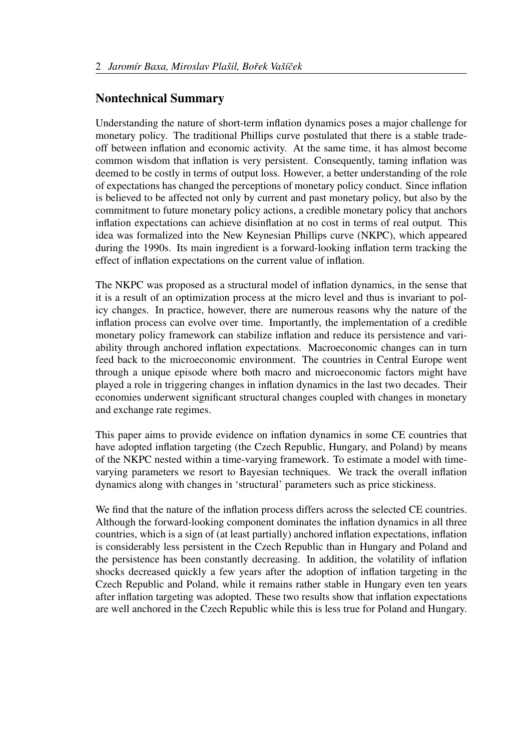## Nontechnical Summary

Understanding the nature of short-term inflation dynamics poses a major challenge for monetary policy. The traditional Phillips curve postulated that there is a stable trade-off between inflation and economic activity. At the same time, it has almost become common wisdom that inflation is very persistent. Consequently, taming inflation was deemed to be costly in terms of output loss. However, a better understanding of the role of expectations has changed the perceptions of monetary policy conduct. Since inflation is believed to be affected not only by current and past monetary policy, but also by the commitment to future monetary policy actions, a credible monetary policy that anchors inflation expectations can achieve disinflation at no cost in terms of real output. This idea was formalized into the New Keynesian Phillips curve (NKPC), which appeared during the 1990s. Its main ingredient is a forward-looking inflation term tracking the effect of inflation expectations on the current value of inflation.

The NKPC was proposed as a structural model of inflation dynamics, in the sense that it is a result of an optimization process at the micro level and thus is invariant to policy changes. In practice, however, there are numerous reasons why the nature of the inflation process can evolve over time. Importantly, the implementation of a credible monetary policy framework can stabilize inflation and reduce its persistence and variability through anchored inflation expectations. Macroeconomic changes can in turn feed back to the microeconomic environment. The countries in Central Europe went through a unique episode where both macro and microeconomic factors might have played a role in triggering changes in inflation dynamics in the last two decades. Their economies underwent significant structural changes coupled with changes in monetary and exchange rate regimes.

This paper aims to provide evidence on inflation dynamics in some CE countries that have adopted inflation targeting (the Czech Republic, Hungary, and Poland) by means of the NKPC nested within a time-varying framework. To estimate a model with time-varying parameters we resort to Bayesian techniques. We track the overall inflation dynamics along with changes in 'structural' parameters such as price stickiness.

We find that the nature of the inflation process differs across the selected CE countries. Although the forward-looking component dominates the inflation dynamics in all three countries, which is a sign of (at least partially) anchored inflation expectations, inflation is considerably less persistent in the Czech Republic than in Hungary and Poland and the persistence has been constantly decreasing. In addition, the volatility of inflation shocks decreased quickly a few years after the adoption of inflation targeting in the Czech Republic and Poland, while it remains rather stable in Hungary even ten years after inflation targeting was adopted. These two results show that inflation expectations are well anchored in the Czech Republic while this is less true for Poland and Hungary.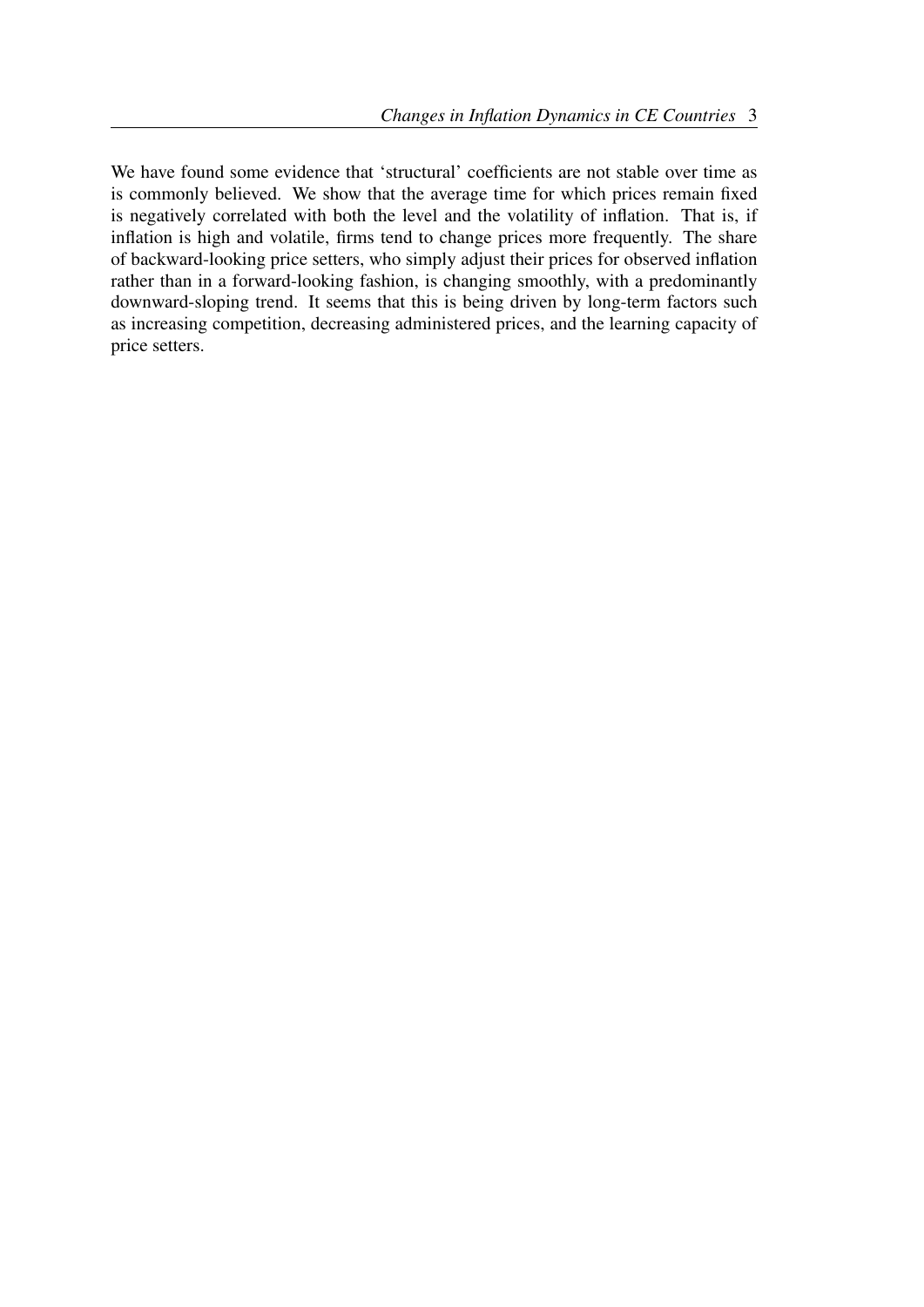We have found some evidence that 'structural' coefficients are not stable over time as is commonly believed. We show that the average time for which prices remain fixed is negatively correlated with both the level and the volatility of inflation. That is, if inflation is high and volatile, firms tend to change prices more frequently. The share of backward-looking price setters, who simply adjust their prices for observed inflation rather than in a forward-looking fashion, is changing smoothly, with a predominantly downward-sloping trend. It seems that this is being driven by long-term factors such as increasing competition, decreasing administered prices, and the learning capacity of price setters.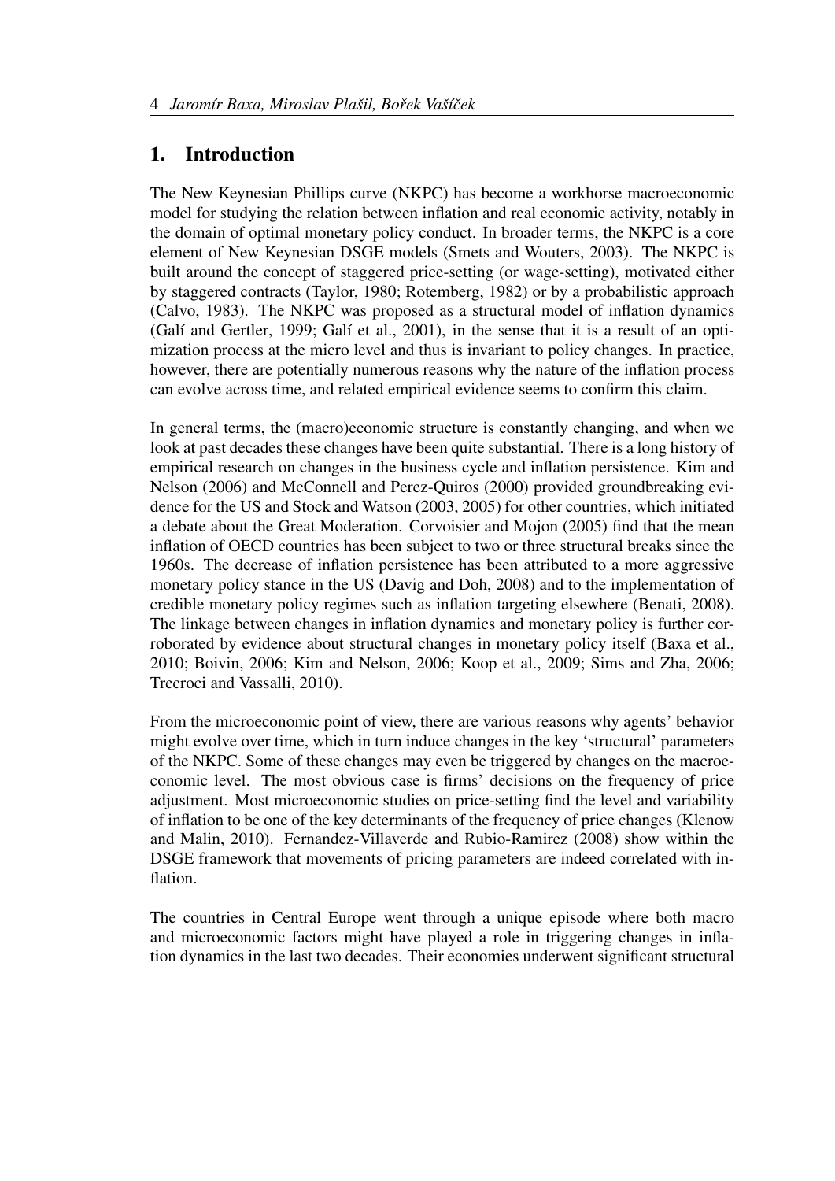## 1. Introduction

The New Keynesian Phillips curve (NKPC) has become a workhorse macroeconomic model for studying the relation between inflation and real economic activity, notably in the domain of optimal monetary policy conduct. In broader terms, the NKPC is a core element of New Keynesian DSGE models (Smets and Wouters, 2003). The NKPC is built around the concept of staggered price-setting (or wage-setting), motivated either by staggered contracts (Taylor, 1980; Rotemberg, 1982) or by a probabilistic approach (Calvo, 1983). The NKPC was proposed as a structural model of inflation dynamics (Galí and Gertler, 1999; Galí et al., 2001), in the sense that it is a result of an optimization process at the micro level and thus is invariant to policy changes. In practice, however, there are potentially numerous reasons why the nature of the inflation process can evolve across time, and related empirical evidence seems to confirm this claim.

In general terms, the (macro)economic structure is constantly changing, and when we look at past decades these changes have been quite substantial. There is a long history of empirical research on changes in the business cycle and inflation persistence. Kim and Nelson (2006) and McConnell and Perez-Quiros (2000) provided groundbreaking evidence for the US and Stock and Watson (2003, 2005) for other countries, which initiated a debate about the Great Moderation. Corvoisier and Mojon (2005) find that the mean inflation of OECD countries has been subject to two or three structural breaks since the 1960s. The decrease of inflation persistence has been attributed to a more aggressive monetary policy stance in the US (Davig and Doh, 2008) and to the implementation of credible monetary policy regimes such as inflation targeting elsewhere (Benati, 2008). The linkage between changes in inflation dynamics and monetary policy is further corroborated by evidence about structural changes in monetary policy itself (Baxa et al., 2010; Boivin, 2006; Kim and Nelson, 2006; Koop et al., 2009; Sims and Zha, 2006; Trecroci and Vassalli, 2010).

From the microeconomic point of view, there are various reasons why agents' behavior might evolve over time, which in turn induce changes in the key 'structural' parameters of the NKPC. Some of these changes may even be triggered by changes on the macroeconomic level. The most obvious case is firms' decisions on the frequency of price adjustment. Most microeconomic studies on price-setting find the level and variability of inflation to be one of the key determinants of the frequency of price changes (Klenow and Malin, 2010). Fernandez-Villaverde and Rubio-Ramirez (2008) show within the DSGE framework that movements of pricing parameters are indeed correlated with inflation.

The countries in Central Europe went through a unique episode where both macro and microeconomic factors might have played a role in triggering changes in inflation dynamics in the last two decades. Their economies underwent significant structural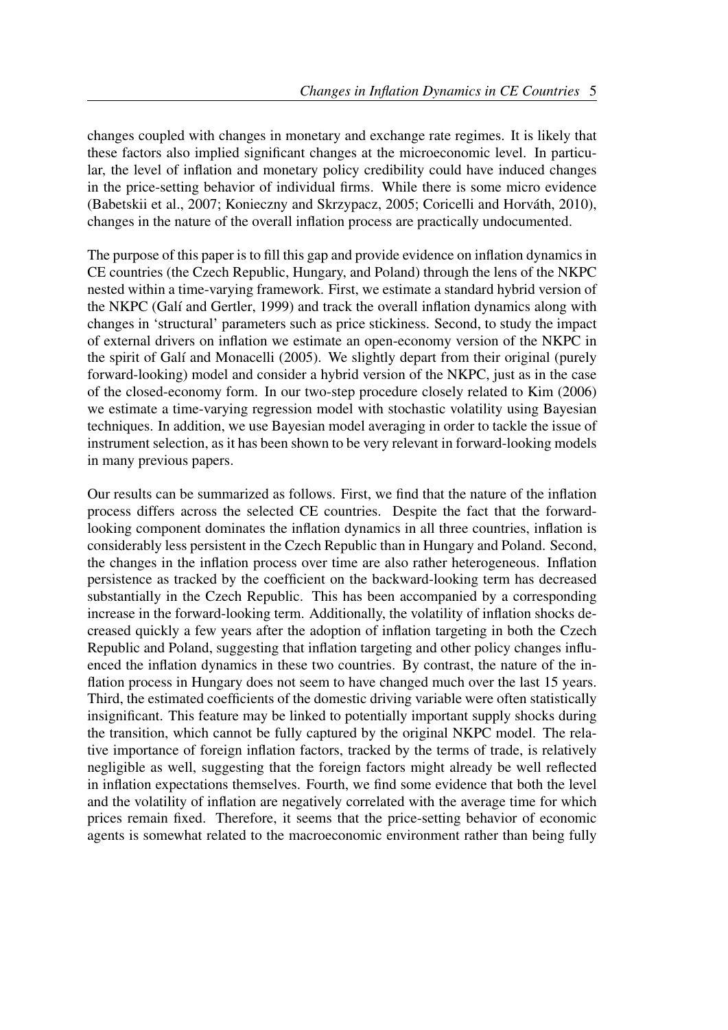changes coupled with changes in monetary and exchange rate regimes. It is likely that these factors also implied significant changes at the microeconomic level. In particular, the level of inflation and monetary policy credibility could have induced changes in the price-setting behavior of individual firms. While there is some micro evidence (Babetskii et al., 2007; Konieczny and Skrzypacz, 2005; Coricelli and Horváth, 2010), changes in the nature of the overall inflation process are practically undocumented.

The purpose of this paper is to fill this gap and provide evidence on inflation dynamics in CE countries (the Czech Republic, Hungary, and Poland) through the lens of the NKPC nested within a time-varying framework. First, we estimate a standard hybrid version of the NKPC (Galí and Gertler, 1999) and track the overall inflation dynamics along with changes in 'structural' parameters such as price stickiness. Second, to study the impact of external drivers on inflation we estimate an open-economy version of the NKPC in the spirit of Galí and Monacelli (2005). We slightly depart from their original (purely forward-looking) model and consider a hybrid version of the NKPC, just as in the case of the closed-economy form. In our two-step procedure closely related to Kim (2006) we estimate a time-varying regression model with stochastic volatility using Bayesian techniques. In addition, we use Bayesian model averaging in order to tackle the issue of instrument selection, as it has been shown to be very relevant in forward-looking models in many previous papers.

Our results can be summarized as follows. First, we find that the nature of the inflation process differs across the selected CE countries. Despite the fact that the forward-looking component dominates the inflation dynamics in all three countries, inflation is considerably less persistent in the Czech Republic than in Hungary and Poland. Second, the changes in the inflation process over time are also rather heterogeneous. Inflation persistence as tracked by the coefficient on the backward-looking term has decreased substantially in the Czech Republic. This has been accompanied by a corresponding increase in the forward-looking term. Additionally, the volatility of inflation shocks decreased quickly a few years after the adoption of inflation targeting in both the Czech Republic and Poland, suggesting that inflation targeting and other policy changes influenced the inflation dynamics in these two countries. By contrast, the nature of the inflation process in Hungary does not seem to have changed much over the last 15 years. Third, the estimated coefficients of the domestic driving variable were often statistically insignificant. This feature may be linked to potentially important supply shocks during the transition, which cannot be fully captured by the original NKPC model. The relative importance of foreign inflation factors, tracked by the terms of trade, is relatively negligible as well, suggesting that the foreign factors might already be well reflected in inflation expectations themselves. Fourth, we find some evidence that both the level and the volatility of inflation are negatively correlated with the average time for which prices remain fixed. Therefore, it seems that the price-setting behavior of economic agents is somewhat related to the macroeconomic environment rather than being fully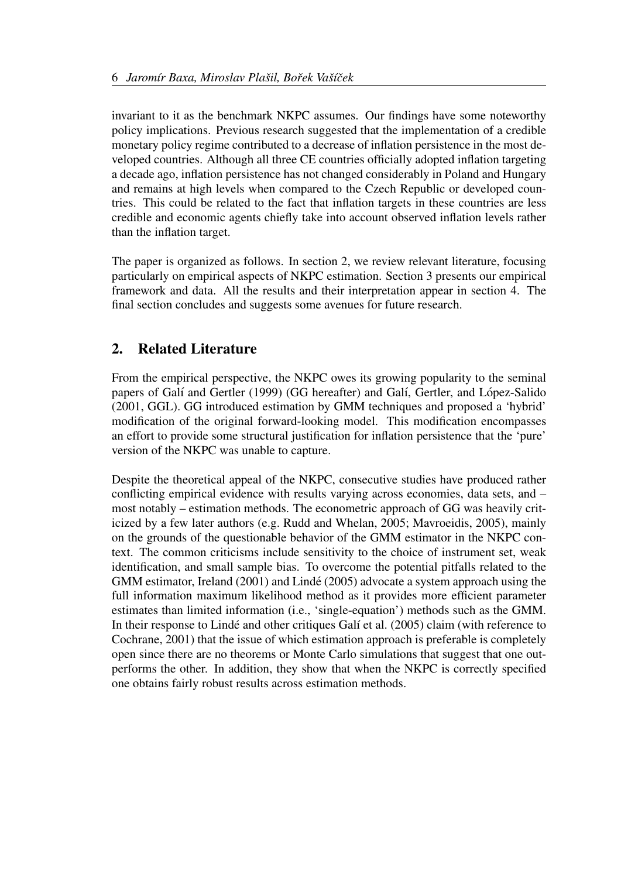invariant to it as the benchmark NKPC assumes. Our findings have some noteworthy policy implications. Previous research suggested that the implementation of a credible monetary policy regime contributed to a decrease of inflation persistence in the most developed countries. Although all three CE countries officially adopted inflation targeting a decade ago, inflation persistence has not changed considerably in Poland and Hungary and remains at high levels when compared to the Czech Republic or developed countries. This could be related to the fact that inflation targets in these countries are less credible and economic agents chiefly take into account observed inflation levels rather than the inflation target.

The paper is organized as follows. In section 2, we review relevant literature, focusing particularly on empirical aspects of NKPC estimation. Section 3 presents our empirical framework and data. All the results and their interpretation appear in section 4. The final section concludes and suggests some avenues for future research.

## 2. Related Literature

From the empirical perspective, the NKPC owes its growing popularity to the seminal papers of Galí and Gertler (1999) (GG hereafter) and Galí, Gertler, and López-Salido (2001, GGL). GG introduced estimation by GMM techniques and proposed a 'hybrid' modification of the original forward-looking model. This modification encompasses an effort to provide some structural justification for inflation persistence that the 'pure' version of the NKPC was unable to capture.

Despite the theoretical appeal of the NKPC, consecutive studies have produced rather conflicting empirical evidence with results varying across economies, data sets, and – most notably – estimation methods. The econometric approach of GG was heavily criticized by a few later authors (e.g. Rudd and Whelan, 2005; Mavroeidis, 2005), mainly on the grounds of the questionable behavior of the GMM estimator in the NKPC context. The common criticisms include sensitivity to the choice of instrument set, weak identification, and small sample bias. To overcome the potential pitfalls related to the GMM estimator, Ireland (2001) and Lindé (2005) advocate a system approach using the full information maximum likelihood method as it provides more efficient parameter estimates than limited information (i.e., 'single-equation') methods such as the GMM. In their response to Lindé and other critiques Galí et al. (2005) claim (with reference to Cochrane, 2001) that the issue of which estimation approach is preferable is completely open since there are no theorems or Monte Carlo simulations that suggest that one outperforms the other. In addition, they show that when the NKPC is correctly specified one obtains fairly robust results across estimation methods.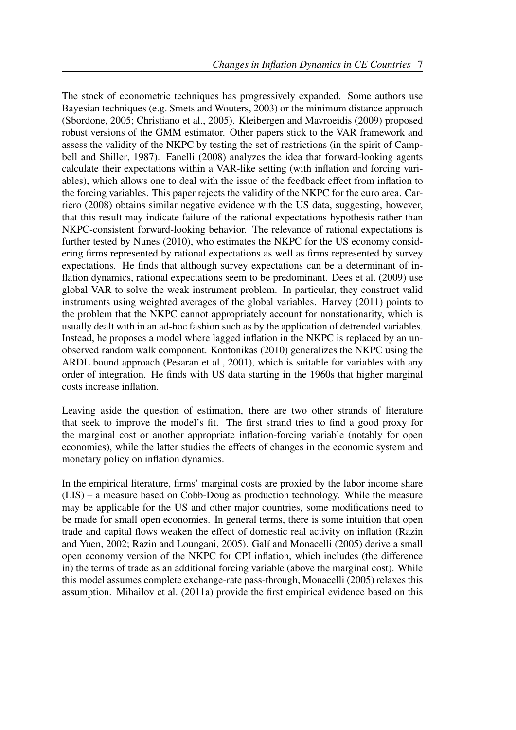The stock of econometric techniques has progressively expanded. Some authors use Bayesian techniques (e.g. Smets and Wouters, 2003) or the minimum distance approach (Sbordone, 2005; Christiano et al., 2005). Kleibergen and Mavroeidis (2009) proposed robust versions of the GMM estimator. Other papers stick to the VAR framework and assess the validity of the NKPC by testing the set of restrictions (in the spirit of Campbell and Shiller, 1987). Fanelli (2008) analyzes the idea that forward-looking agents calculate their expectations within a VAR-like setting (with inflation and forcing variables), which allows one to deal with the issue of the feedback effect from inflation to the forcing variables. This paper rejects the validity of the NKPC for the euro area. Carriero (2008) obtains similar negative evidence with the US data, suggesting, however, that this result may indicate failure of the rational expectations hypothesis rather than NKPC-consistent forward-looking behavior. The relevance of rational expectations is further tested by Nunes (2010), who estimates the NKPC for the US economy considering firms represented by rational expectations as well as firms represented by survey expectations. He finds that although survey expectations can be a determinant of inflation dynamics, rational expectations seem to be predominant. Dees et al. (2009) use global VAR to solve the weak instrument problem. In particular, they construct valid instruments using weighted averages of the global variables. Harvey (2011) points to the problem that the NKPC cannot appropriately account for nonstationarity, which is usually dealt with in an ad-hoc fashion such as by the application of detrended variables. Instead, he proposes a model where lagged inflation in the NKPC is replaced by an unobserved random walk component. Kontonikas (2010) generalizes the NKPC using the ARDL bound approach (Pesaran et al., 2001), which is suitable for variables with any order of integration. He finds with US data starting in the 1960s that higher marginal costs increase inflation.

Leaving aside the question of estimation, there are two other strands of literature that seek to improve the model's fit. The first strand tries to find a good proxy for the marginal cost or another appropriate inflation-forcing variable (notably for open economies), while the latter studies the effects of changes in the economic system and monetary policy on inflation dynamics.

In the empirical literature, firms' marginal costs are proxied by the labor income share (LIS) – a measure based on Cobb-Douglas production technology. While the measure may be applicable for the US and other major countries, some modifications need to be made for small open economies. In general terms, there is some intuition that open trade and capital flows weaken the effect of domestic real activity on inflation (Razin and Yuen, 2002; Razin and Loungani, 2005). Galí and Monacelli (2005) derive a small open economy version of the NKPC for CPI inflation, which includes (the difference in) the terms of trade as an additional forcing variable (above the marginal cost). While this model assumes complete exchange-rate pass-through, Monacelli (2005) relaxes this assumption. Mihailov et al. (2011a) provide the first empirical evidence based on this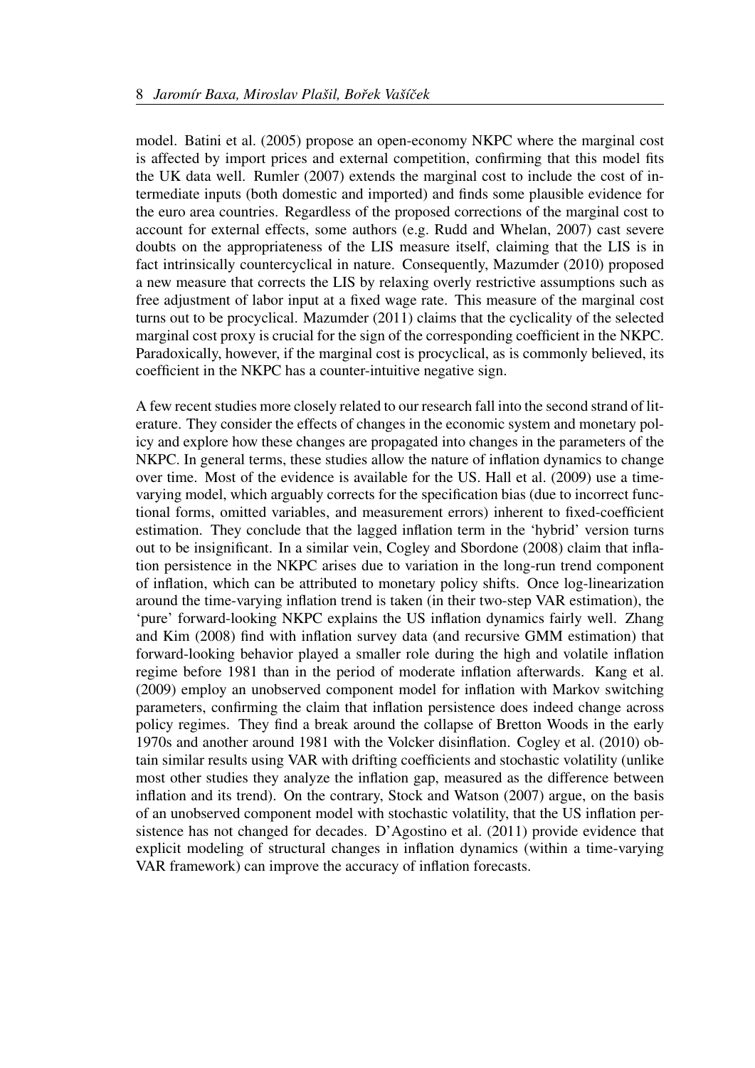model. Batini et al. (2005) propose an open-economy NKPC where the marginal cost is affected by import prices and external competition, confirming that this model fits the UK data well. Rumler (2007) extends the marginal cost to include the cost of intermediate inputs (both domestic and imported) and finds some plausible evidence for the euro area countries. Regardless of the proposed corrections of the marginal cost to account for external effects, some authors (e.g. Rudd and Whelan, 2007) cast severe doubts on the appropriateness of the LIS measure itself, claiming that the LIS is in fact intrinsically countercyclical in nature. Consequently, Mazumder (2010) proposed a new measure that corrects the LIS by relaxing overly restrictive assumptions such as free adjustment of labor input at a fixed wage rate. This measure of the marginal cost turns out to be procyclical. Mazumder (2011) claims that the cyclicality of the selected marginal cost proxy is crucial for the sign of the corresponding coefficient in the NKPC. Paradoxically, however, if the marginal cost is procyclical, as is commonly believed, its coefficient in the NKPC has a counter-intuitive negative sign.

A few recent studies more closely related to our research fall into the second strand of literature. They consider the effects of changes in the economic system and monetary policy and explore how these changes are propagated into changes in the parameters of the NKPC. In general terms, these studies allow the nature of inflation dynamics to change over time. Most of the evidence is available for the US. Hall et al. (2009) use a time-varying model, which arguably corrects for the specification bias (due to incorrect functional forms, omitted variables, and measurement errors) inherent to fixed-coefficient estimation. They conclude that the lagged inflation term in the 'hybrid' version turns out to be insignificant. In a similar vein, Cogley and Sbordone (2008) claim that inflation persistence in the NKPC arises due to variation in the long-run trend component of inflation, which can be attributed to monetary policy shifts. Once log-linearization around the time-varying inflation trend is taken (in their two-step VAR estimation), the 'pure' forward-looking NKPC explains the US inflation dynamics fairly well. Zhang and Kim (2008) find with inflation survey data (and recursive GMM estimation) that forward-looking behavior played a smaller role during the high and volatile inflation regime before 1981 than in the period of moderate inflation afterwards. Kang et al. (2009) employ an unobserved component model for inflation with Markov switching parameters, confirming the claim that inflation persistence does indeed change across policy regimes. They find a break around the collapse of Bretton Woods in the early 1970s and another around 1981 with the Volcker disinflation. Cogley et al. (2010) obtain similar results using VAR with drifting coefficients and stochastic volatility (unlike most other studies they analyze the inflation gap, measured as the difference between inflation and its trend). On the contrary, Stock and Watson (2007) argue, on the basis of an unobserved component model with stochastic volatility, that the US inflation persistence has not changed for decades. D'Agostino et al. (2011) provide evidence that explicit modeling of structural changes in inflation dynamics (within a time-varying VAR framework) can improve the accuracy of inflation forecasts.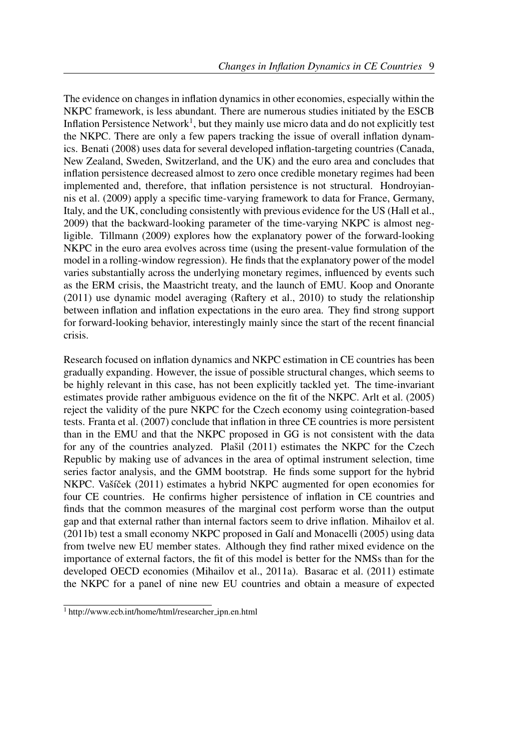The evidence on changes in inflation dynamics in other economies, especially within the NKPC framework, is less abundant. There are numerous studies initiated by the ESCB Inflation Persistence Network[1], but they mainly use micro data and do not explicitly test the NKPC. There are only a few papers tracking the issue of overall inflation dynamics. Benati (2008) uses data for several developed inflation-targeting countries (Canada, New Zealand, Sweden, Switzerland, and the UK) and the euro area and concludes that inflation persistence decreased almost to zero once credible monetary regimes had been implemented and, therefore, that inflation persistence is not structural. Hondroyiannis et al. (2009) apply a specific time-varying framework to data for France, Germany, Italy, and the UK, concluding consistently with previous evidence for the US (Hall et al., 2009) that the backward-looking parameter of the time-varying NKPC is almost negligible. Tillmann (2009) explores how the explanatory power of the forward-looking NKPC in the euro area evolves across time (using the present-value formulation of the model in a rolling-window regression). He finds that the explanatory power of the model varies substantially across the underlying monetary regimes, influenced by events such as the ERM crisis, the Maastricht treaty, and the launch of EMU. Koop and Onorante (2011) use dynamic model averaging (Raftery et al., 2010) to study the relationship between inflation and inflation expectations in the euro area. They find strong support for forward-looking behavior, interestingly mainly since the start of the recent financial crisis.

Research focused on inflation dynamics and NKPC estimation in CE countries has been gradually expanding. However, the issue of possible structural changes, which seems to be highly relevant in this case, has not been explicitly tackled yet. The time-invariant estimates provide rather ambiguous evidence on the fit of the NKPC. Arlt et al. (2005) reject the validity of the pure NKPC for the Czech economy using cointegration-based tests. Franta et al. (2007) conclude that inflation in three CE countries is more persistent than in the EMU and that the NKPC proposed in GG is not consistent with the data for any of the countries analyzed. Plašil (2011) estimates the NKPC for the Czech Republic by making use of advances in the area of optimal instrument selection, time series factor analysis, and the GMM bootstrap. He finds some support for the hybrid NKPC. Vašíček (2011) estimates a hybrid NKPC augmented for open economies for four CE countries. He confirms higher persistence of inflation in CE countries and finds that the common measures of the marginal cost perform worse than the output gap and that external rather than internal factors seem to drive inflation. Mihailov et al. (2011b) test a small economy NKPC proposed in Galí and Monacelli (2005) using data from twelve new EU member states. Although they find rather mixed evidence on the importance of external factors, the fit of this model is better for the NMSs than for the developed OECD economies (Mihailov et al., 2011a). Basarac et al. (2011) estimate the NKPC for a panel of nine new EU countries and obtain a measure of expected

[1] http://www.ecb.int/home/html/researcher_ipn.en.html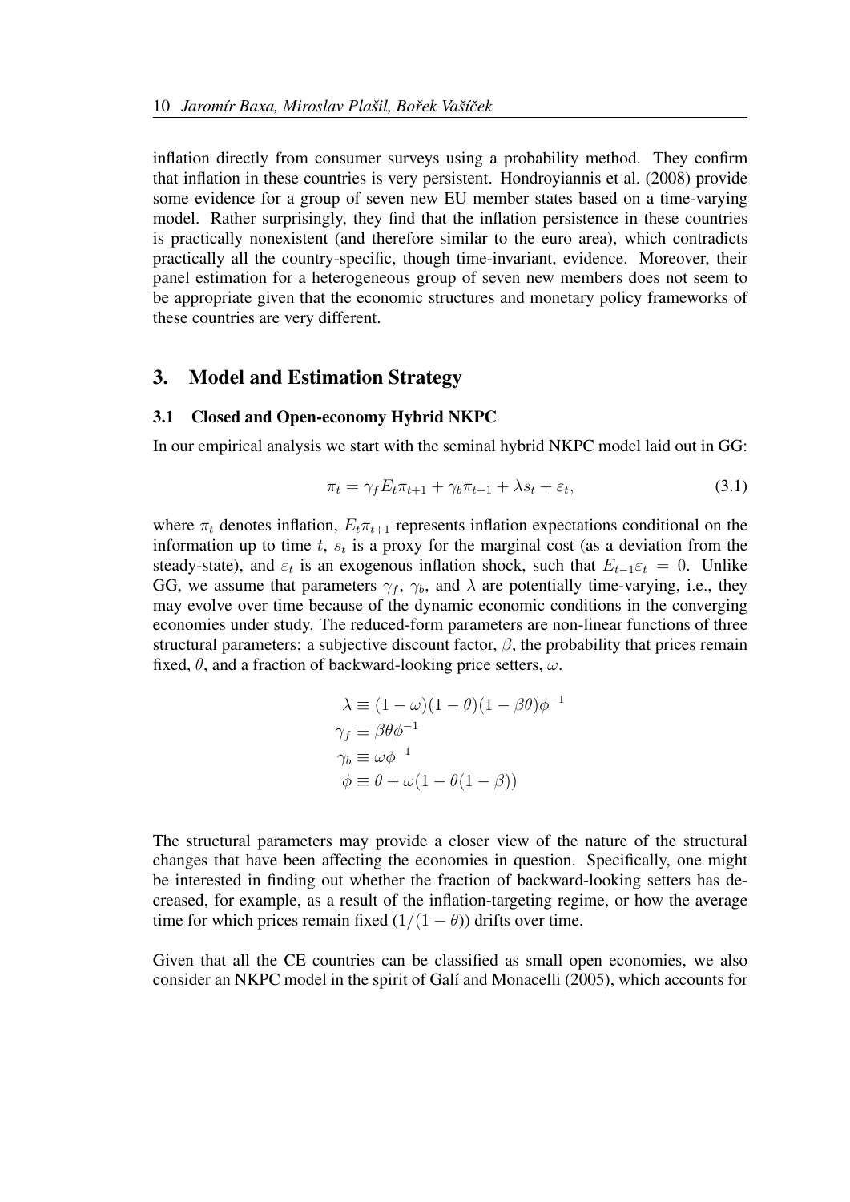inflation directly from consumer surveys using a probability method. They confirm that inflation in these countries is very persistent. Hondroyiannis et al. (2008) provide some evidence for a group of seven new EU member states based on a time-varying model. Rather surprisingly, they find that the inflation persistence in these countries is practically nonexistent (and therefore similar to the euro area), which contradicts practically all the country-specific, though time-invariant, evidence. Moreover, their panel estimation for a heterogeneous group of seven new members does not seem to be appropriate given that the economic structures and monetary policy frameworks of these countries are very different.

## 3. Model and Estimation Strategy

### 3.1 Closed and Open-economy Hybrid NKPC

In our empirical analysis we start with the seminal hybrid NKPC model laid out in GG:

$$\pi_t = \gamma_f E_t \pi_{t+1} + \gamma_b \pi_{t-1} + \lambda s_t + \varepsilon_t, \tag{3.1}$$

where $\pi_t$ denotes inflation, $E_t\pi_{t+1}$ represents inflation expectations conditional on the information up to time $t$, $s_t$ is a proxy for the marginal cost (as a deviation from the steady-state), and $\varepsilon_t$ is an exogenous inflation shock, such that $E_{t-1}\varepsilon_t = 0$. Unlike GG, we assume that parameters $\gamma_f$, $\gamma_b$, and $\lambda$ are potentially time-varying, i.e., they may evolve over time because of the dynamic economic conditions in the converging economies under study. The reduced-form parameters are non-linear functions of three structural parameters: a subjective discount factor, $\beta$, the probability that prices remain fixed, $\theta$, and a fraction of backward-looking price setters, $\omega$.

$$\begin{aligned}
\lambda &\equiv (1-\omega)(1-\theta)(1-\beta\theta)\phi^{-1} \\
\gamma_f &\equiv \beta\theta\phi^{-1} \\
\gamma_b &\equiv \omega\phi^{-1} \\
\phi &\equiv \theta + \omega(1-\theta(1-\beta))
\end{aligned}$$

The structural parameters may provide a closer view of the nature of the structural changes that have been affecting the economies in question. Specifically, one might be interested in finding out whether the fraction of backward-looking setters has decreased, for example, as a result of the inflation-targeting regime, or how the average time for which prices remain fixed ($1/(1-\theta)$) drifts over time.

Given that all the CE countries can be classified as small open economies, we also consider an NKPC model in the spirit of Galí and Monacelli (2005), which accounts for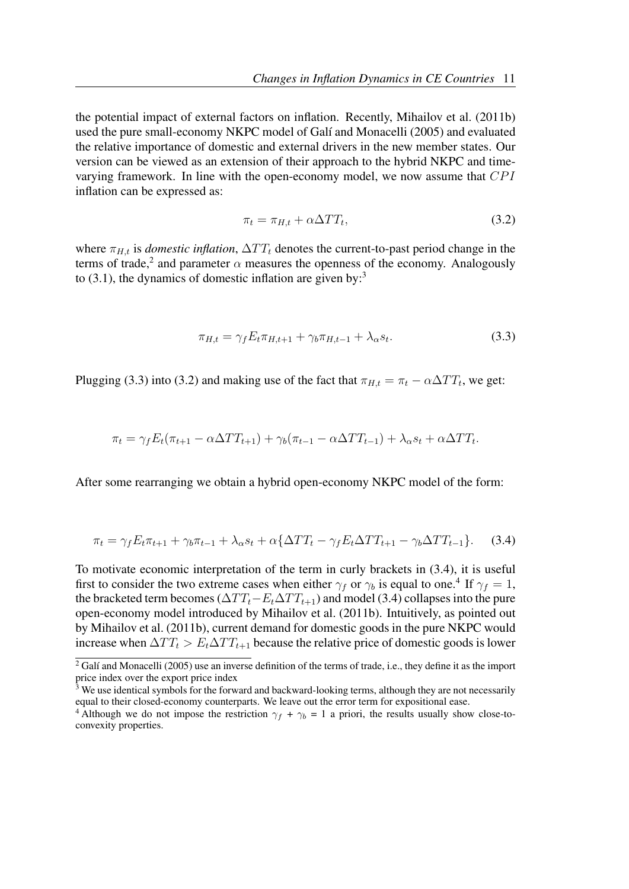the potential impact of external factors on inflation. Recently, Mihailov et al. (2011b) used the pure small-economy NKPC model of Galí and Monacelli (2005) and evaluated the relative importance of domestic and external drivers in the new member states. Our version can be viewed as an extension of their approach to the hybrid NKPC and time-varying framework. In line with the open-economy model, we now assume that $CPI$ inflation can be expressed as:

$$\pi_t = \pi_{H,t} + \alpha \Delta TT_t, \tag{3.2}$$

where $\pi_{H,t}$ is *domestic inflation*, $\Delta TT_t$ denotes the current-to-past period change in the terms of trade,[2] and parameter $\alpha$ measures the openness of the economy. Analogously to (3.1), the dynamics of domestic inflation are given by:[3]

$$\pi_{H,t} = \gamma_f E_t \pi_{H,t+1} + \gamma_b \pi_{H,t-1} + \lambda_\alpha s_t. \tag{3.3}$$

Plugging (3.3) into (3.2) and making use of the fact that $\pi_{H,t} = \pi_t - \alpha \Delta TT_t$, we get:

$$\pi_t = \gamma_f E_t(\pi_{t+1} - \alpha \Delta TT_{t+1}) + \gamma_b(\pi_{t-1} - \alpha \Delta TT_{t-1}) + \lambda_\alpha s_t + \alpha \Delta TT_t.$$

After some rearranging we obtain a hybrid open-economy NKPC model of the form:

$$\pi_t = \gamma_f E_t \pi_{t+1} + \gamma_b \pi_{t-1} + \lambda_\alpha s_t + \alpha\{\Delta TT_t - \gamma_f E_t \Delta TT_{t+1} - \gamma_b \Delta TT_{t-1}\}. \tag{3.4}$$

To motivate economic interpretation of the term in curly brackets in (3.4), it is useful first to consider the two extreme cases when either $\gamma_f$ or $\gamma_b$ is equal to one.[4] If $\gamma_f = 1$, the bracketed term becomes $(\Delta TT_t - E_t \Delta TT_{t+1})$ and model (3.4) collapses into the pure open-economy model introduced by Mihailov et al. (2011b). Intuitively, as pointed out by Mihailov et al. (2011b), current demand for domestic goods in the pure NKPC would increase when $\Delta TT_t > E_t \Delta TT_{t+1}$ because the relative price of domestic goods is lower

[2] Galí and Monacelli (2005) use an inverse definition of the terms of trade, i.e., they define it as the import price index over the export price index

[3] We use identical symbols for the forward and backward-looking terms, although they are not necessarily equal to their closed-economy counterparts. We leave out the error term for expositional ease.

[4] Although we do not impose the restriction $\gamma_f + \gamma_b = 1$ a priori, the results usually show close-to-convexity properties.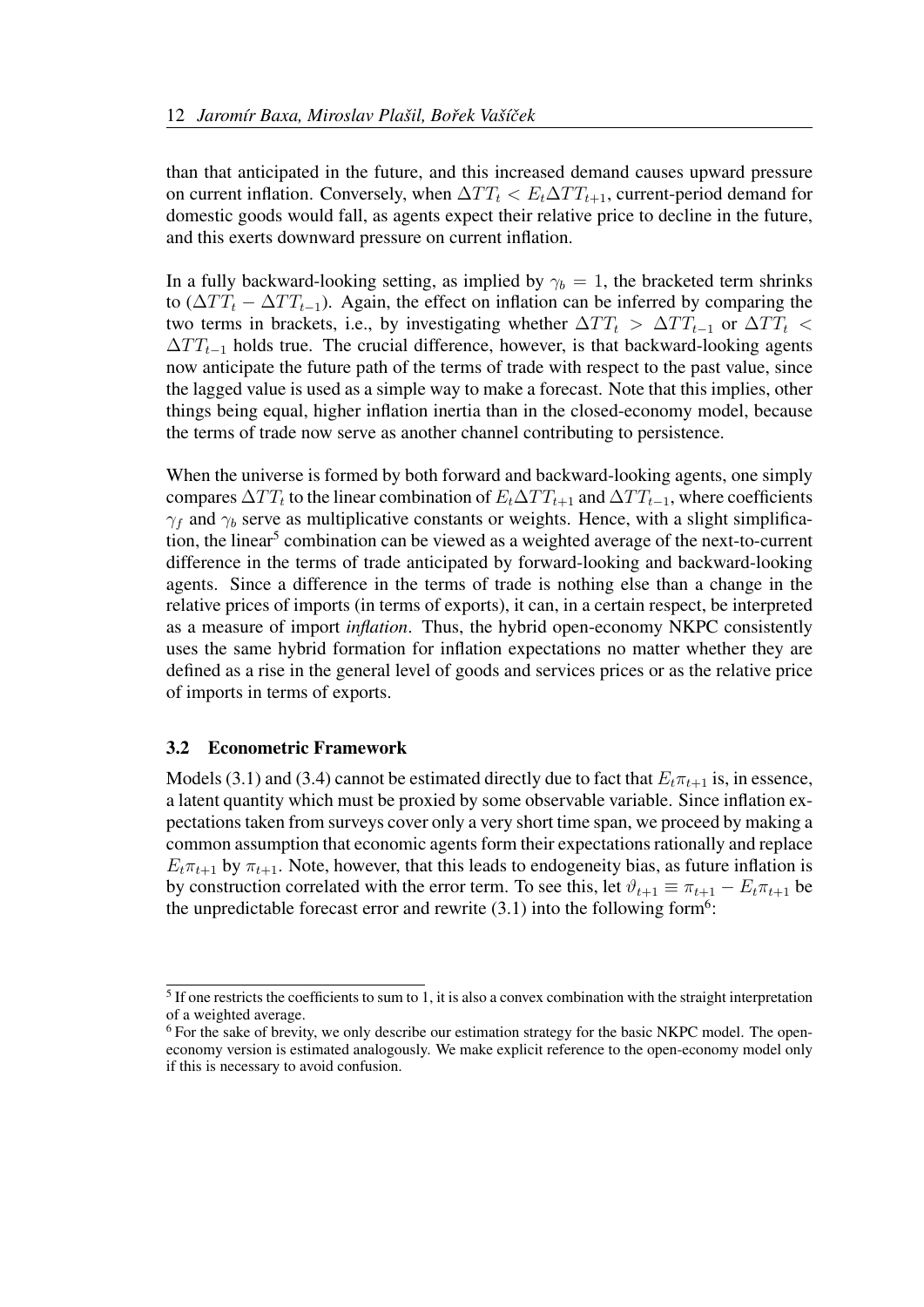than that anticipated in the future, and this increased demand causes upward pressure on current inflation. Conversely, when $\Delta TT_t < E_t \Delta TT_{t+1}$, current-period demand for domestic goods would fall, as agents expect their relative price to decline in the future, and this exerts downward pressure on current inflation.

In a fully backward-looking setting, as implied by $\gamma_b = 1$, the bracketed term shrinks to $(\Delta TT_t - \Delta TT_{t-1})$. Again, the effect on inflation can be inferred by comparing the two terms in brackets, i.e., by investigating whether $\Delta TT_t > \Delta TT_{t-1}$ or $\Delta TT_t < \Delta TT_{t-1}$ holds true. The crucial difference, however, is that backward-looking agents now anticipate the future path of the terms of trade with respect to the past value, since the lagged value is used as a simple way to make a forecast. Note that this implies, other things being equal, higher inflation inertia than in the closed-economy model, because the terms of trade now serve as another channel contributing to persistence.

When the universe is formed by both forward and backward-looking agents, one simply compares $\Delta TT_t$ to the linear combination of $E_t \Delta TT_{t+1}$ and $\Delta TT_{t-1}$, where coefficients $\gamma_f$ and $\gamma_b$ serve as multiplicative constants or weights. Hence, with a slight simplification, the linear[5] combination can be viewed as a weighted average of the next-to-current difference in the terms of trade anticipated by forward-looking and backward-looking agents. Since a difference in the terms of trade is nothing else than a change in the relative prices of imports (in terms of exports), it can, in a certain respect, be interpreted as a measure of import *inflation*. Thus, the hybrid open-economy NKPC consistently uses the same hybrid formation for inflation expectations no matter whether they are defined as a rise in the general level of goods and services prices or as the relative price of imports in terms of exports.

### 3.2 Econometric Framework

Models (3.1) and (3.4) cannot be estimated directly due to fact that $E_t \pi_{t+1}$ is, in essence, a latent quantity which must be proxied by some observable variable. Since inflation expectations taken from surveys cover only a very short time span, we proceed by making a common assumption that economic agents form their expectations rationally and replace $E_t \pi_{t+1}$ by $\pi_{t+1}$. Note, however, that this leads to endogeneity bias, as future inflation is by construction correlated with the error term. To see this, let $\vartheta_{t+1} \equiv \pi_{t+1} - E_t \pi_{t+1}$ be the unpredictable forecast error and rewrite (3.1) into the following form[6]:

---

[5] If one restricts the coefficients to sum to 1, it is also a convex combination with the straight interpretation of a weighted average.

[6] For the sake of brevity, we only describe our estimation strategy for the basic NKPC model. The open-economy version is estimated analogously. We make explicit reference to the open-economy model only if this is necessary to avoid confusion.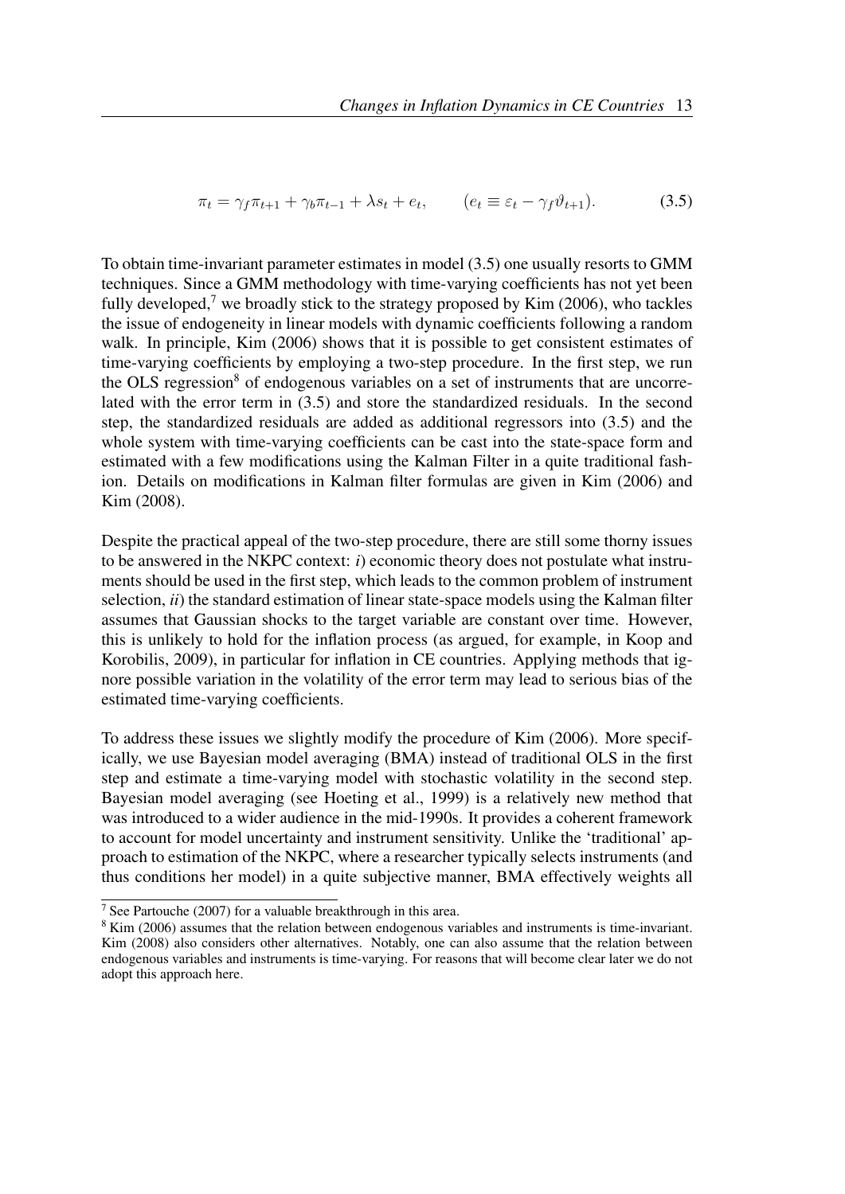$$\pi_t = \gamma_f \pi_{t+1} + \gamma_b \pi_{t-1} + \lambda s_t + e_t, \qquad (e_t \equiv \varepsilon_t - \gamma_f \vartheta_{t+1}). \tag{3.5}$$

To obtain time-invariant parameter estimates in model (3.5) one usually resorts to GMM techniques. Since a GMM methodology with time-varying coefficients has not yet been fully developed,[7] we broadly stick to the strategy proposed by Kim (2006), who tackles the issue of endogeneity in linear models with dynamic coefficients following a random walk. In principle, Kim (2006) shows that it is possible to get consistent estimates of time-varying coefficients by employing a two-step procedure. In the first step, we run the OLS regression[8] of endogenous variables on a set of instruments that are uncorrelated with the error term in (3.5) and store the standardized residuals. In the second step, the standardized residuals are added as additional regressors into (3.5) and the whole system with time-varying coefficients can be cast into the state-space form and estimated with a few modifications using the Kalman Filter in a quite traditional fashion. Details on modifications in Kalman filter formulas are given in Kim (2006) and Kim (2008).

Despite the practical appeal of the two-step procedure, there are still some thorny issues to be answered in the NKPC context: *i*) economic theory does not postulate what instruments should be used in the first step, which leads to the common problem of instrument selection, *ii*) the standard estimation of linear state-space models using the Kalman filter assumes that Gaussian shocks to the target variable are constant over time. However, this is unlikely to hold for the inflation process (as argued, for example, in Koop and Korobilis, 2009), in particular for inflation in CE countries. Applying methods that ignore possible variation in the volatility of the error term may lead to serious bias of the estimated time-varying coefficients.

To address these issues we slightly modify the procedure of Kim (2006). More specifically, we use Bayesian model averaging (BMA) instead of traditional OLS in the first step and estimate a time-varying model with stochastic volatility in the second step. Bayesian model averaging (see Hoeting et al., 1999) is a relatively new method that was introduced to a wider audience in the mid-1990s. It provides a coherent framework to account for model uncertainty and instrument sensitivity. Unlike the 'traditional' approach to estimation of the NKPC, where a researcher typically selects instruments (and thus conditions her model) in a quite subjective manner, BMA effectively weights all

---

[7] See Partouche (2007) for a valuable breakthrough in this area.

[8] Kim (2006) assumes that the relation between endogenous variables and instruments is time-invariant. Kim (2008) also considers other alternatives. Notably, one can also assume that the relation between endogenous variables and instruments is time-varying. For reasons that will become clear later we do not adopt this approach here.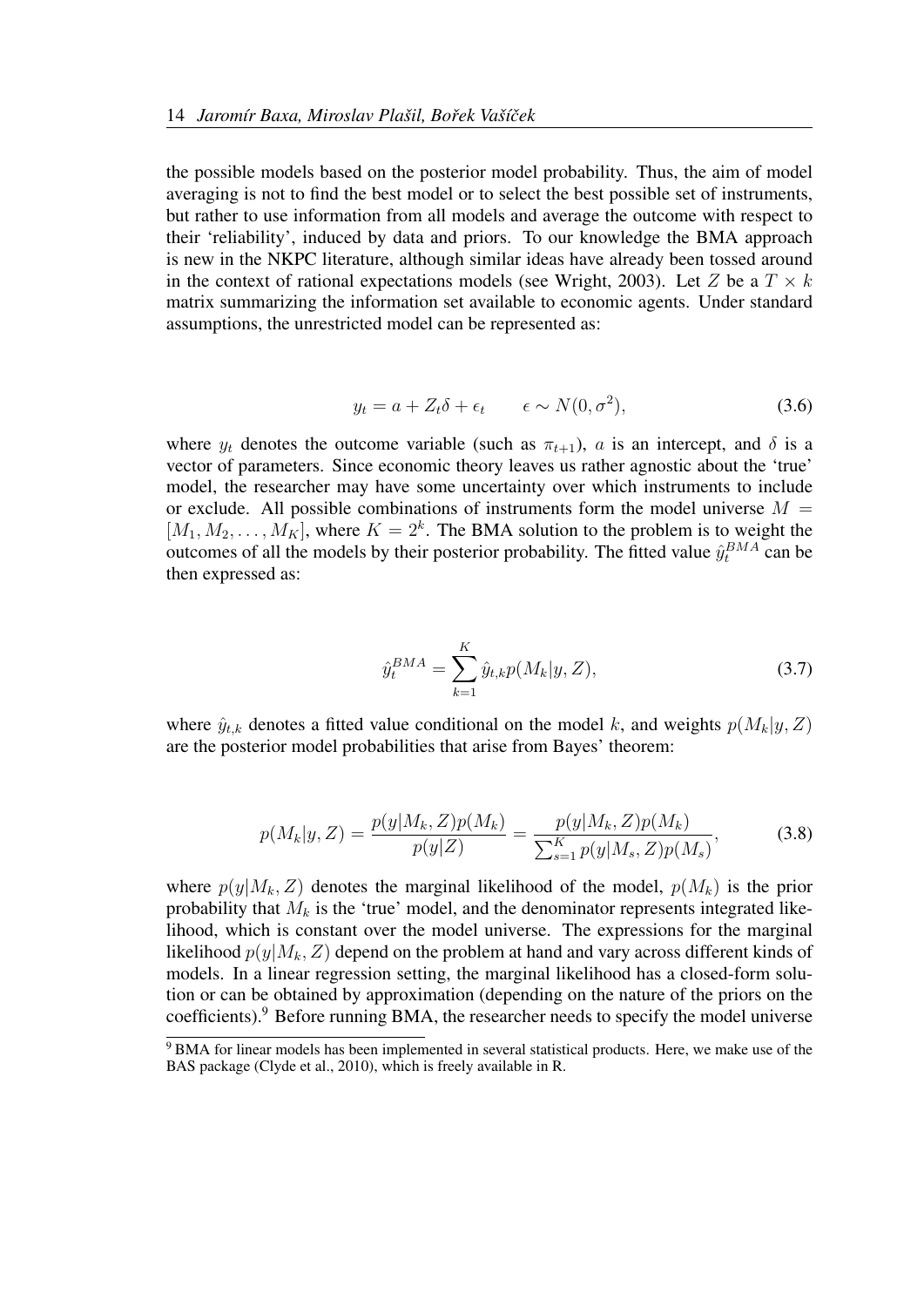the possible models based on the posterior model probability. Thus, the aim of model averaging is not to find the best model or to select the best possible set of instruments, but rather to use information from all models and average the outcome with respect to their 'reliability', induced by data and priors. To our knowledge the BMA approach is new in the NKPC literature, although similar ideas have already been tossed around in the context of rational expectations models (see Wright, 2003). Let $Z$ be a $T \times k$ matrix summarizing the information set available to economic agents. Under standard assumptions, the unrestricted model can be represented as:

$$y_t = a + Z_t\delta + \epsilon_t \qquad \epsilon \sim N(0, \sigma^2), \tag{3.6}$$

where $y_t$ denotes the outcome variable (such as $\pi_{t+1}$), $a$ is an intercept, and $\delta$ is a vector of parameters. Since economic theory leaves us rather agnostic about the 'true' model, the researcher may have some uncertainty over which instruments to include or exclude. All possible combinations of instruments form the model universe $M = [M_1, M_2, \ldots, M_K]$, where $K = 2^k$. The BMA solution to the problem is to weight the outcomes of all the models by their posterior probability. The fitted value $\hat{y}_t^{BMA}$ can be then expressed as:

$$\hat{y}_t^{BMA} = \sum_{k=1}^{K} \hat{y}_{t,k} p(M_k|y, Z), \tag{3.7}$$

where $\hat{y}_{t,k}$ denotes a fitted value conditional on the model $k$, and weights $p(M_k|y, Z)$ are the posterior model probabilities that arise from Bayes' theorem:

$$p(M_k|y, Z) = \frac{p(y|M_k, Z)p(M_k)}{p(y|Z)} = \frac{p(y|M_k, Z)p(M_k)}{\sum_{s=1}^{K} p(y|M_s, Z)p(M_s)}, \tag{3.8}$$

where $p(y|M_k, Z)$ denotes the marginal likelihood of the model, $p(M_k)$ is the prior probability that $M_k$ is the 'true' model, and the denominator represents integrated likelihood, which is constant over the model universe. The expressions for the marginal likelihood $p(y|M_k, Z)$ depend on the problem at hand and vary across different kinds of models. In a linear regression setting, the marginal likelihood has a closed-form solution or can be obtained by approximation (depending on the nature of the priors on the coefficients).[9] Before running BMA, the researcher needs to specify the model universe

[9] BMA for linear models has been implemented in several statistical products. Here, we make use of the BAS package (Clyde et al., 2010), which is freely available in R.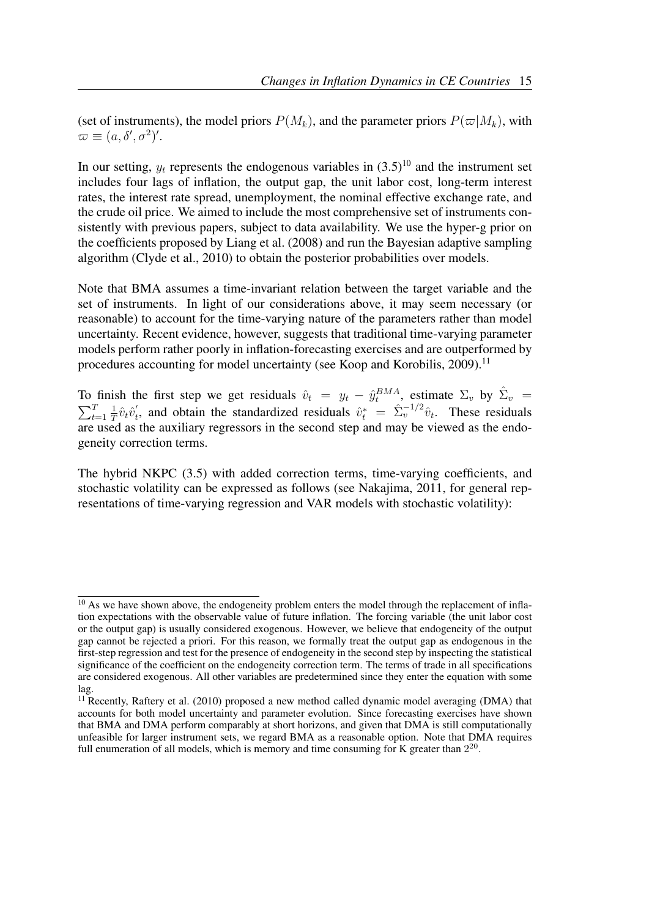(set of instruments), the model priors $P(M_k)$, and the parameter priors $P(\varpi|M_k)$, with $\varpi \equiv (a, \delta', \sigma^2)'$.

In our setting, $y_t$ represents the endogenous variables in (3.5)[10] and the instrument set includes four lags of inflation, the output gap, the unit labor cost, long-term interest rates, the interest rate spread, unemployment, the nominal effective exchange rate, and the crude oil price. We aimed to include the most comprehensive set of instruments consistently with previous papers, subject to data availability. We use the hyper-g prior on the coefficients proposed by Liang et al. (2008) and run the Bayesian adaptive sampling algorithm (Clyde et al., 2010) to obtain the posterior probabilities over models.

Note that BMA assumes a time-invariant relation between the target variable and the set of instruments. In light of our considerations above, it may seem necessary (or reasonable) to account for the time-varying nature of the parameters rather than model uncertainty. Recent evidence, however, suggests that traditional time-varying parameter models perform rather poorly in inflation-forecasting exercises and are outperformed by procedures accounting for model uncertainty (see Koop and Korobilis, 2009).[11]

To finish the first step we get residuals $\hat{v}_t = y_t - \hat{y}_t^{BMA}$, estimate $\Sigma_v$ by $\hat{\Sigma}_v = \sum_{t=1}^{T} \frac{1}{T} \hat{v}_t \hat{v}_t'$, and obtain the standardized residuals $\hat{v}_t^* = \hat{\Sigma}_v^{-1/2} \hat{v}_t$. These residuals are used as the auxiliary regressors in the second step and may be viewed as the endogeneity correction terms.

The hybrid NKPC (3.5) with added correction terms, time-varying coefficients, and stochastic volatility can be expressed as follows (see Nakajima, 2011, for general representations of time-varying regression and VAR models with stochastic volatility):

---

[10] As we have shown above, the endogeneity problem enters the model through the replacement of inflation expectations with the observable value of future inflation. The forcing variable (the unit labor cost or the output gap) is usually considered exogenous. However, we believe that endogeneity of the output gap cannot be rejected a priori. For this reason, we formally treat the output gap as endogenous in the first-step regression and test for the presence of endogeneity in the second step by inspecting the statistical significance of the coefficient on the endogeneity correction term. The terms of trade in all specifications are considered exogenous. All other variables are predetermined since they enter the equation with some lag.

[11] Recently, Raftery et al. (2010) proposed a new method called dynamic model averaging (DMA) that accounts for both model uncertainty and parameter evolution. Since forecasting exercises have shown that BMA and DMA perform comparably at short horizons, and given that DMA is still computationally unfeasible for larger instrument sets, we regard BMA as a reasonable option. Note that DMA requires full enumeration of all models, which is memory and time consuming for K greater than $2^{20}$.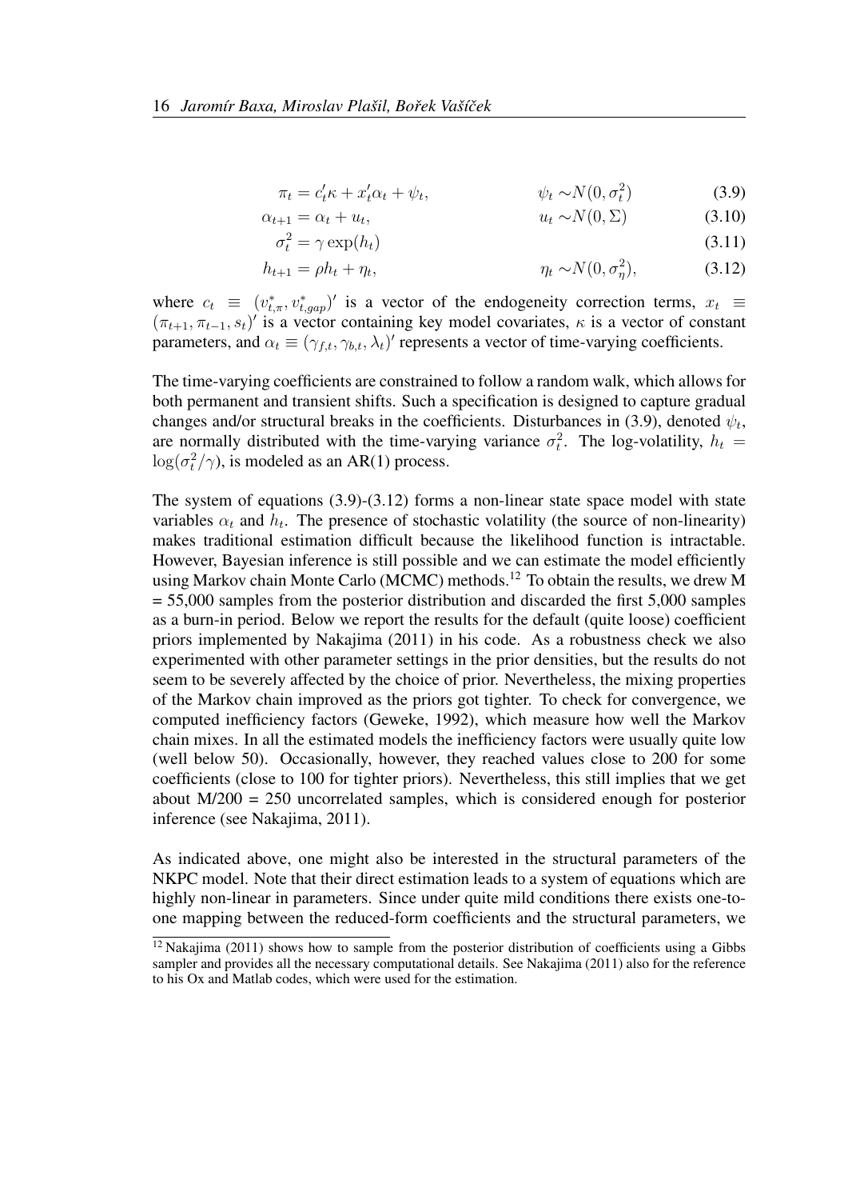$$\pi_t = c_t'\kappa + x_t'\alpha_t + \psi_t, \qquad \psi_t \sim N(0, \sigma_t^2) \tag{3.9}$$

$$\alpha_{t+1} = \alpha_t + u_t, \qquad u_t \sim N(0, \Sigma) \tag{3.10}$$

$$\sigma_t^2 = \gamma \exp(h_t) \tag{3.11}$$

$$h_{t+1} = \rho h_t + \eta_t, \qquad \eta_t \sim N(0, \sigma_\eta^2), \tag{3.12}$$

where $c_t \equiv (v_{t,\pi}^*, v_{t,gap}^*)'$ is a vector of the endogeneity correction terms, $x_t \equiv (\pi_{t+1}, \pi_{t-1}, s_t)'$ is a vector containing key model covariates, $\kappa$ is a vector of constant parameters, and $\alpha_t \equiv (\gamma_{f,t}, \gamma_{b,t}, \lambda_t)'$ represents a vector of time-varying coefficients.

The time-varying coefficients are constrained to follow a random walk, which allows for both permanent and transient shifts. Such a specification is designed to capture gradual changes and/or structural breaks in the coefficients. Disturbances in (3.9), denoted $\psi_t$, are normally distributed with the time-varying variance $\sigma_t^2$. The log-volatility, $h_t = \log(\sigma_t^2/\gamma)$, is modeled as an AR(1) process.

The system of equations (3.9)-(3.12) forms a non-linear state space model with state variables $\alpha_t$ and $h_t$. The presence of stochastic volatility (the source of non-linearity) makes traditional estimation difficult because the likelihood function is intractable. However, Bayesian inference is still possible and we can estimate the model efficiently using Markov chain Monte Carlo (MCMC) methods.[12] To obtain the results, we drew M = 55,000 samples from the posterior distribution and discarded the first 5,000 samples as a burn-in period. Below we report the results for the default (quite loose) coefficient priors implemented by Nakajima (2011) in his code. As a robustness check we also experimented with other parameter settings in the prior densities, but the results do not seem to be severely affected by the choice of prior. Nevertheless, the mixing properties of the Markov chain improved as the priors got tighter. To check for convergence, we computed inefficiency factors (Geweke, 1992), which measure how well the Markov chain mixes. In all the estimated models the inefficiency factors were usually quite low (well below 50). Occasionally, however, they reached values close to 200 for some coefficients (close to 100 for tighter priors). Nevertheless, this still implies that we get about M/200 = 250 uncorrelated samples, which is considered enough for posterior inference (see Nakajima, 2011).

As indicated above, one might also be interested in the structural parameters of the NKPC model. Note that their direct estimation leads to a system of equations which are highly non-linear in parameters. Since under quite mild conditions there exists one-to-one mapping between the reduced-form coefficients and the structural parameters, we

[12] Nakajima (2011) shows how to sample from the posterior distribution of coefficients using a Gibbs sampler and provides all the necessary computational details. See Nakajima (2011) also for the reference to his Ox and Matlab codes, which were used for the estimation.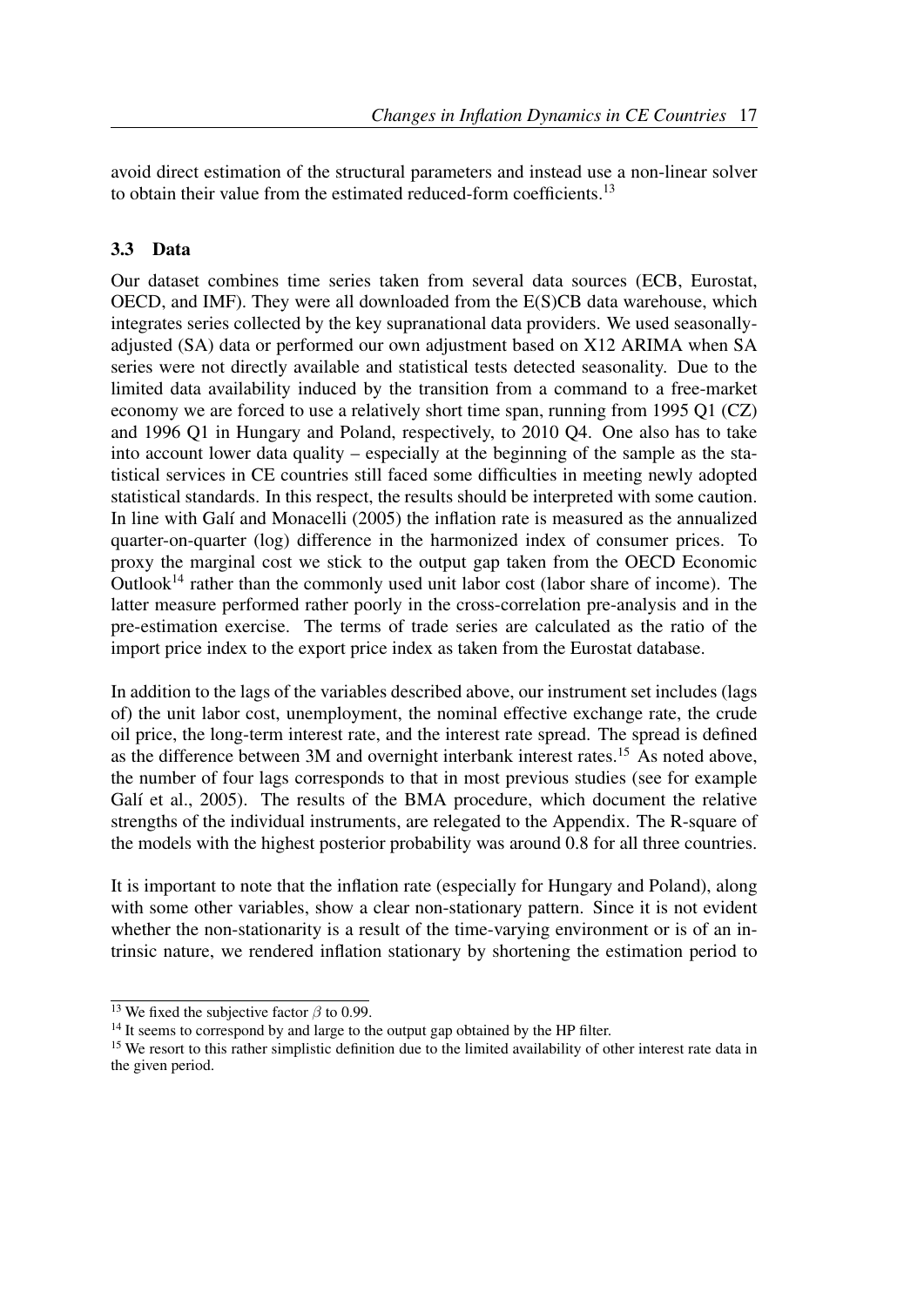avoid direct estimation of the structural parameters and instead use a non-linear solver to obtain their value from the estimated reduced-form coefficients.[13]

### 3.3 Data

Our dataset combines time series taken from several data sources (ECB, Eurostat, OECD, and IMF). They were all downloaded from the E(S)CB data warehouse, which integrates series collected by the key supranational data providers. We used seasonally-adjusted (SA) data or performed our own adjustment based on X12 ARIMA when SA series were not directly available and statistical tests detected seasonality. Due to the limited data availability induced by the transition from a command to a free-market economy we are forced to use a relatively short time span, running from 1995 Q1 (CZ) and 1996 Q1 in Hungary and Poland, respectively, to 2010 Q4. One also has to take into account lower data quality – especially at the beginning of the sample as the statistical services in CE countries still faced some difficulties in meeting newly adopted statistical standards. In this respect, the results should be interpreted with some caution. In line with Galí and Monacelli (2005) the inflation rate is measured as the annualized quarter-on-quarter (log) difference in the harmonized index of consumer prices. To proxy the marginal cost we stick to the output gap taken from the OECD Economic Outlook[14] rather than the commonly used unit labor cost (labor share of income). The latter measure performed rather poorly in the cross-correlation pre-analysis and in the pre-estimation exercise. The terms of trade series are calculated as the ratio of the import price index to the export price index as taken from the Eurostat database.

In addition to the lags of the variables described above, our instrument set includes (lags of) the unit labor cost, unemployment, the nominal effective exchange rate, the crude oil price, the long-term interest rate, and the interest rate spread. The spread is defined as the difference between 3M and overnight interbank interest rates.[15] As noted above, the number of four lags corresponds to that in most previous studies (see for example Galí et al., 2005). The results of the BMA procedure, which document the relative strengths of the individual instruments, are relegated to the Appendix. The R-square of the models with the highest posterior probability was around 0.8 for all three countries.

It is important to note that the inflation rate (especially for Hungary and Poland), along with some other variables, show a clear non-stationary pattern. Since it is not evident whether the non-stationarity is a result of the time-varying environment or is of an intrinsic nature, we rendered inflation stationary by shortening the estimation period to

[13] We fixed the subjective factor $\beta$ to 0.99.

[14] It seems to correspond by and large to the output gap obtained by the HP filter.

[15] We resort to this rather simplistic definition due to the limited availability of other interest rate data in the given period.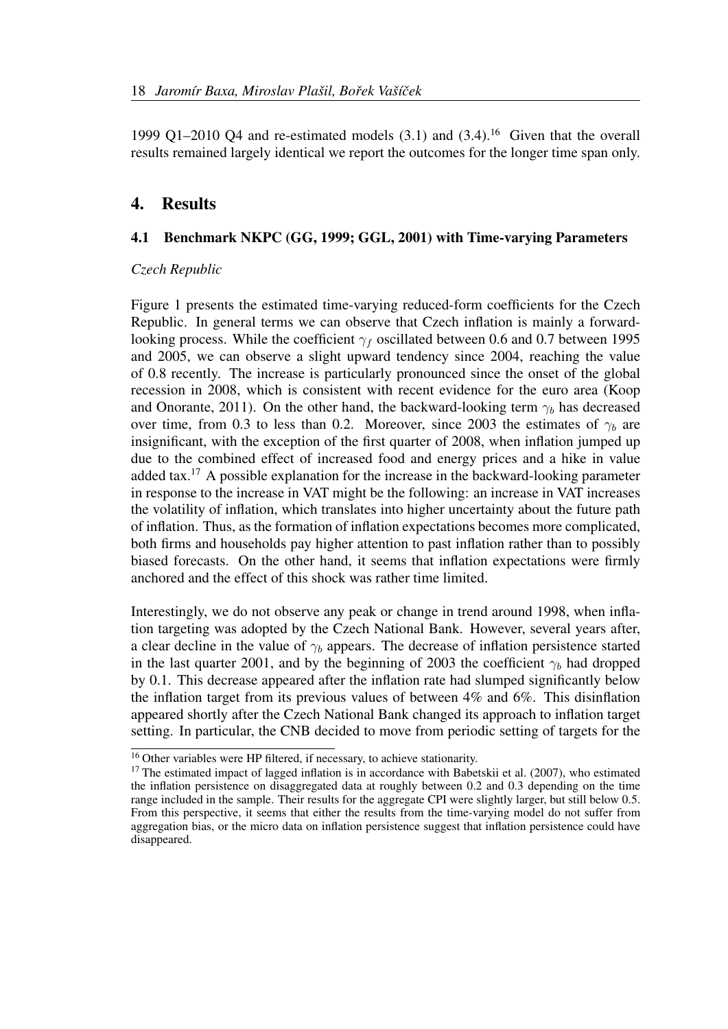1999 Q1–2010 Q4 and re-estimated models (3.1) and (3.4).[16] Given that the overall results remained largely identical we report the outcomes for the longer time span only.

# 4. Results

## 4.1 Benchmark NKPC (GG, 1999; GGL, 2001) with Time-varying Parameters

*Czech Republic*

Figure 1 presents the estimated time-varying reduced-form coefficients for the Czech Republic. In general terms we can observe that Czech inflation is mainly a forward-looking process. While the coefficient $\gamma_f$ oscillated between 0.6 and 0.7 between 1995 and 2005, we can observe a slight upward tendency since 2004, reaching the value of 0.8 recently. The increase is particularly pronounced since the onset of the global recession in 2008, which is consistent with recent evidence for the euro area (Koop and Onorante, 2011). On the other hand, the backward-looking term $\gamma_b$ has decreased over time, from 0.3 to less than 0.2. Moreover, since 2003 the estimates of $\gamma_b$ are insignificant, with the exception of the first quarter of 2008, when inflation jumped up due to the combined effect of increased food and energy prices and a hike in value added tax.[17] A possible explanation for the increase in the backward-looking parameter in response to the increase in VAT might be the following: an increase in VAT increases the volatility of inflation, which translates into higher uncertainty about the future path of inflation. Thus, as the formation of inflation expectations becomes more complicated, both firms and households pay higher attention to past inflation rather than to possibly biased forecasts. On the other hand, it seems that inflation expectations were firmly anchored and the effect of this shock was rather time limited.

Interestingly, we do not observe any peak or change in trend around 1998, when inflation targeting was adopted by the Czech National Bank. However, several years after, a clear decline in the value of $\gamma_b$ appears. The decrease of inflation persistence started in the last quarter 2001, and by the beginning of 2003 the coefficient $\gamma_b$ had dropped by 0.1. This decrease appeared after the inflation rate had slumped significantly below the inflation target from its previous values of between 4% and 6%. This disinflation appeared shortly after the Czech National Bank changed its approach to inflation target setting. In particular, the CNB decided to move from periodic setting of targets for the

[16] Other variables were HP filtered, if necessary, to achieve stationarity.

[17] The estimated impact of lagged inflation is in accordance with Babetskii et al. (2007), who estimated the inflation persistence on disaggregated data at roughly between 0.2 and 0.3 depending on the time range included in the sample. Their results for the aggregate CPI were slightly larger, but still below 0.5. From this perspective, it seems that either the results from the time-varying model do not suffer from aggregation bias, or the micro data on inflation persistence suggest that inflation persistence could have disappeared.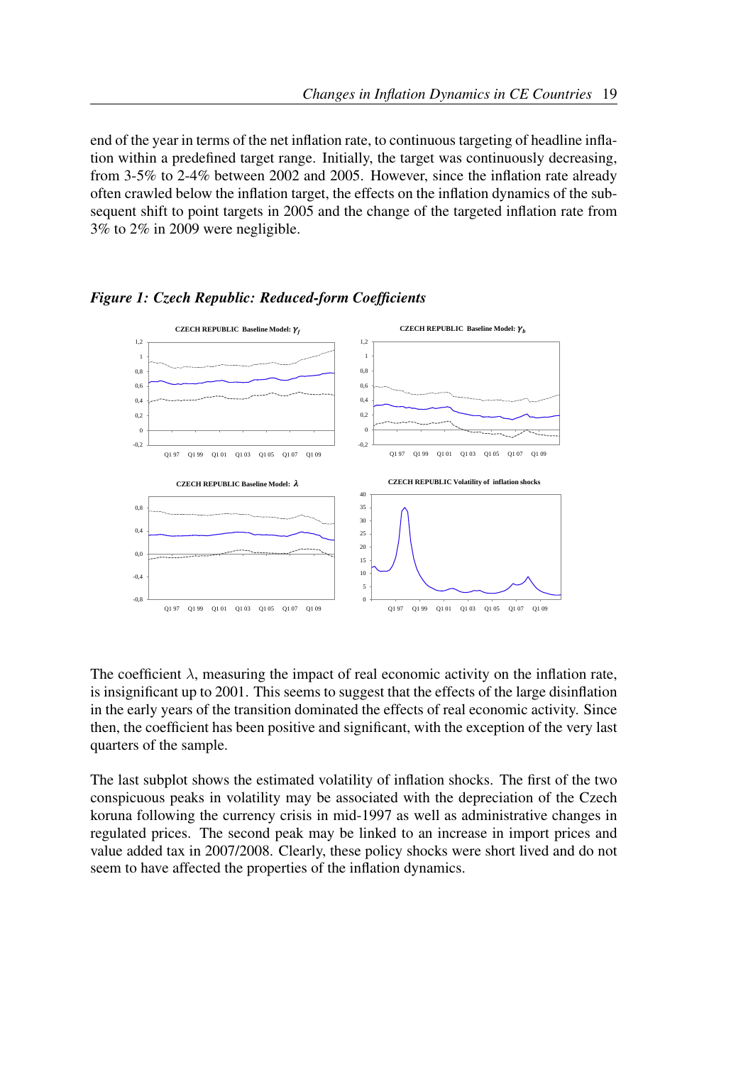end of the year in terms of the net inflation rate, to continuous targeting of headline inflation within a predefined target range. Initially, the target was continuously decreasing, from 3-5% to 2-4% between 2002 and 2005. However, since the inflation rate already often crawled below the inflation target, the effects on the inflation dynamics of the subsequent shift to point targets in 2005 and the change of the targeted inflation rate from 3% to 2% in 2009 were negligible.

***Figure 1: Czech Republic: Reduced-form Coefficients***

The coefficient $\lambda$, measuring the impact of real economic activity on the inflation rate, is insignificant up to 2001. This seems to suggest that the effects of the large disinflation in the early years of the transition dominated the effects of real economic activity. Since then, the coefficient has been positive and significant, with the exception of the very last quarters of the sample.

The last subplot shows the estimated volatility of inflation shocks. The first of the two conspicuous peaks in volatility may be associated with the depreciation of the Czech koruna following the currency crisis in mid-1997 as well as administrative changes in regulated prices. The second peak may be linked to an increase in import prices and value added tax in 2007/2008. Clearly, these policy shocks were short lived and do not seem to have affected the properties of the inflation dynamics.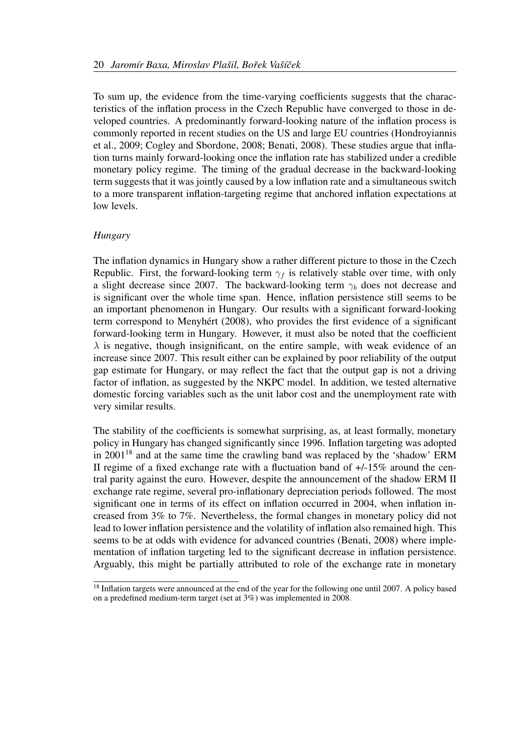To sum up, the evidence from the time-varying coefficients suggests that the characteristics of the inflation process in the Czech Republic have converged to those in developed countries. A predominantly forward-looking nature of the inflation process is commonly reported in recent studies on the US and large EU countries (Hondroyiannis et al., 2009; Cogley and Sbordone, 2008; Benati, 2008). These studies argue that inflation turns mainly forward-looking once the inflation rate has stabilized under a credible monetary policy regime. The timing of the gradual decrease in the backward-looking term suggests that it was jointly caused by a low inflation rate and a simultaneous switch to a more transparent inflation-targeting regime that anchored inflation expectations at low levels.

*Hungary*

The inflation dynamics in Hungary show a rather different picture to those in the Czech Republic. First, the forward-looking term $\gamma_f$ is relatively stable over time, with only a slight decrease since 2007. The backward-looking term $\gamma_b$ does not decrease and is significant over the whole time span. Hence, inflation persistence still seems to be an important phenomenon in Hungary. Our results with a significant forward-looking term correspond to Menyhért (2008), who provides the first evidence of a significant forward-looking term in Hungary. However, it must also be noted that the coefficient $\lambda$ is negative, though insignificant, on the entire sample, with weak evidence of an increase since 2007. This result either can be explained by poor reliability of the output gap estimate for Hungary, or may reflect the fact that the output gap is not a driving factor of inflation, as suggested by the NKPC model. In addition, we tested alternative domestic forcing variables such as the unit labor cost and the unemployment rate with very similar results.

The stability of the coefficients is somewhat surprising, as, at least formally, monetary policy in Hungary has changed significantly since 1996. Inflation targeting was adopted in 2001[18] and at the same time the crawling band was replaced by the 'shadow' ERM II regime of a fixed exchange rate with a fluctuation band of +/-15% around the central parity against the euro. However, despite the announcement of the shadow ERM II exchange rate regime, several pro-inflationary depreciation periods followed. The most significant one in terms of its effect on inflation occurred in 2004, when inflation increased from 3% to 7%. Nevertheless, the formal changes in monetary policy did not lead to lower inflation persistence and the volatility of inflation also remained high. This seems to be at odds with evidence for advanced countries (Benati, 2008) where implementation of inflation targeting led to the significant decrease in inflation persistence. Arguably, this might be partially attributed to role of the exchange rate in monetary

[18] Inflation targets were announced at the end of the year for the following one until 2007. A policy based on a predefined medium-term target (set at 3%) was implemented in 2008.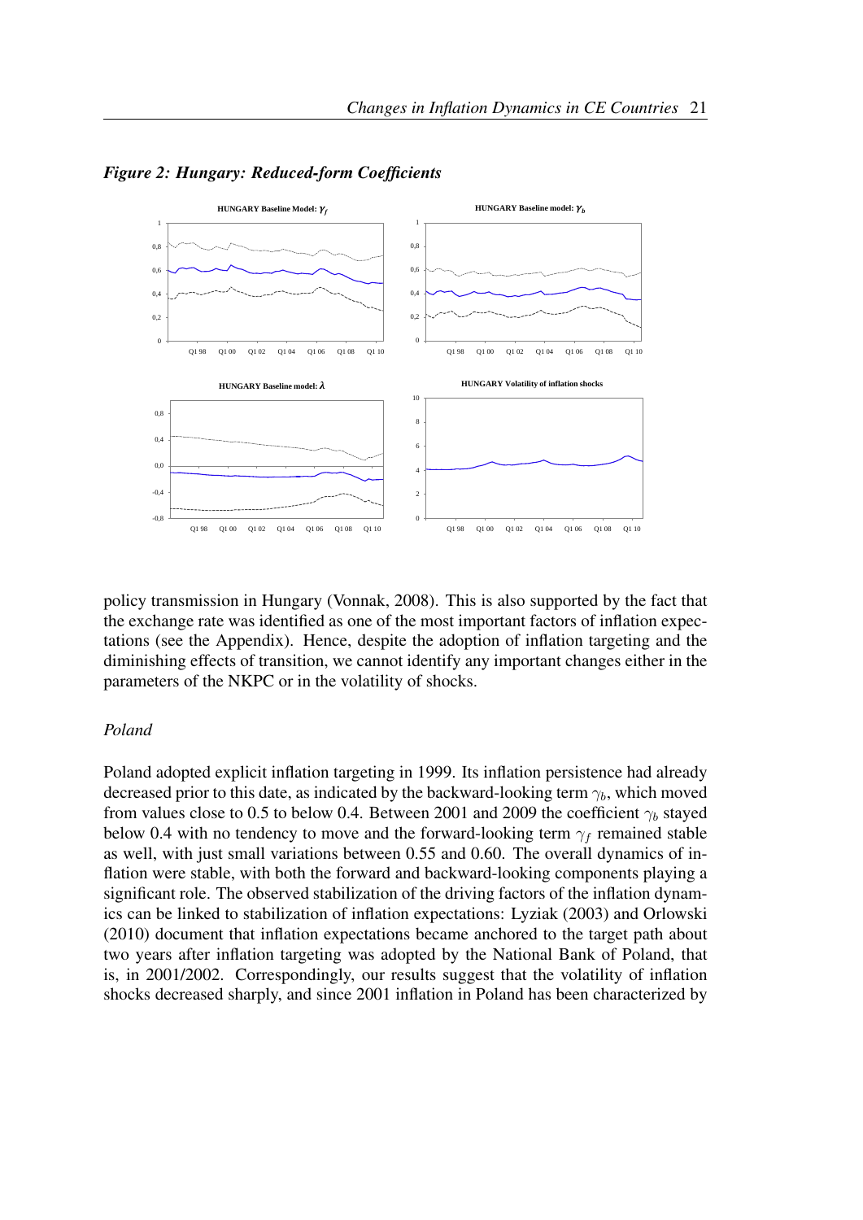*Figure 2: Hungary: Reduced-form Coefficients*

policy transmission in Hungary (Vonnak, 2008). This is also supported by the fact that the exchange rate was identified as one of the most important factors of inflation expectations (see the Appendix). Hence, despite the adoption of inflation targeting and the diminishing effects of transition, we cannot identify any important changes either in the parameters of the NKPC or in the volatility of shocks.

*Poland*

Poland adopted explicit inflation targeting in 1999. Its inflation persistence had already decreased prior to this date, as indicated by the backward-looking term $\gamma_b$, which moved from values close to 0.5 to below 0.4. Between 2001 and 2009 the coefficient $\gamma_b$ stayed below 0.4 with no tendency to move and the forward-looking term $\gamma_f$ remained stable as well, with just small variations between 0.55 and 0.60. The overall dynamics of inflation were stable, with both the forward and backward-looking components playing a significant role. The observed stabilization of the driving factors of the inflation dynamics can be linked to stabilization of inflation expectations: Lyziak (2003) and Orlowski (2010) document that inflation expectations became anchored to the target path about two years after inflation targeting was adopted by the National Bank of Poland, that is, in 2001/2002. Correspondingly, our results suggest that the volatility of inflation shocks decreased sharply, and since 2001 inflation in Poland has been characterized by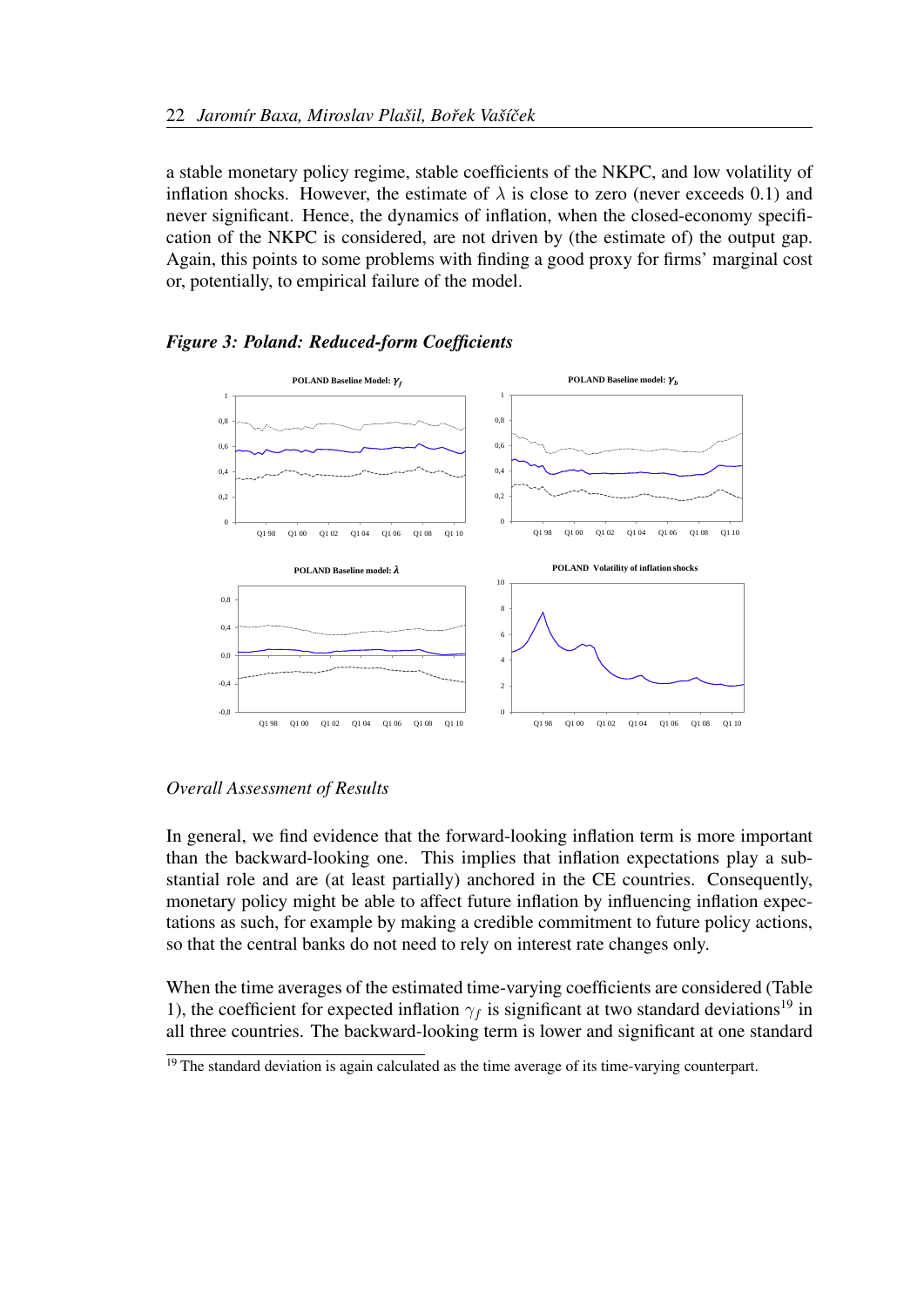a stable monetary policy regime, stable coefficients of the NKPC, and low volatility of inflation shocks. However, the estimate of $\lambda$ is close to zero (never exceeds 0.1) and never significant. Hence, the dynamics of inflation, when the closed-economy specification of the NKPC is considered, are not driven by (the estimate of) the output gap. Again, this points to some problems with finding a good proxy for firms' marginal cost or, potentially, to empirical failure of the model.

***Figure 3: Poland: Reduced-form Coefficients***

*Overall Assessment of Results*

In general, we find evidence that the forward-looking inflation term is more important than the backward-looking one. This implies that inflation expectations play a substantial role and are (at least partially) anchored in the CE countries. Consequently, monetary policy might be able to affect future inflation by influencing inflation expectations as such, for example by making a credible commitment to future policy actions, so that the central banks do not need to rely on interest rate changes only.

When the time averages of the estimated time-varying coefficients are considered (Table 1), the coefficient for expected inflation $\gamma_f$ is significant at two standard deviations[19] in all three countries. The backward-looking term is lower and significant at one standard

[19] The standard deviation is again calculated as the time average of its time-varying counterpart.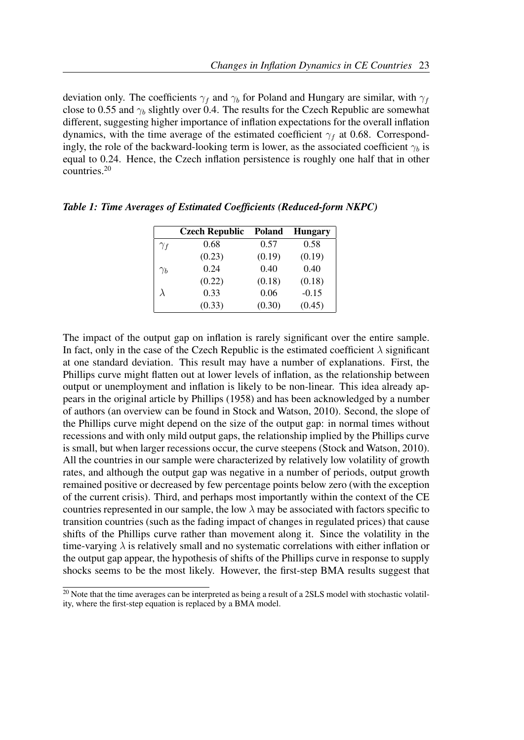deviation only. The coefficients $\gamma_f$ and $\gamma_b$ for Poland and Hungary are similar, with $\gamma_f$ close to 0.55 and $\gamma_b$ slightly over 0.4. The results for the Czech Republic are somewhat different, suggesting higher importance of inflation expectations for the overall inflation dynamics, with the time average of the estimated coefficient $\gamma_f$ at 0.68. Correspondingly, the role of the backward-looking term is lower, as the associated coefficient $\gamma_b$ is equal to 0.24. Hence, the Czech inflation persistence is roughly one half that in other countries.[20]

***Table 1: Time Averages of Estimated Coefficients (Reduced-form NKPC)***

| | **Czech Republic** | **Poland** | **Hungary** |
|---|---|---|---|
| $\gamma_f$ | 0.68 | 0.57 | 0.58 |
| | (0.23) | (0.19) | (0.19) |
| $\gamma_b$ | 0.24 | 0.40 | 0.40 |
| | (0.22) | (0.18) | (0.18) |
| $\lambda$ | 0.33 | 0.06 | -0.15 |
| | (0.33) | (0.30) | (0.45) |

The impact of the output gap on inflation is rarely significant over the entire sample. In fact, only in the case of the Czech Republic is the estimated coefficient $\lambda$ significant at one standard deviation. This result may have a number of explanations. First, the Phillips curve might flatten out at lower levels of inflation, as the relationship between output or unemployment and inflation is likely to be non-linear. This idea already appears in the original article by Phillips (1958) and has been acknowledged by a number of authors (an overview can be found in Stock and Watson, 2010). Second, the slope of the Phillips curve might depend on the size of the output gap: in normal times without recessions and with only mild output gaps, the relationship implied by the Phillips curve is small, but when larger recessions occur, the curve steepens (Stock and Watson, 2010). All the countries in our sample were characterized by relatively low volatility of growth rates, and although the output gap was negative in a number of periods, output growth remained positive or decreased by few percentage points below zero (with the exception of the current crisis). Third, and perhaps most importantly within the context of the CE countries represented in our sample, the low $\lambda$ may be associated with factors specific to transition countries (such as the fading impact of changes in regulated prices) that cause shifts of the Phillips curve rather than movement along it. Since the volatility in the time-varying $\lambda$ is relatively small and no systematic correlations with either inflation or the output gap appear, the hypothesis of shifts of the Phillips curve in response to supply shocks seems to be the most likely. However, the first-step BMA results suggest that

[20] Note that the time averages can be interpreted as being a result of a 2SLS model with stochastic volatility, where the first-step equation is replaced by a BMA model.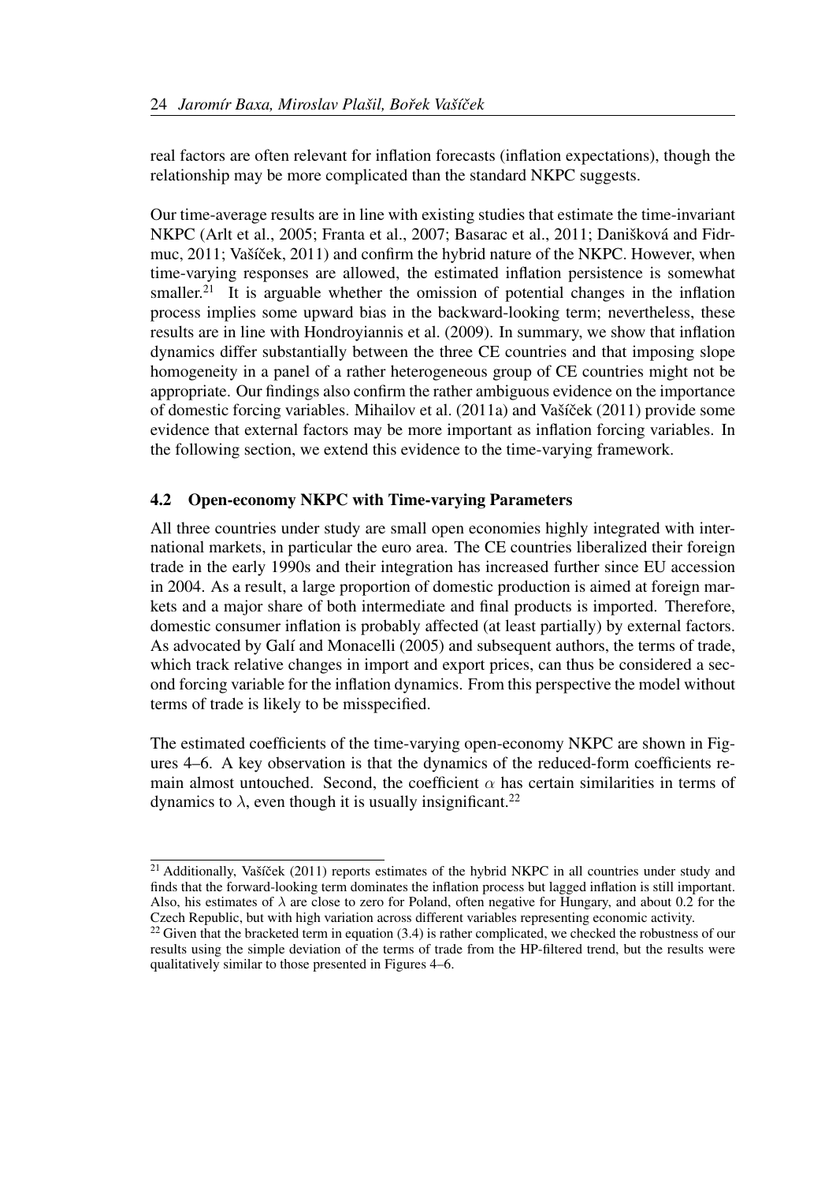real factors are often relevant for inflation forecasts (inflation expectations), though the relationship may be more complicated than the standard NKPC suggests.

Our time-average results are in line with existing studies that estimate the time-invariant NKPC (Arlt et al., 2005; Franta et al., 2007; Basarac et al., 2011; Danišková and Fidrmuc, 2011; Vašíček, 2011) and confirm the hybrid nature of the NKPC. However, when time-varying responses are allowed, the estimated inflation persistence is somewhat smaller.[21] It is arguable whether the omission of potential changes in the inflation process implies some upward bias in the backward-looking term; nevertheless, these results are in line with Hondroyiannis et al. (2009). In summary, we show that inflation dynamics differ substantially between the three CE countries and that imposing slope homogeneity in a panel of a rather heterogeneous group of CE countries might not be appropriate. Our findings also confirm the rather ambiguous evidence on the importance of domestic forcing variables. Mihailov et al. (2011a) and Vašíček (2011) provide some evidence that external factors may be more important as inflation forcing variables. In the following section, we extend this evidence to the time-varying framework.

## 4.2 Open-economy NKPC with Time-varying Parameters

All three countries under study are small open economies highly integrated with international markets, in particular the euro area. The CE countries liberalized their foreign trade in the early 1990s and their integration has increased further since EU accession in 2004. As a result, a large proportion of domestic production is aimed at foreign markets and a major share of both intermediate and final products is imported. Therefore, domestic consumer inflation is probably affected (at least partially) by external factors. As advocated by Galí and Monacelli (2005) and subsequent authors, the terms of trade, which track relative changes in import and export prices, can thus be considered a second forcing variable for the inflation dynamics. From this perspective the model without terms of trade is likely to be misspecified.

The estimated coefficients of the time-varying open-economy NKPC are shown in Figures 4–6. A key observation is that the dynamics of the reduced-form coefficients remain almost untouched. Second, the coefficient $\alpha$ has certain similarities in terms of dynamics to $\lambda$, even though it is usually insignificant.[22]

---

[21] Additionally, Vašíček (2011) reports estimates of the hybrid NKPC in all countries under study and finds that the forward-looking term dominates the inflation process but lagged inflation is still important. Also, his estimates of $\lambda$ are close to zero for Poland, often negative for Hungary, and about 0.2 for the Czech Republic, but with high variation across different variables representing economic activity.

[22] Given that the bracketed term in equation (3.4) is rather complicated, we checked the robustness of our results using the simple deviation of the terms of trade from the HP-filtered trend, but the results were qualitatively similar to those presented in Figures 4–6.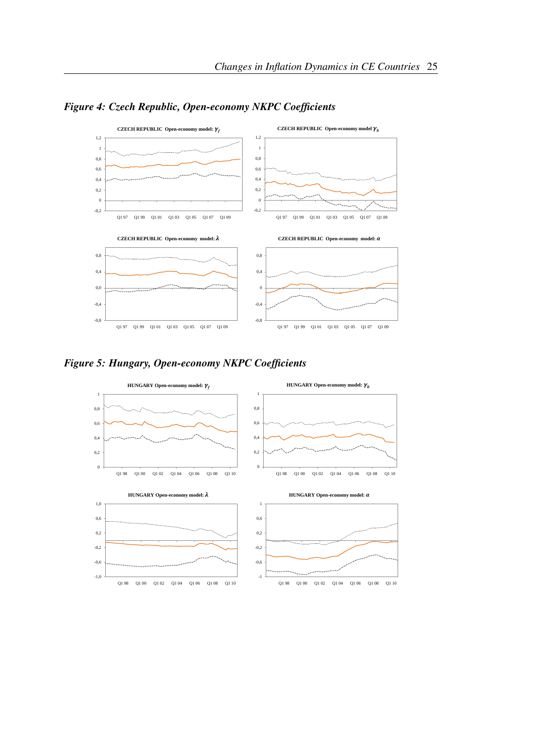*Figure 4: Czech Republic, Open-economy NKPC Coefficients*

*Figure 5: Hungary, Open-economy NKPC Coefficients*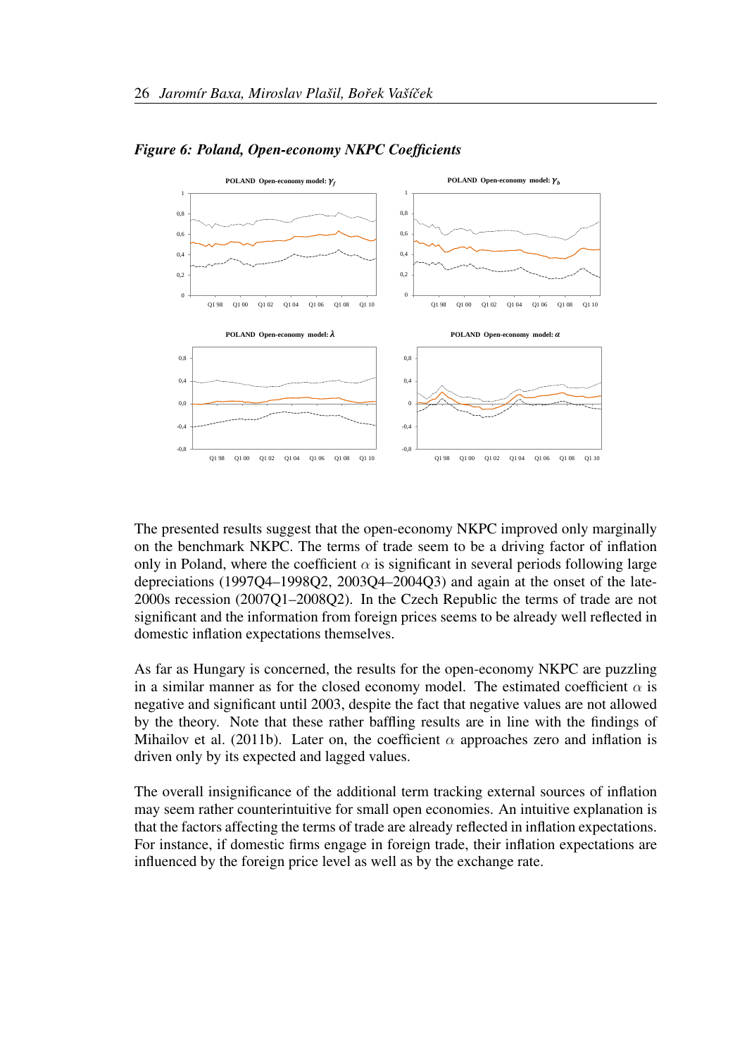*Figure 6: Poland, Open-economy NKPC Coefficients*

The presented results suggest that the open-economy NKPC improved only marginally on the benchmark NKPC. The terms of trade seem to be a driving factor of inflation only in Poland, where the coefficient $\alpha$ is significant in several periods following large depreciations (1997Q4–1998Q2, 2003Q4–2004Q3) and again at the onset of the late-2000s recession (2007Q1–2008Q2). In the Czech Republic the terms of trade are not significant and the information from foreign prices seems to be already well reflected in domestic inflation expectations themselves.

As far as Hungary is concerned, the results for the open-economy NKPC are puzzling in a similar manner as for the closed economy model. The estimated coefficient $\alpha$ is negative and significant until 2003, despite the fact that negative values are not allowed by the theory. Note that these rather baffling results are in line with the findings of Mihailov et al. (2011b). Later on, the coefficient $\alpha$ approaches zero and inflation is driven only by its expected and lagged values.

The overall insignificance of the additional term tracking external sources of inflation may seem rather counterintuitive for small open economies. An intuitive explanation is that the factors affecting the terms of trade are already reflected in inflation expectations. For instance, if domestic firms engage in foreign trade, their inflation expectations are influenced by the foreign price level as well as by the exchange rate.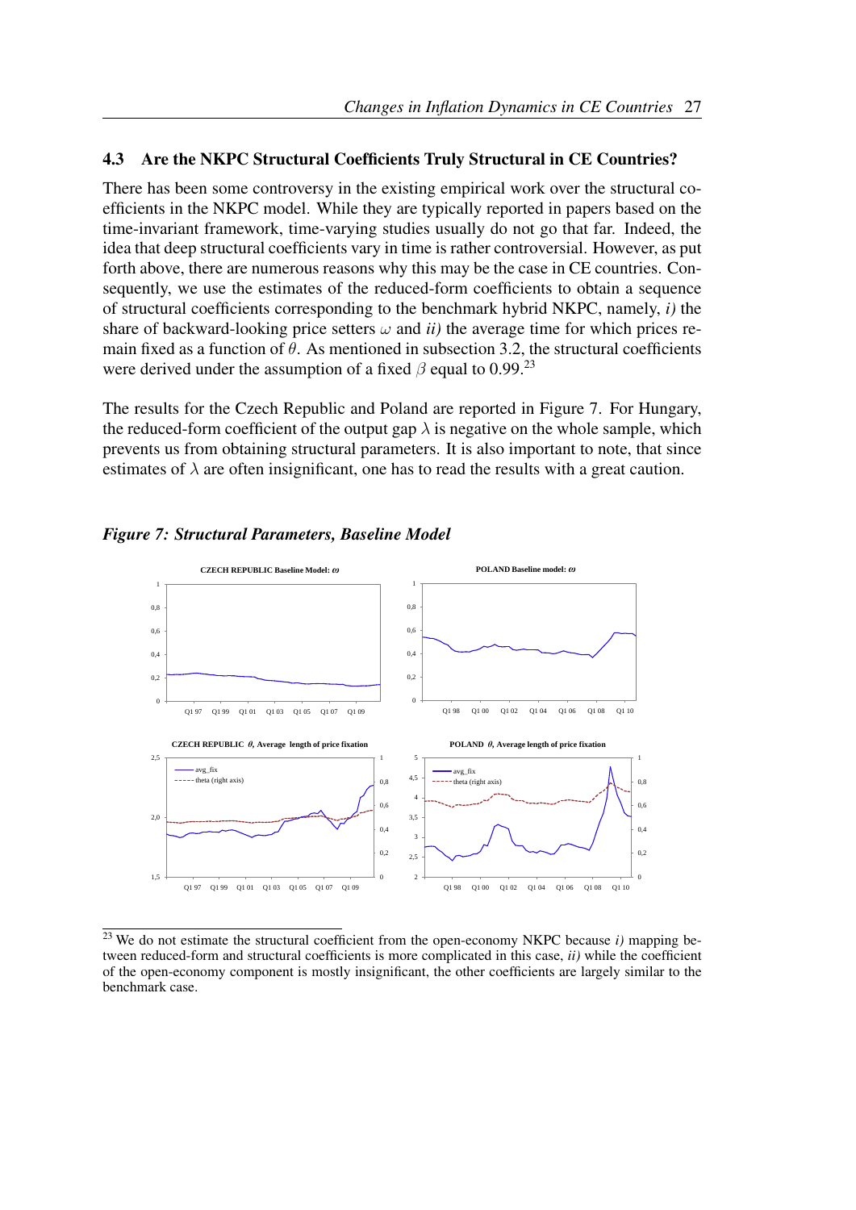### 4.3 Are the NKPC Structural Coefficients Truly Structural in CE Countries?

There has been some controversy in the existing empirical work over the structural coefficients in the NKPC model. While they are typically reported in papers based on the time-invariant framework, time-varying studies usually do not go that far. Indeed, the idea that deep structural coefficients vary in time is rather controversial. However, as put forth above, there are numerous reasons why this may be the case in CE countries. Consequently, we use the estimates of the reduced-form coefficients to obtain a sequence of structural coefficients corresponding to the benchmark hybrid NKPC, namely, *i)* the share of backward-looking price setters $\omega$ and *ii)* the average time for which prices remain fixed as a function of $\theta$. As mentioned in subsection 3.2, the structural coefficients were derived under the assumption of a fixed $\beta$ equal to 0.99.[23]

The results for the Czech Republic and Poland are reported in Figure 7. For Hungary, the reduced-form coefficient of the output gap $\lambda$ is negative on the whole sample, which prevents us from obtaining structural parameters. It is also important to note, that since estimates of $\lambda$ are often insignificant, one has to read the results with a great caution.

***Figure 7: Structural Parameters, Baseline Model***

[23] We do not estimate the structural coefficient from the open-economy NKPC because *i)* mapping between reduced-form and structural coefficients is more complicated in this case, *ii)* while the coefficient of the open-economy component is mostly insignificant, the other coefficients are largely similar to the benchmark case.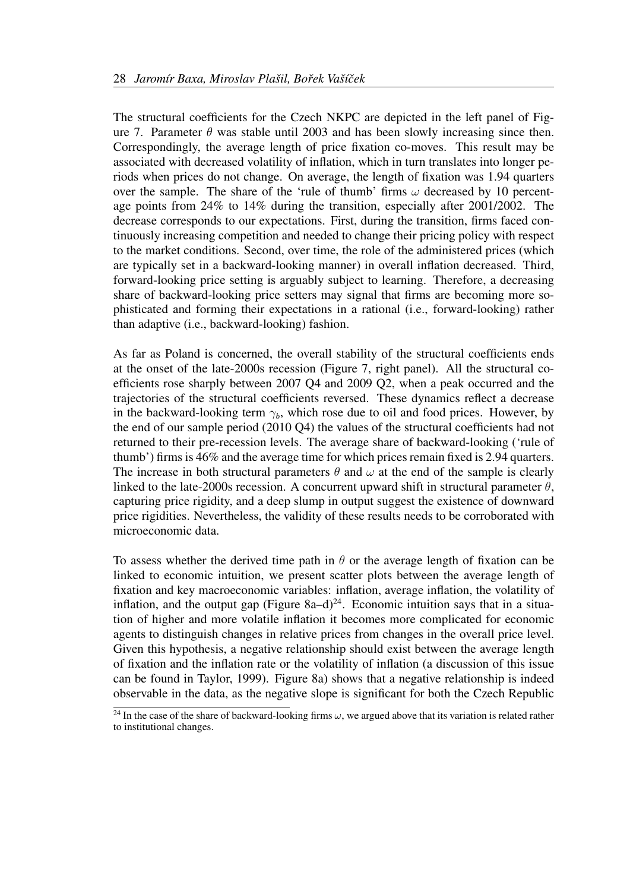The structural coefficients for the Czech NKPC are depicted in the left panel of Figure 7. Parameter $\theta$ was stable until 2003 and has been slowly increasing since then. Correspondingly, the average length of price fixation co-moves. This result may be associated with decreased volatility of inflation, which in turn translates into longer periods when prices do not change. On average, the length of fixation was 1.94 quarters over the sample. The share of the 'rule of thumb' firms $\omega$ decreased by 10 percentage points from 24% to 14% during the transition, especially after 2001/2002. The decrease corresponds to our expectations. First, during the transition, firms faced continuously increasing competition and needed to change their pricing policy with respect to the market conditions. Second, over time, the role of the administered prices (which are typically set in a backward-looking manner) in overall inflation decreased. Third, forward-looking price setting is arguably subject to learning. Therefore, a decreasing share of backward-looking price setters may signal that firms are becoming more sophisticated and forming their expectations in a rational (i.e., forward-looking) rather than adaptive (i.e., backward-looking) fashion.

As far as Poland is concerned, the overall stability of the structural coefficients ends at the onset of the late-2000s recession (Figure 7, right panel). All the structural coefficients rose sharply between 2007 Q4 and 2009 Q2, when a peak occurred and the trajectories of the structural coefficients reversed. These dynamics reflect a decrease in the backward-looking term $\gamma_b$, which rose due to oil and food prices. However, by the end of our sample period (2010 Q4) the values of the structural coefficients had not returned to their pre-recession levels. The average share of backward-looking ('rule of thumb') firms is 46% and the average time for which prices remain fixed is 2.94 quarters. The increase in both structural parameters $\theta$ and $\omega$ at the end of the sample is clearly linked to the late-2000s recession. A concurrent upward shift in structural parameter $\theta$, capturing price rigidity, and a deep slump in output suggest the existence of downward price rigidities. Nevertheless, the validity of these results needs to be corroborated with microeconomic data.

To assess whether the derived time path in $\theta$ or the average length of fixation can be linked to economic intuition, we present scatter plots between the average length of fixation and key macroeconomic variables: inflation, average inflation, the volatility of inflation, and the output gap (Figure 8a–d)[24]. Economic intuition says that in a situation of higher and more volatile inflation it becomes more complicated for economic agents to distinguish changes in relative prices from changes in the overall price level. Given this hypothesis, a negative relationship should exist between the average length of fixation and the inflation rate or the volatility of inflation (a discussion of this issue can be found in Taylor, 1999). Figure 8a) shows that a negative relationship is indeed observable in the data, as the negative slope is significant for both the Czech Republic

[24] In the case of the share of backward-looking firms $\omega$, we argued above that its variation is related rather to institutional changes.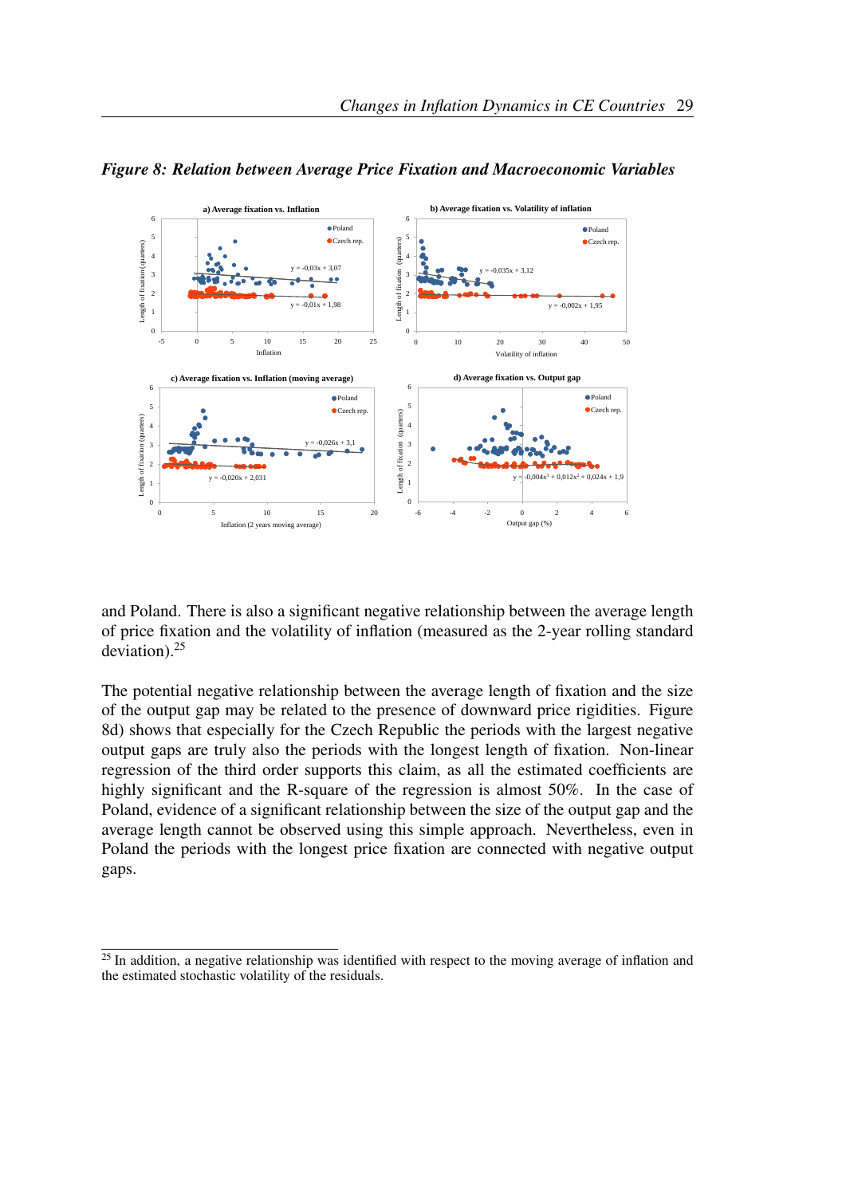*Figure 8: Relation between Average Price Fixation and Macroeconomic Variables*

and Poland. There is also a significant negative relationship between the average length of price fixation and the volatility of inflation (measured as the 2-year rolling standard deviation).[25]

The potential negative relationship between the average length of fixation and the size of the output gap may be related to the presence of downward price rigidities. Figure 8d) shows that especially for the Czech Republic the periods with the largest negative output gaps are truly also the periods with the longest length of fixation. Non-linear regression of the third order supports this claim, as all the estimated coefficients are highly significant and the R-square of the regression is almost 50%. In the case of Poland, evidence of a significant relationship between the size of the output gap and the average length cannot be observed using this simple approach. Nevertheless, even in Poland the periods with the longest price fixation are connected with negative output gaps.

[25] In addition, a negative relationship was identified with respect to the moving average of inflation and the estimated stochastic volatility of the residuals.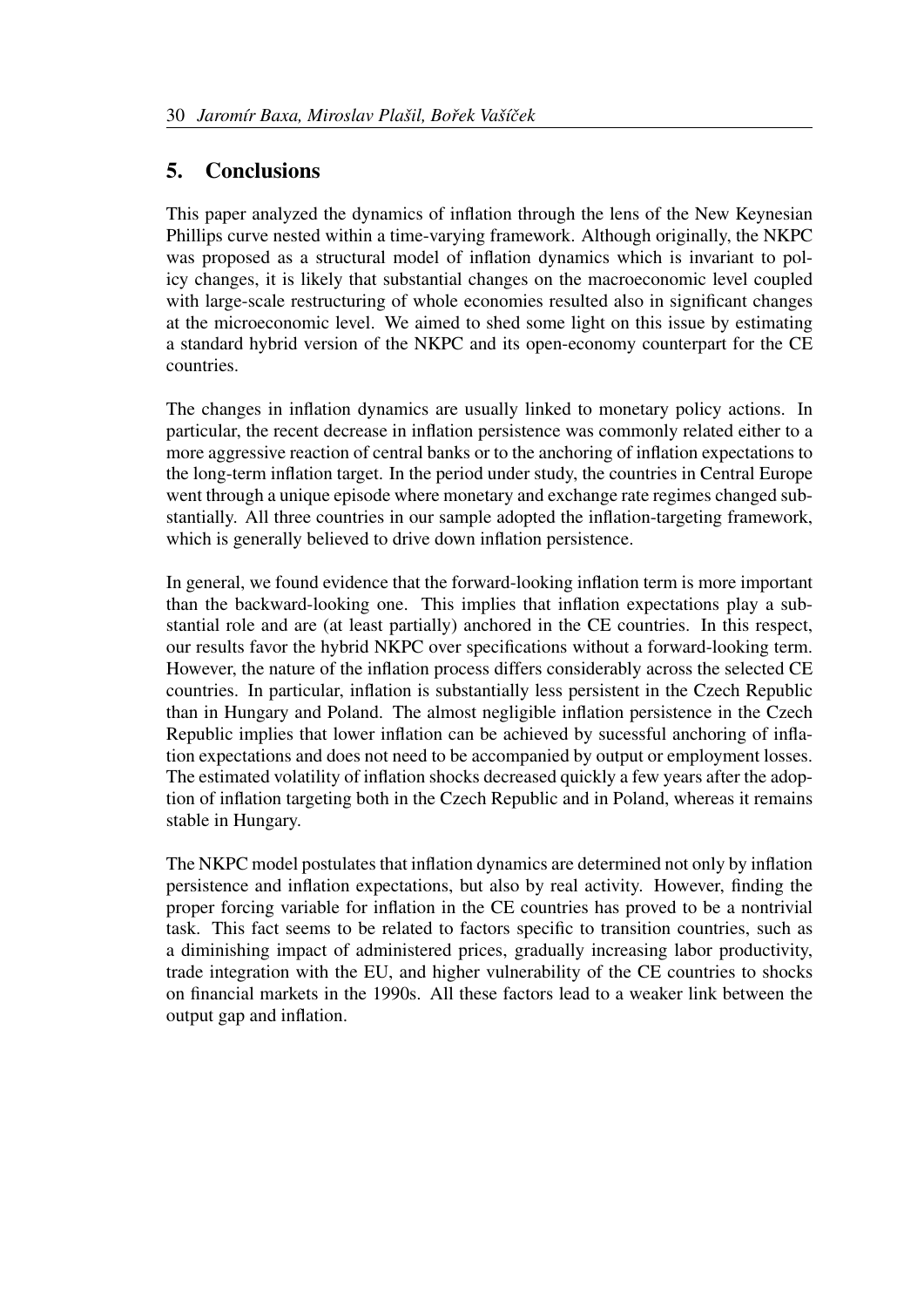## 5. Conclusions

This paper analyzed the dynamics of inflation through the lens of the New Keynesian Phillips curve nested within a time-varying framework. Although originally, the NKPC was proposed as a structural model of inflation dynamics which is invariant to policy changes, it is likely that substantial changes on the macroeconomic level coupled with large-scale restructuring of whole economies resulted also in significant changes at the microeconomic level. We aimed to shed some light on this issue by estimating a standard hybrid version of the NKPC and its open-economy counterpart for the CE countries.

The changes in inflation dynamics are usually linked to monetary policy actions. In particular, the recent decrease in inflation persistence was commonly related either to a more aggressive reaction of central banks or to the anchoring of inflation expectations to the long-term inflation target. In the period under study, the countries in Central Europe went through a unique episode where monetary and exchange rate regimes changed substantially. All three countries in our sample adopted the inflation-targeting framework, which is generally believed to drive down inflation persistence.

In general, we found evidence that the forward-looking inflation term is more important than the backward-looking one. This implies that inflation expectations play a substantial role and are (at least partially) anchored in the CE countries. In this respect, our results favor the hybrid NKPC over specifications without a forward-looking term. However, the nature of the inflation process differs considerably across the selected CE countries. In particular, inflation is substantially less persistent in the Czech Republic than in Hungary and Poland. The almost negligible inflation persistence in the Czech Republic implies that lower inflation can be achieved by sucessful anchoring of inflation expectations and does not need to be accompanied by output or employment losses. The estimated volatility of inflation shocks decreased quickly a few years after the adoption of inflation targeting both in the Czech Republic and in Poland, whereas it remains stable in Hungary.

The NKPC model postulates that inflation dynamics are determined not only by inflation persistence and inflation expectations, but also by real activity. However, finding the proper forcing variable for inflation in the CE countries has proved to be a nontrivial task. This fact seems to be related to factors specific to transition countries, such as a diminishing impact of administered prices, gradually increasing labor productivity, trade integration with the EU, and higher vulnerability of the CE countries to shocks on financial markets in the 1990s. All these factors lead to a weaker link between the output gap and inflation.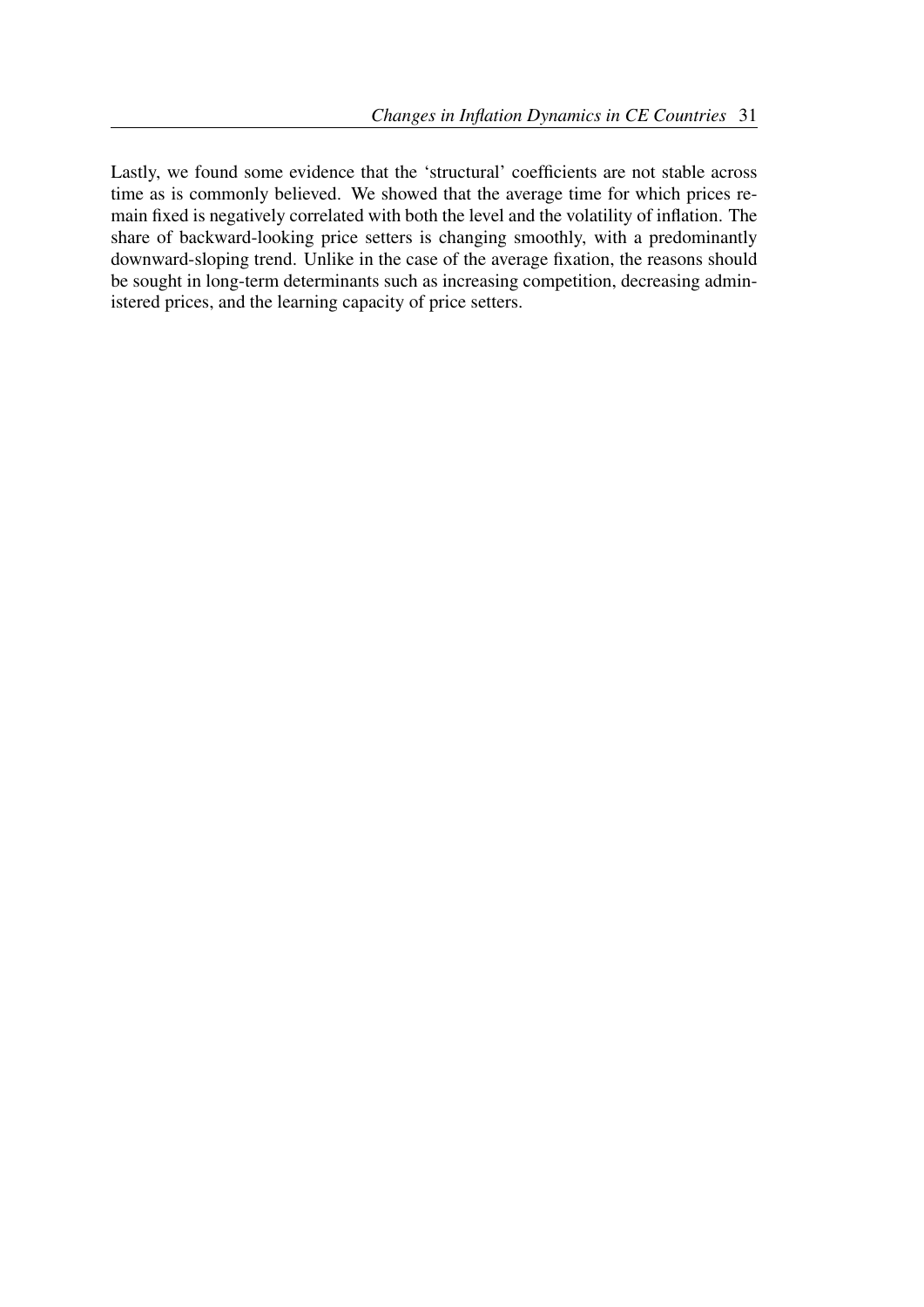Lastly, we found some evidence that the 'structural' coefficients are not stable across time as is commonly believed. We showed that the average time for which prices remain fixed is negatively correlated with both the level and the volatility of inflation. The share of backward-looking price setters is changing smoothly, with a predominantly downward-sloping trend. Unlike in the case of the average fixation, the reasons should be sought in long-term determinants such as increasing competition, decreasing administered prices, and the learning capacity of price setters.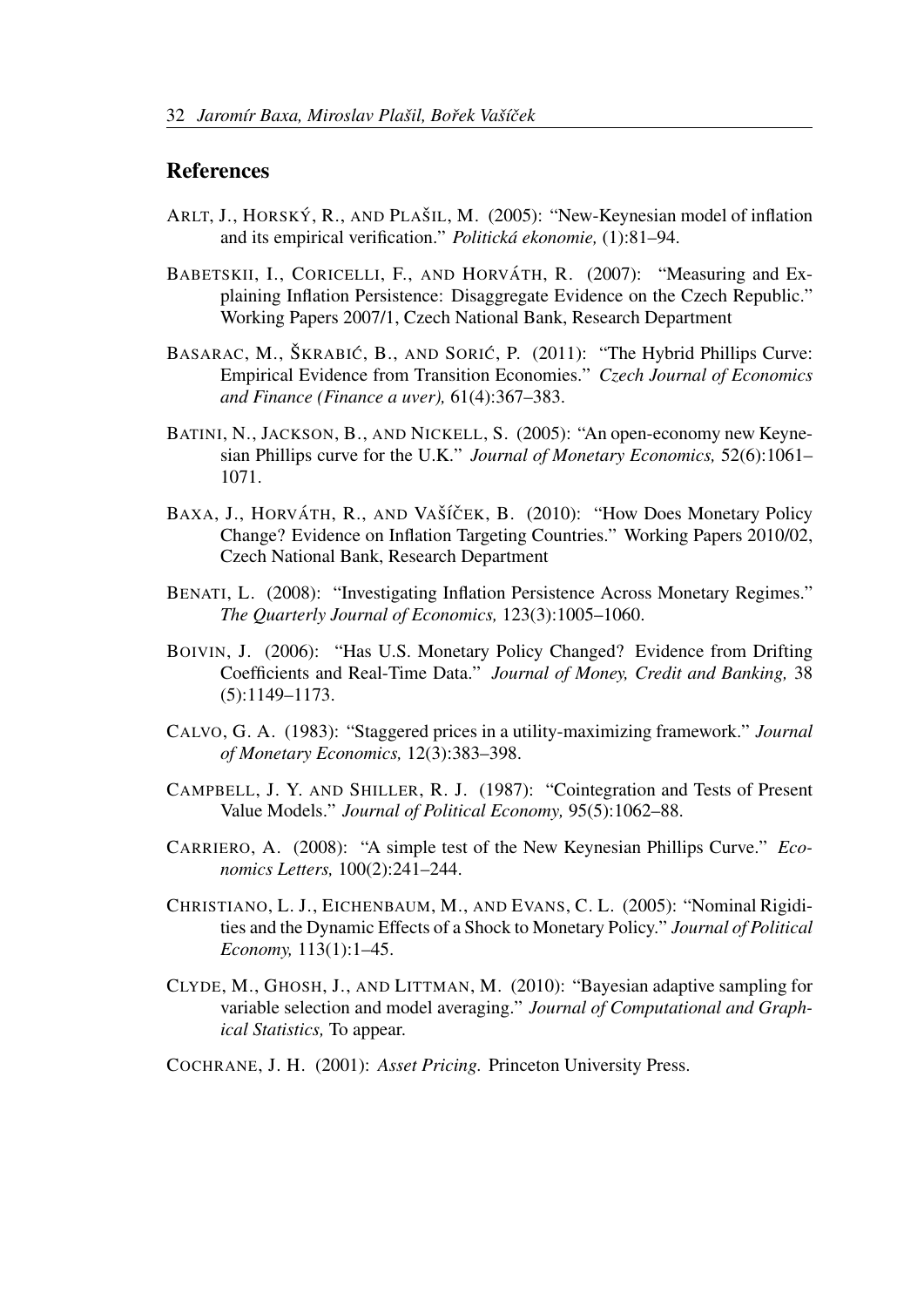## References

ARLT, J., HORSKÝ, R., AND PLAŠIL, M. (2005): "New-Keynesian model of inflation and its empirical verification." *Politická ekonomie,* (1):81–94.

BABETSKII, I., CORICELLI, F., AND HORVÁTH, R. (2007): "Measuring and Explaining Inflation Persistence: Disaggregate Evidence on the Czech Republic." Working Papers 2007/1, Czech National Bank, Research Department

BASARAC, M., ŠKRABIĆ, B., AND SORIĆ, P. (2011): "The Hybrid Phillips Curve: Empirical Evidence from Transition Economies." *Czech Journal of Economics and Finance (Finance a uver),* 61(4):367–383.

BATINI, N., JACKSON, B., AND NICKELL, S. (2005): "An open-economy new Keynesian Phillips curve for the U.K." *Journal of Monetary Economics,* 52(6):1061–1071.

BAXA, J., HORVÁTH, R., AND VAŠÍČEK, B. (2010): "How Does Monetary Policy Change? Evidence on Inflation Targeting Countries." Working Papers 2010/02, Czech National Bank, Research Department

BENATI, L. (2008): "Investigating Inflation Persistence Across Monetary Regimes." *The Quarterly Journal of Economics,* 123(3):1005–1060.

BOIVIN, J. (2006): "Has U.S. Monetary Policy Changed? Evidence from Drifting Coefficients and Real-Time Data." *Journal of Money, Credit and Banking,* 38 (5):1149–1173.

CALVO, G. A. (1983): "Staggered prices in a utility-maximizing framework." *Journal of Monetary Economics,* 12(3):383–398.

CAMPBELL, J. Y. AND SHILLER, R. J. (1987): "Cointegration and Tests of Present Value Models." *Journal of Political Economy,* 95(5):1062–88.

CARRIERO, A. (2008): "A simple test of the New Keynesian Phillips Curve." *Economics Letters,* 100(2):241–244.

CHRISTIANO, L. J., EICHENBAUM, M., AND EVANS, C. L. (2005): "Nominal Rigidities and the Dynamic Effects of a Shock to Monetary Policy." *Journal of Political Economy,* 113(1):1–45.

CLYDE, M., GHOSH, J., AND LITTMAN, M. (2010): "Bayesian adaptive sampling for variable selection and model averaging." *Journal of Computational and Graphical Statistics,* To appear.

COCHRANE, J. H. (2001): *Asset Pricing.* Princeton University Press.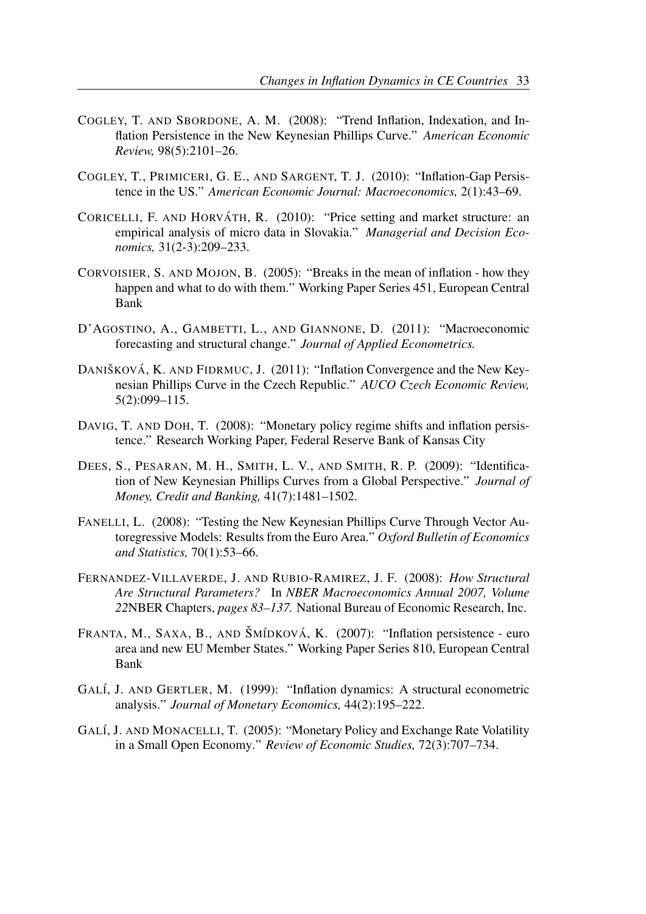Cogley, T. and Sbordone, A. M. (2008): "Trend Inflation, Indexation, and Inflation Persistence in the New Keynesian Phillips Curve." *American Economic Review,* 98(5):2101–26.

Cogley, T., Primiceri, G. E., and Sargent, T. J. (2010): "Inflation-Gap Persistence in the US." *American Economic Journal: Macroeconomics,* 2(1):43–69.

Coricelli, F. and Horváth, R. (2010): "Price setting and market structure: an empirical analysis of micro data in Slovakia." *Managerial and Decision Economics,* 31(2-3):209–233.

Corvoisier, S. and Mojon, B. (2005): "Breaks in the mean of inflation - how they happen and what to do with them." Working Paper Series 451, European Central Bank

D'Agostino, A., Gambetti, L., and Giannone, D. (2011): "Macroeconomic forecasting and structural change." *Journal of Applied Econometrics.*

Danišková, K. and Fidrmuc, J. (2011): "Inflation Convergence and the New Keynesian Phillips Curve in the Czech Republic." *AUCO Czech Economic Review,* 5(2):099–115.

Davig, T. and Doh, T. (2008): "Monetary policy regime shifts and inflation persistence." Research Working Paper, Federal Reserve Bank of Kansas City

Dees, S., Pesaran, M. H., Smith, L. V., and Smith, R. P. (2009): "Identification of New Keynesian Phillips Curves from a Global Perspective." *Journal of Money, Credit and Banking,* 41(7):1481–1502.

Fanelli, L. (2008): "Testing the New Keynesian Phillips Curve Through Vector Autoregressive Models: Results from the Euro Area." *Oxford Bulletin of Economics and Statistics,* 70(1):53–66.

Fernandez-Villaverde, J. and Rubio-Ramirez, J. F. (2008): *How Structural Are Structural Parameters?* In *NBER Macroeconomics Annual 2007, Volume 22*NBER Chapters, *pages 83–137.* National Bureau of Economic Research, Inc.

Franta, M., Saxa, B., and Šmídková, K. (2007): "Inflation persistence - euro area and new EU Member States." Working Paper Series 810, European Central Bank

Galí, J. and Gertler, M. (1999): "Inflation dynamics: A structural econometric analysis." *Journal of Monetary Economics,* 44(2):195–222.

Galí, J. and Monacelli, T. (2005): "Monetary Policy and Exchange Rate Volatility in a Small Open Economy." *Review of Economic Studies,* 72(3):707–734.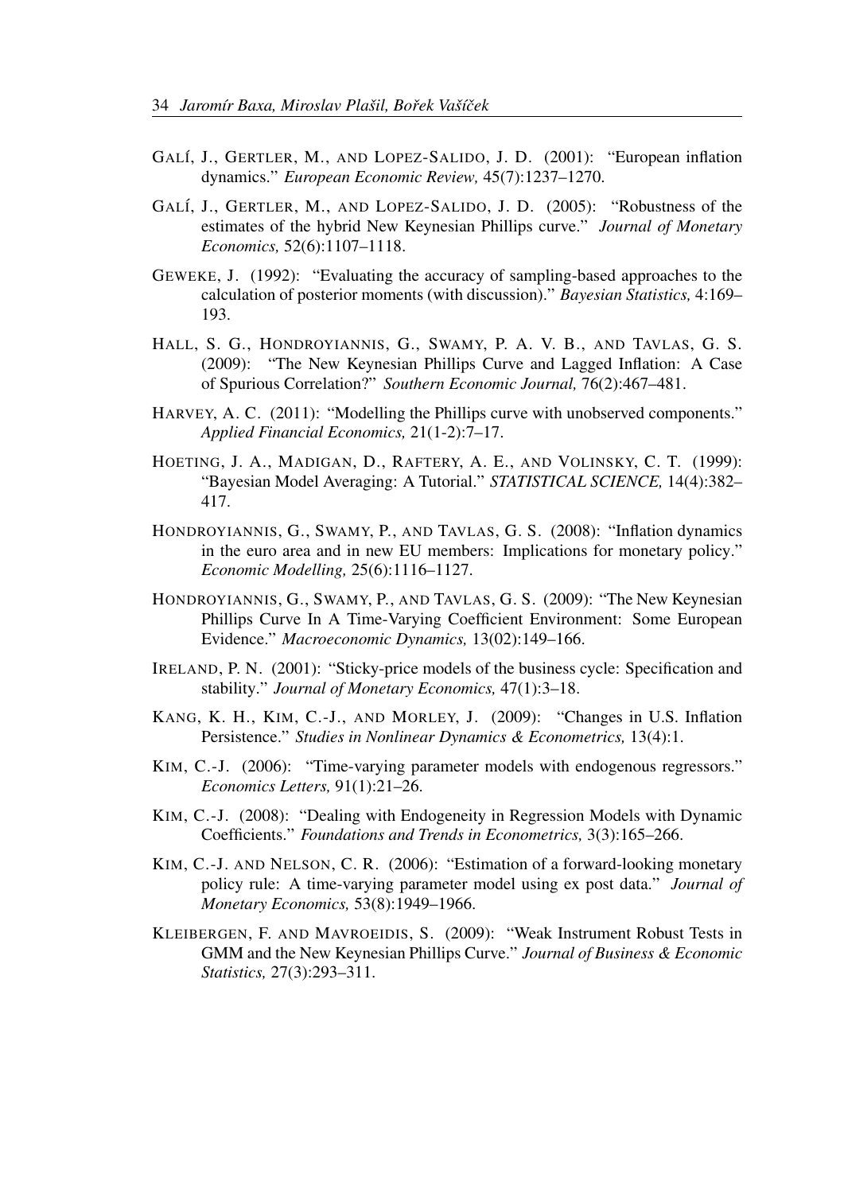GALÍ, J., GERTLER, M., AND LOPEZ-SALIDO, J. D. (2001): "European inflation dynamics." *European Economic Review,* 45(7):1237–1270.

GALÍ, J., GERTLER, M., AND LOPEZ-SALIDO, J. D. (2005): "Robustness of the estimates of the hybrid New Keynesian Phillips curve." *Journal of Monetary Economics,* 52(6):1107–1118.

GEWEKE, J. (1992): "Evaluating the accuracy of sampling-based approaches to the calculation of posterior moments (with discussion)." *Bayesian Statistics,* 4:169–193.

HALL, S. G., HONDROYIANNIS, G., SWAMY, P. A. V. B., AND TAVLAS, G. S. (2009): "The New Keynesian Phillips Curve and Lagged Inflation: A Case of Spurious Correlation?" *Southern Economic Journal,* 76(2):467–481.

HARVEY, A. C. (2011): "Modelling the Phillips curve with unobserved components." *Applied Financial Economics,* 21(1-2):7–17.

HOETING, J. A., MADIGAN, D., RAFTERY, A. E., AND VOLINSKY, C. T. (1999): "Bayesian Model Averaging: A Tutorial." *STATISTICAL SCIENCE,* 14(4):382–417.

HONDROYIANNIS, G., SWAMY, P., AND TAVLAS, G. S. (2008): "Inflation dynamics in the euro area and in new EU members: Implications for monetary policy." *Economic Modelling,* 25(6):1116–1127.

HONDROYIANNIS, G., SWAMY, P., AND TAVLAS, G. S. (2009): "The New Keynesian Phillips Curve In A Time-Varying Coefficient Environment: Some European Evidence." *Macroeconomic Dynamics,* 13(02):149–166.

IRELAND, P. N. (2001): "Sticky-price models of the business cycle: Specification and stability." *Journal of Monetary Economics,* 47(1):3–18.

KANG, K. H., KIM, C.-J., AND MORLEY, J. (2009): "Changes in U.S. Inflation Persistence." *Studies in Nonlinear Dynamics & Econometrics,* 13(4):1.

KIM, C.-J. (2006): "Time-varying parameter models with endogenous regressors." *Economics Letters,* 91(1):21–26.

KIM, C.-J. (2008): "Dealing with Endogeneity in Regression Models with Dynamic Coefficients." *Foundations and Trends in Econometrics,* 3(3):165–266.

KIM, C.-J. AND NELSON, C. R. (2006): "Estimation of a forward-looking monetary policy rule: A time-varying parameter model using ex post data." *Journal of Monetary Economics,* 53(8):1949–1966.

KLEIBERGEN, F. AND MAVROEIDIS, S. (2009): "Weak Instrument Robust Tests in GMM and the New Keynesian Phillips Curve." *Journal of Business & Economic Statistics,* 27(3):293–311.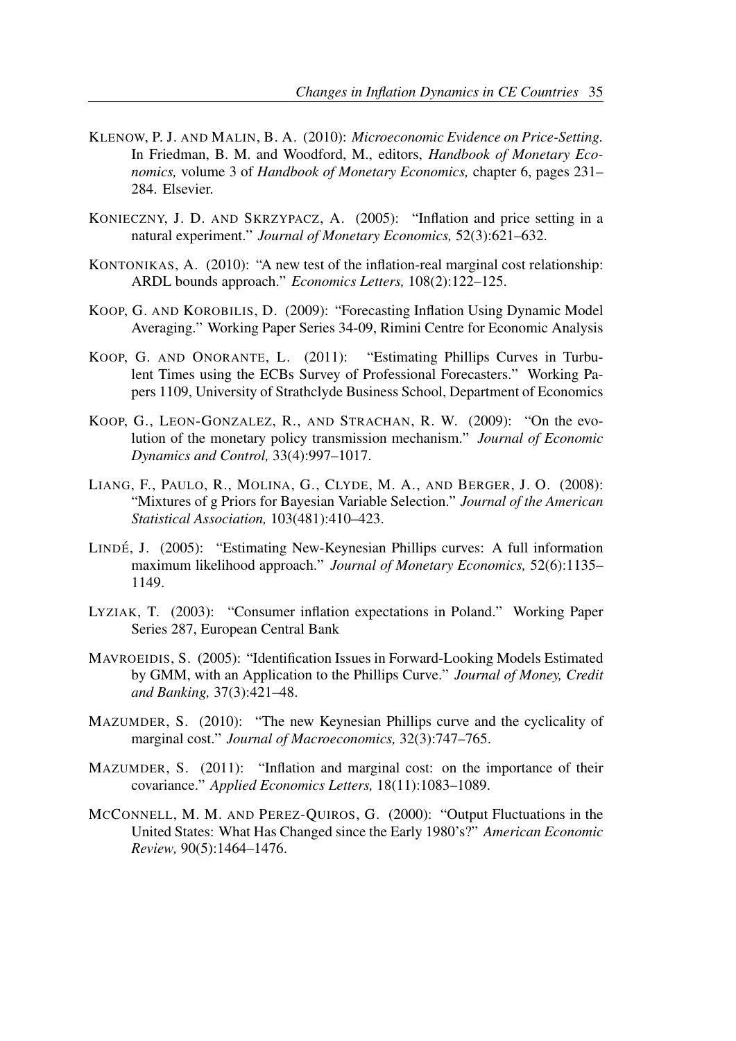KLENOW, P. J. AND MALIN, B. A. (2010): *Microeconomic Evidence on Price-Setting.* In Friedman, B. M. and Woodford, M., editors, *Handbook of Monetary Economics,* volume 3 of *Handbook of Monetary Economics,* chapter 6, pages 231–284. Elsevier.

KONIECZNY, J. D. AND SKRZYPACZ, A. (2005): "Inflation and price setting in a natural experiment." *Journal of Monetary Economics,* 52(3):621–632.

KONTONIKAS, A. (2010): "A new test of the inflation-real marginal cost relationship: ARDL bounds approach." *Economics Letters,* 108(2):122–125.

KOOP, G. AND KOROBILIS, D. (2009): "Forecasting Inflation Using Dynamic Model Averaging." Working Paper Series 34-09, Rimini Centre for Economic Analysis

KOOP, G. AND ONORANTE, L. (2011): "Estimating Phillips Curves in Turbulent Times using the ECBs Survey of Professional Forecasters." Working Papers 1109, University of Strathclyde Business School, Department of Economics

KOOP, G., LEON-GONZALEZ, R., AND STRACHAN, R. W. (2009): "On the evolution of the monetary policy transmission mechanism." *Journal of Economic Dynamics and Control,* 33(4):997–1017.

LIANG, F., PAULO, R., MOLINA, G., CLYDE, M. A., AND BERGER, J. O. (2008): "Mixtures of g Priors for Bayesian Variable Selection." *Journal of the American Statistical Association,* 103(481):410–423.

LINDÉ, J. (2005): "Estimating New-Keynesian Phillips curves: A full information maximum likelihood approach." *Journal of Monetary Economics,* 52(6):1135–1149.

LYZIAK, T. (2003): "Consumer inflation expectations in Poland." Working Paper Series 287, European Central Bank

MAVROEIDIS, S. (2005): "Identification Issues in Forward-Looking Models Estimated by GMM, with an Application to the Phillips Curve." *Journal of Money, Credit and Banking,* 37(3):421–48.

MAZUMDER, S. (2010): "The new Keynesian Phillips curve and the cyclicality of marginal cost." *Journal of Macroeconomics,* 32(3):747–765.

MAZUMDER, S. (2011): "Inflation and marginal cost: on the importance of their covariance." *Applied Economics Letters,* 18(11):1083–1089.

MCCONNELL, M. M. AND PEREZ-QUIROS, G. (2000): "Output Fluctuations in the United States: What Has Changed since the Early 1980's?" *American Economic Review,* 90(5):1464–1476.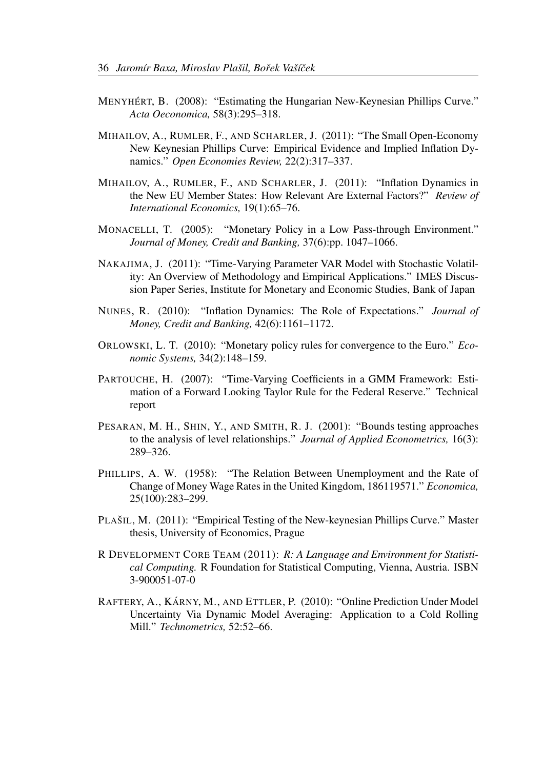MENYHÉRT, B. (2008): "Estimating the Hungarian New-Keynesian Phillips Curve." *Acta Oeconomica,* 58(3):295–318.

MIHAILOV, A., RUMLER, F., AND SCHARLER, J. (2011): "The Small Open-Economy New Keynesian Phillips Curve: Empirical Evidence and Implied Inflation Dynamics." *Open Economies Review,* 22(2):317–337.

MIHAILOV, A., RUMLER, F., AND SCHARLER, J. (2011): "Inflation Dynamics in the New EU Member States: How Relevant Are External Factors?" *Review of International Economics,* 19(1):65–76.

MONACELLI, T. (2005): "Monetary Policy in a Low Pass-through Environment." *Journal of Money, Credit and Banking,* 37(6):pp. 1047–1066.

NAKAJIMA, J. (2011): "Time-Varying Parameter VAR Model with Stochastic Volatility: An Overview of Methodology and Empirical Applications." IMES Discussion Paper Series, Institute for Monetary and Economic Studies, Bank of Japan

NUNES, R. (2010): "Inflation Dynamics: The Role of Expectations." *Journal of Money, Credit and Banking,* 42(6):1161–1172.

ORLOWSKI, L. T. (2010): "Monetary policy rules for convergence to the Euro." *Economic Systems,* 34(2):148–159.

PARTOUCHE, H. (2007): "Time-Varying Coefficients in a GMM Framework: Estimation of a Forward Looking Taylor Rule for the Federal Reserve." Technical report

PESARAN, M. H., SHIN, Y., AND SMITH, R. J. (2001): "Bounds testing approaches to the analysis of level relationships." *Journal of Applied Econometrics,* 16(3): 289–326.

PHILLIPS, A. W. (1958): "The Relation Between Unemployment and the Rate of Change of Money Wage Rates in the United Kingdom, 186119571." *Economica,* 25(100):283–299.

PLAŠIL, M. (2011): "Empirical Testing of the New-keynesian Phillips Curve." Master thesis, University of Economics, Prague

R DEVELOPMENT CORE TEAM (2011): *R: A Language and Environment for Statistical Computing.* R Foundation for Statistical Computing, Vienna, Austria. ISBN 3-900051-07-0

RAFTERY, A., KÁRNY, M., AND ETTLER, P. (2010): "Online Prediction Under Model Uncertainty Via Dynamic Model Averaging: Application to a Cold Rolling Mill." *Technometrics,* 52:52–66.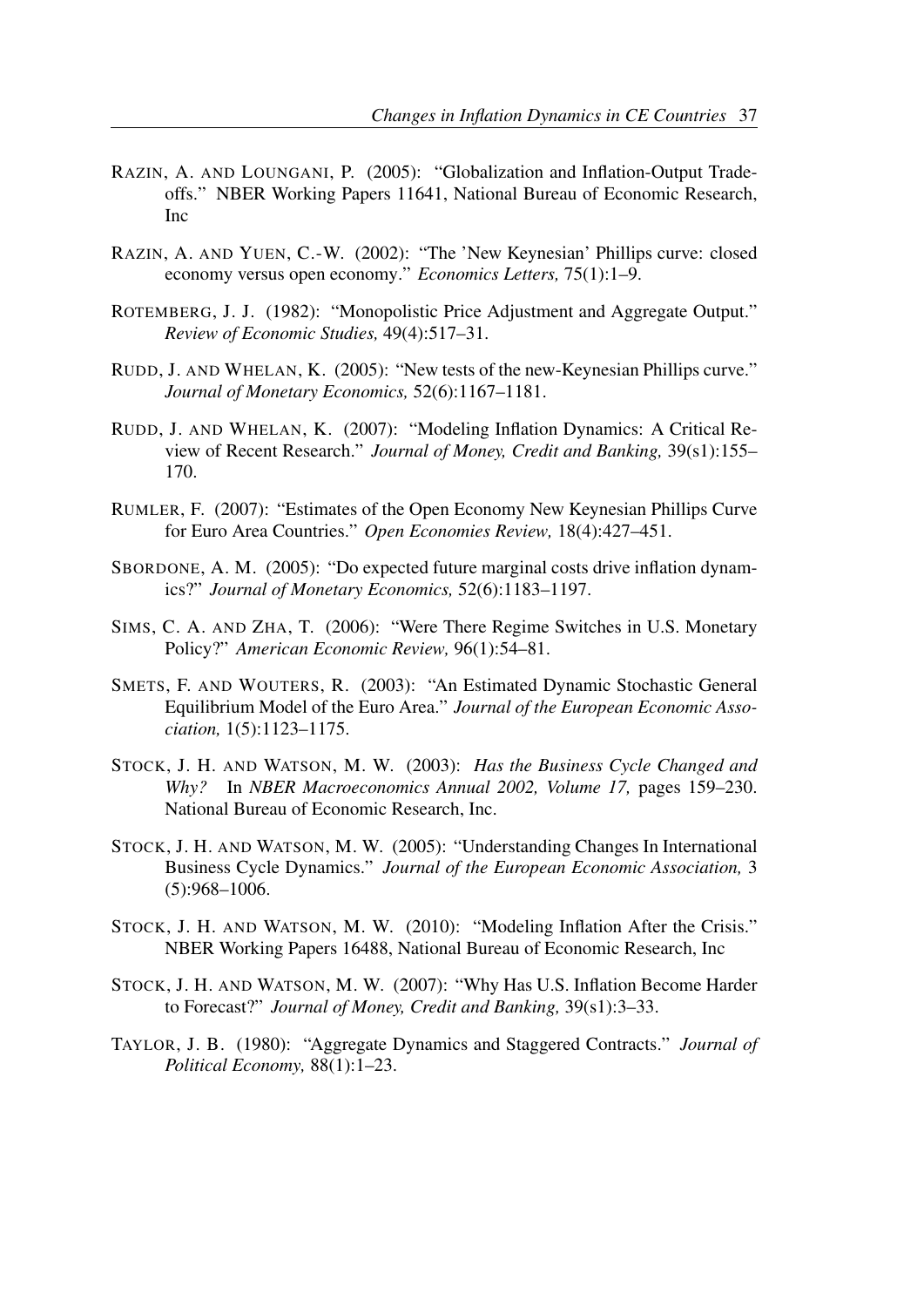RAZIN, A. AND LOUNGANI, P. (2005): "Globalization and Inflation-Output Tradeoffs." NBER Working Papers 11641, National Bureau of Economic Research, Inc

RAZIN, A. AND YUEN, C.-W. (2002): "The 'New Keynesian' Phillips curve: closed economy versus open economy." *Economics Letters,* 75(1):1–9.

ROTEMBERG, J. J. (1982): "Monopolistic Price Adjustment and Aggregate Output." *Review of Economic Studies,* 49(4):517–31.

RUDD, J. AND WHELAN, K. (2005): "New tests of the new-Keynesian Phillips curve." *Journal of Monetary Economics,* 52(6):1167–1181.

RUDD, J. AND WHELAN, K. (2007): "Modeling Inflation Dynamics: A Critical Review of Recent Research." *Journal of Money, Credit and Banking,* 39(s1):155–170.

RUMLER, F. (2007): "Estimates of the Open Economy New Keynesian Phillips Curve for Euro Area Countries." *Open Economies Review,* 18(4):427–451.

SBORDONE, A. M. (2005): "Do expected future marginal costs drive inflation dynamics?" *Journal of Monetary Economics,* 52(6):1183–1197.

SIMS, C. A. AND ZHA, T. (2006): "Were There Regime Switches in U.S. Monetary Policy?" *American Economic Review,* 96(1):54–81.

SMETS, F. AND WOUTERS, R. (2003): "An Estimated Dynamic Stochastic General Equilibrium Model of the Euro Area." *Journal of the European Economic Association,* 1(5):1123–1175.

STOCK, J. H. AND WATSON, M. W. (2003): *Has the Business Cycle Changed and Why?* In *NBER Macroeconomics Annual 2002, Volume 17,* pages 159–230. National Bureau of Economic Research, Inc.

STOCK, J. H. AND WATSON, M. W. (2005): "Understanding Changes In International Business Cycle Dynamics." *Journal of the European Economic Association,* 3 (5):968–1006.

STOCK, J. H. AND WATSON, M. W. (2010): "Modeling Inflation After the Crisis." NBER Working Papers 16488, National Bureau of Economic Research, Inc

STOCK, J. H. AND WATSON, M. W. (2007): "Why Has U.S. Inflation Become Harder to Forecast?" *Journal of Money, Credit and Banking,* 39(s1):3–33.

TAYLOR, J. B. (1980): "Aggregate Dynamics and Staggered Contracts." *Journal of Political Economy,* 88(1):1–23.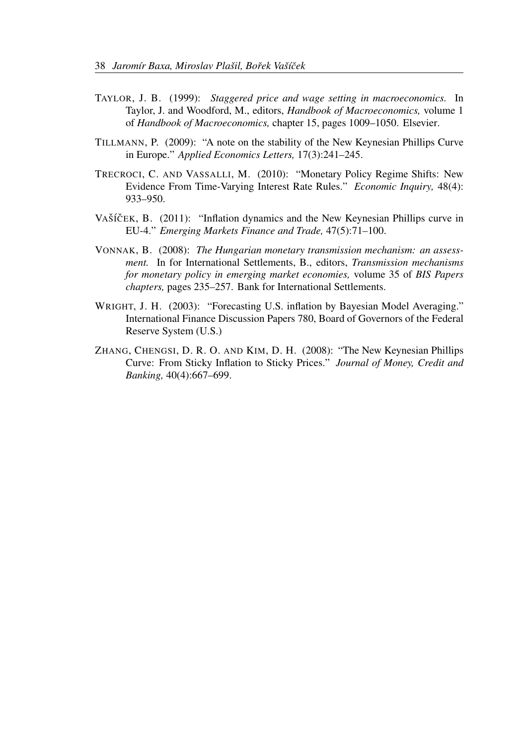TAYLOR, J. B. (1999): *Staggered price and wage setting in macroeconomics.* In Taylor, J. and Woodford, M., editors, *Handbook of Macroeconomics,* volume 1 of *Handbook of Macroeconomics,* chapter 15, pages 1009–1050. Elsevier.

TILLMANN, P. (2009): "A note on the stability of the New Keynesian Phillips Curve in Europe." *Applied Economics Letters,* 17(3):241–245.

TRECROCI, C. AND VASSALLI, M. (2010): "Monetary Policy Regime Shifts: New Evidence From Time-Varying Interest Rate Rules." *Economic Inquiry,* 48(4): 933–950.

VAŠÍČEK, B. (2011): "Inflation dynamics and the New Keynesian Phillips curve in EU-4." *Emerging Markets Finance and Trade,* 47(5):71–100.

VONNAK, B. (2008): *The Hungarian monetary transmission mechanism: an assessment.* In for International Settlements, B., editors, *Transmission mechanisms for monetary policy in emerging market economies,* volume 35 of *BIS Papers chapters,* pages 235–257. Bank for International Settlements.

WRIGHT, J. H. (2003): "Forecasting U.S. inflation by Bayesian Model Averaging." International Finance Discussion Papers 780, Board of Governors of the Federal Reserve System (U.S.)

ZHANG, CHENGSI, D. R. O. AND KIM, D. H. (2008): "The New Keynesian Phillips Curve: From Sticky Inflation to Sticky Prices." *Journal of Money, Credit and Banking,* 40(4):667–699.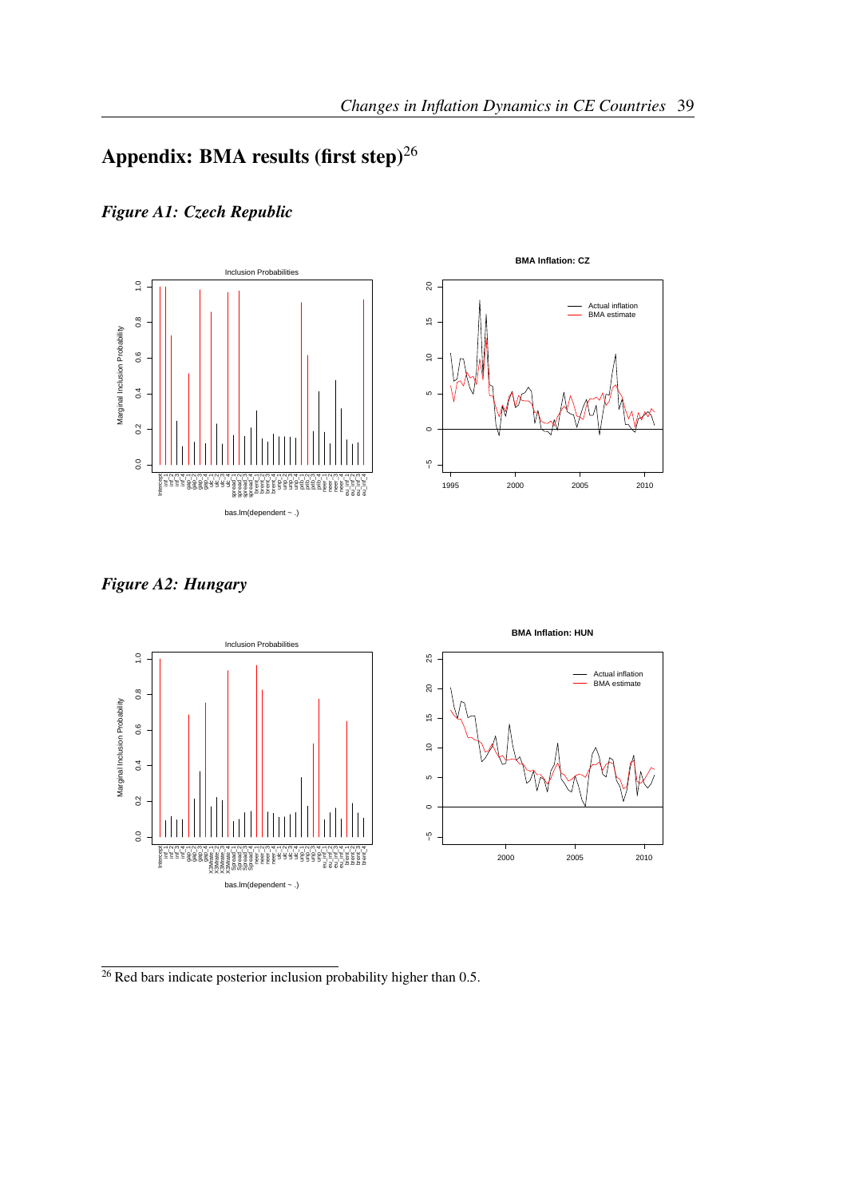# Appendix: BMA results (first step)[26]

### *Figure A1: Czech Republic*

### *Figure A2: Hungary*

[26] Red bars indicate posterior inclusion probability higher than 0.5.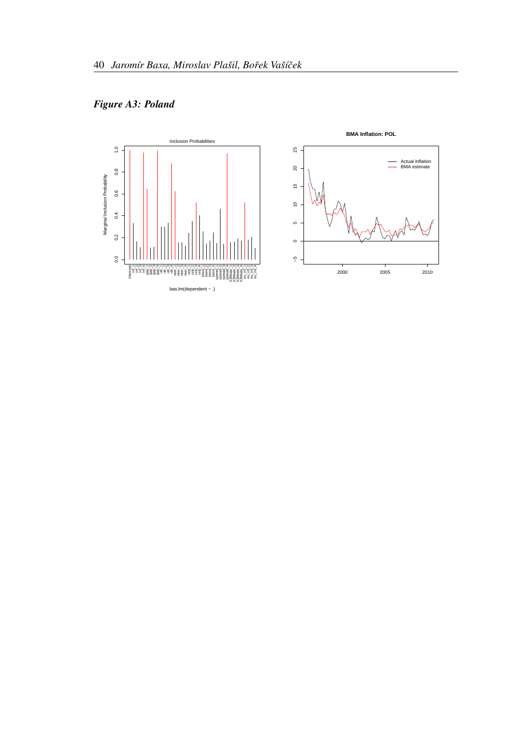## *Figure A3: Poland*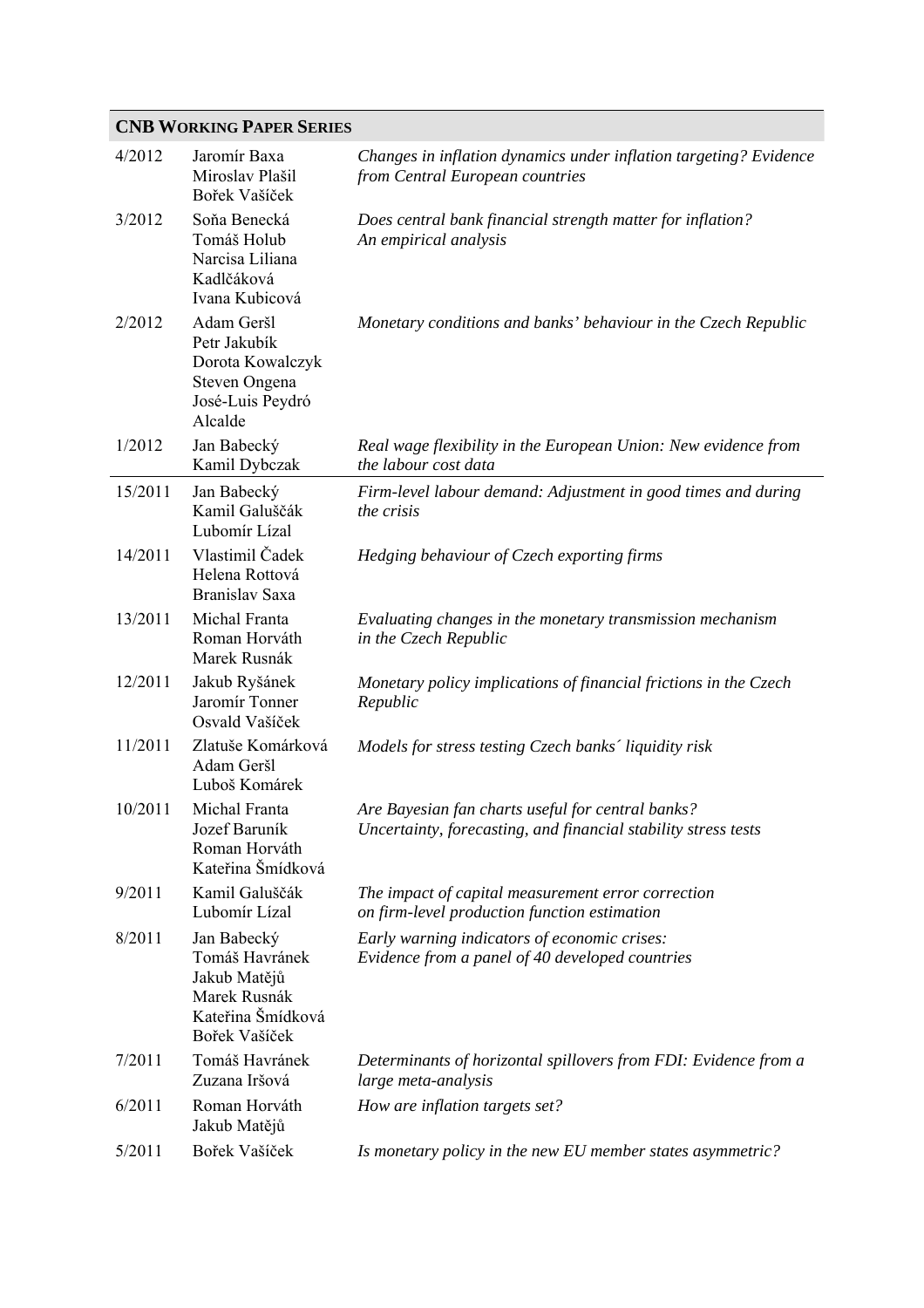## CNB WORKING PAPER SERIES

| | | |
|---|---|---|
| 4/2012 | Jaromír Baxa<br>Miroslav Plašil<br>Bořek Vašíček | *Changes in inflation dynamics under inflation targeting? Evidence from Central European countries* |
| 3/2012 | Soňa Benecká<br>Tomáš Holub<br>Narcisa Liliana Kadlčáková<br>Ivana Kubicová | *Does central bank financial strength matter for inflation? An empirical analysis* |
| 2/2012 | Adam Geršl<br>Petr Jakubík<br>Dorota Kowalczyk<br>Steven Ongena<br>José-Luis Peydró Alcalde | *Monetary conditions and banks' behaviour in the Czech Republic* |
| 1/2012 | Jan Babecký<br>Kamil Dybczak | *Real wage flexibility in the European Union: New evidence from the labour cost data* |
| 15/2011 | Jan Babecký<br>Kamil Galuščák<br>Lubomír Lízal | *Firm-level labour demand: Adjustment in good times and during the crisis* |
| 14/2011 | Vlastimil Čadek<br>Helena Rottová<br>Branislav Saxa | *Hedging behaviour of Czech exporting firms* |
| 13/2011 | Michal Franta<br>Roman Horváth<br>Marek Rusnák | *Evaluating changes in the monetary transmission mechanism in the Czech Republic* |
| 12/2011 | Jakub Ryšánek<br>Jaromír Tonner<br>Osvald Vašíček | *Monetary policy implications of financial frictions in the Czech Republic* |
| 11/2011 | Zlatuše Komárková<br>Adam Geršl<br>Luboš Komárek | *Models for stress testing Czech banks´ liquidity risk* |
| 10/2011 | Michal Franta<br>Jozef Baruník<br>Roman Horváth<br>Kateřina Šmídková | *Are Bayesian fan charts useful for central banks? Uncertainty, forecasting, and financial stability stress tests* |
| 9/2011 | Kamil Galuščák<br>Lubomír Lízal | *The impact of capital measurement error correction on firm-level production function estimation* |
| 8/2011 | Jan Babecký<br>Tomáš Havránek<br>Jakub Matějů<br>Marek Rusnák<br>Kateřina Šmídková<br>Bořek Vašíček | *Early warning indicators of economic crises: Evidence from a panel of 40 developed countries* |
| 7/2011 | Tomáš Havránek<br>Zuzana Iršová | *Determinants of horizontal spillovers from FDI: Evidence from a large meta-analysis* |
| 6/2011 | Roman Horváth<br>Jakub Matějů | *How are inflation targets set?* |
| 5/2011 | Bořek Vašíček | *Is monetary policy in the new EU member states asymmetric?* |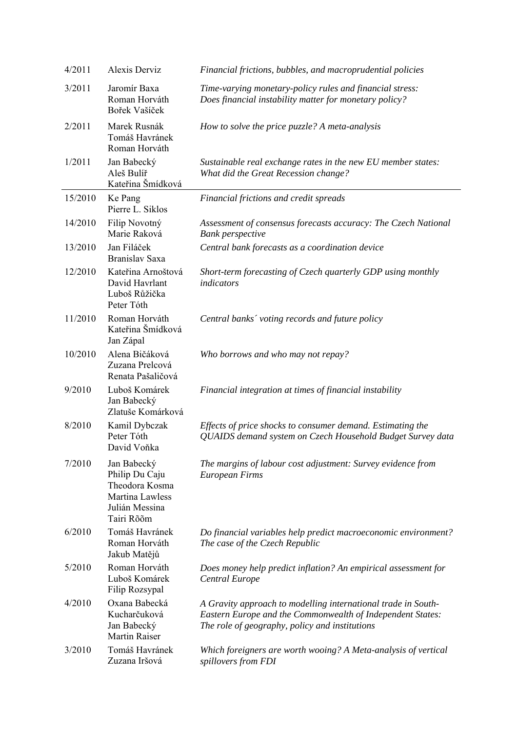| | | |
|---|---|---|
| 4/2011 | Alexis Derviz | *Financial frictions, bubbles, and macroprudential policies* |
| 3/2011 | Jaromír Baxa<br>Roman Horváth<br>Bořek Vašíček | *Time-varying monetary-policy rules and financial stress: Does financial instability matter for monetary policy?* |
| 2/2011 | Marek Rusnák<br>Tomáš Havránek<br>Roman Horváth | *How to solve the price puzzle? A meta-analysis* |
| 1/2011 | Jan Babecký<br>Aleš Bulíř<br>Kateřina Šmídková | *Sustainable real exchange rates in the new EU member states: What did the Great Recession change?* |
| 15/2010 | Ke Pang<br>Pierre L. Siklos | *Financial frictions and credit spreads* |
| 14/2010 | Filip Novotný<br>Marie Raková | *Assessment of consensus forecasts accuracy: The Czech National Bank perspective* |
| 13/2010 | Jan Filáček<br>Branislav Saxa | *Central bank forecasts as a coordination device* |
| 12/2010 | Kateřina Arnoštová<br>David Havrlant<br>Luboš Růžička<br>Peter Tóth | *Short-term forecasting of Czech quarterly GDP using monthly indicators* |
| 11/2010 | Roman Horváth<br>Kateřina Šmídková<br>Jan Zápal | *Central banks´ voting records and future policy* |
| 10/2010 | Alena Bičáková<br>Zuzana Prelcová<br>Renata Pašaličová | *Who borrows and who may not repay?* |
| 9/2010 | Luboš Komárek<br>Jan Babecký<br>Zlatuše Komárková | *Financial integration at times of financial instability* |
| 8/2010 | Kamil Dybczak<br>Peter Tóth<br>David Voňka | *Effects of price shocks to consumer demand. Estimating the QUAIDS demand system on Czech Household Budget Survey data* |
| 7/2010 | Jan Babecký<br>Philip Du Caju<br>Theodora Kosma<br>Martina Lawless<br>Julián Messina<br>Tairi Rõõm | *The margins of labour cost adjustment: Survey evidence from European Firms* |
| 6/2010 | Tomáš Havránek<br>Roman Horváth<br>Jakub Matějů | *Do financial variables help predict macroeconomic environment? The case of the Czech Republic* |
| 5/2010 | Roman Horváth<br>Luboš Komárek<br>Filip Rozsypal | *Does money help predict inflation? An empirical assessment for Central Europe* |
| 4/2010 | Oxana Babecká Kucharčuková<br>Jan Babecký<br>Martin Raiser | *A Gravity approach to modelling international trade in South-Eastern Europe and the Commonwealth of Independent States: The role of geography, policy and institutions* |
| 3/2010 | Tomáš Havránek<br>Zuzana Iršová | *Which foreigners are worth wooing? A Meta-analysis of vertical spillovers from FDI* |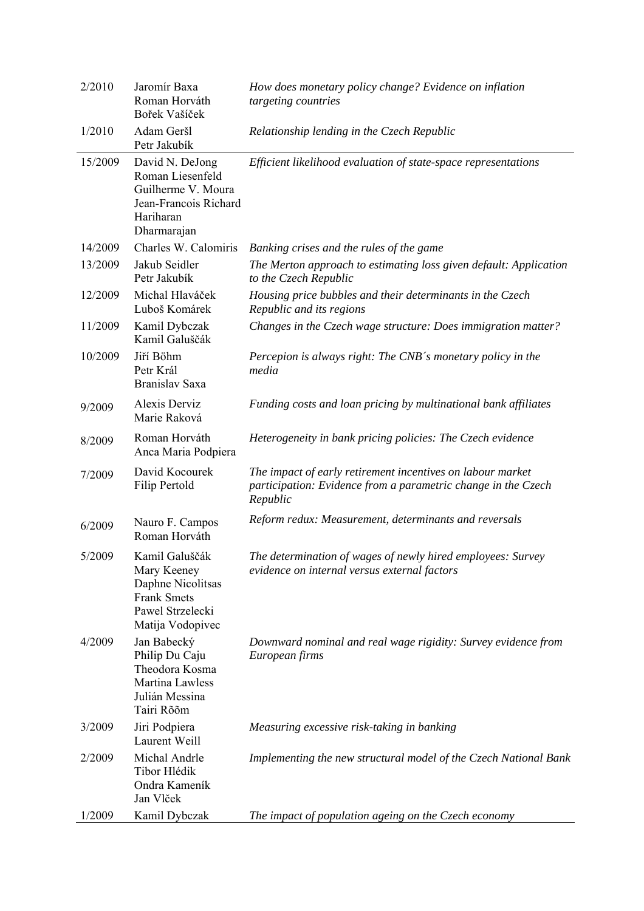| | | |
|---|---|---|
| 2/2010 | Jaromír Baxa<br>Roman Horváth<br>Bořek Vašíček | *How does monetary policy change? Evidence on inflation targeting countries* |
| 1/2010 | Adam Geršl<br>Petr Jakubík | *Relationship lending in the Czech Republic* |
| 15/2009 | David N. DeJong<br>Roman Liesenfeld<br>Guilherme V. Moura<br>Jean-Francois Richard<br>Hariharan<br>Dharmarajan | *Efficient likelihood evaluation of state-space representations* |
| 14/2009 | Charles W. Calomiris | *Banking crises and the rules of the game* |
| 13/2009 | Jakub Seidler<br>Petr Jakubík | *The Merton approach to estimating loss given default: Application to the Czech Republic* |
| 12/2009 | Michal Hlaváček<br>Luboš Komárek | *Housing price bubbles and their determinants in the Czech Republic and its regions* |
| 11/2009 | Kamil Dybczak<br>Kamil Galuščák | *Changes in the Czech wage structure: Does immigration matter?* |
| 10/2009 | Jiří Böhm<br>Petr Král<br>Branislav Saxa | *Percepion is always right: The CNB´s monetary policy in the media* |
| 9/2009 | Alexis Derviz<br>Marie Raková | *Funding costs and loan pricing by multinational bank affiliates* |
| 8/2009 | Roman Horváth<br>Anca Maria Podpiera | *Heterogeneity in bank pricing policies: The Czech evidence* |
| 7/2009 | David Kocourek<br>Filip Pertold | *The impact of early retirement incentives on labour market participation: Evidence from a parametric change in the Czech Republic* |
| 6/2009 | Nauro F. Campos<br>Roman Horváth | *Reform redux: Measurement, determinants and reversals* |
| 5/2009 | Kamil Galuščák<br>Mary Keeney<br>Daphne Nicolitsas<br>Frank Smets<br>Pawel Strzelecki<br>Matija Vodopivec | *The determination of wages of newly hired employees: Survey evidence on internal versus external factors* |
| 4/2009 | Jan Babecký<br>Philip Du Caju<br>Theodora Kosma<br>Martina Lawless<br>Julián Messina<br>Tairi Rõõm | *Downward nominal and real wage rigidity: Survey evidence from European firms* |
| 3/2009 | Jiri Podpiera<br>Laurent Weill | *Measuring excessive risk-taking in banking* |
| 2/2009 | Michal Andrle<br>Tibor Hlédik<br>Ondra Kameník<br>Jan Vlček | *Implementing the new structural model of the Czech National Bank* |
| 1/2009 | Kamil Dybczak | *The impact of population ageing on the Czech economy* |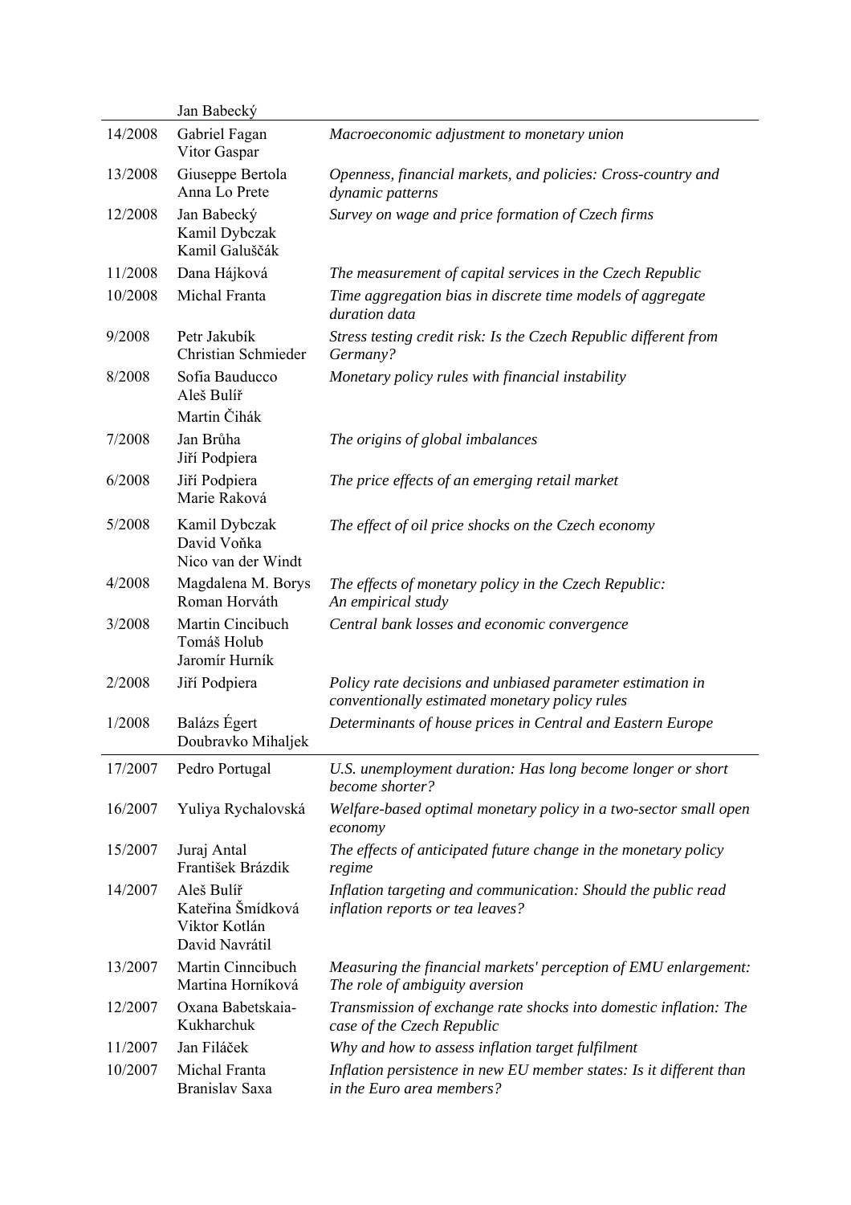| | | |
|---|---|---|
| | Jan Babecký | |
| 14/2008 | Gabriel Fagan<br>Vitor Gaspar | *Macroeconomic adjustment to monetary union* |
| 13/2008 | Giuseppe Bertola<br>Anna Lo Prete | *Openness, financial markets, and policies: Cross-country and dynamic patterns* |
| 12/2008 | Jan Babecký<br>Kamil Dybczak<br>Kamil Galuščák | *Survey on wage and price formation of Czech firms* |
| 11/2008 | Dana Hájková | *The measurement of capital services in the Czech Republic* |
| 10/2008 | Michal Franta | *Time aggregation bias in discrete time models of aggregate duration data* |
| 9/2008 | Petr Jakubík<br>Christian Schmieder | *Stress testing credit risk: Is the Czech Republic different from Germany?* |
| 8/2008 | Sofia Bauducco<br>Aleš Bulíř<br>Martin Čihák | *Monetary policy rules with financial instability* |
| 7/2008 | Jan Brůha<br>Jiří Podpiera | *The origins of global imbalances* |
| 6/2008 | Jiří Podpiera<br>Marie Raková | *The price effects of an emerging retail market* |
| 5/2008 | Kamil Dybczak<br>David Voňka<br>Nico van der Windt | *The effect of oil price shocks on the Czech economy* |
| 4/2008 | Magdalena M. Borys<br>Roman Horváth | *The effects of monetary policy in the Czech Republic: An empirical study* |
| 3/2008 | Martin Cincibuch<br>Tomáš Holub<br>Jaromír Hurník | *Central bank losses and economic convergence* |
| 2/2008 | Jiří Podpiera | *Policy rate decisions and unbiased parameter estimation in conventionally estimated monetary policy rules* |
| 1/2008 | Balázs Égert<br>Doubravko Mihaljek | *Determinants of house prices in Central and Eastern Europe* |
| 17/2007 | Pedro Portugal | *U.S. unemployment duration: Has long become longer or short become shorter?* |
| 16/2007 | Yuliya Rychalovská | *Welfare-based optimal monetary policy in a two-sector small open economy* |
| 15/2007 | Juraj Antal<br>František Brázdik | *The effects of anticipated future change in the monetary policy regime* |
| 14/2007 | Aleš Bulíř<br>Kateřina Šmídková<br>Viktor Kotlán<br>David Navrátil | *Inflation targeting and communication: Should the public read inflation reports or tea leaves?* |
| 13/2007 | Martin Cinncibuch<br>Martina Horníková | *Measuring the financial markets' perception of EMU enlargement: The role of ambiguity aversion* |
| 12/2007 | Oxana Babetskaia-Kukharchuk | *Transmission of exchange rate shocks into domestic inflation: The case of the Czech Republic* |
| 11/2007 | Jan Filáček | *Why and how to assess inflation target fulfilment* |
| 10/2007 | Michal Franta<br>Branislav Saxa | *Inflation persistence in new EU member states: Is it different than in the Euro area members?* |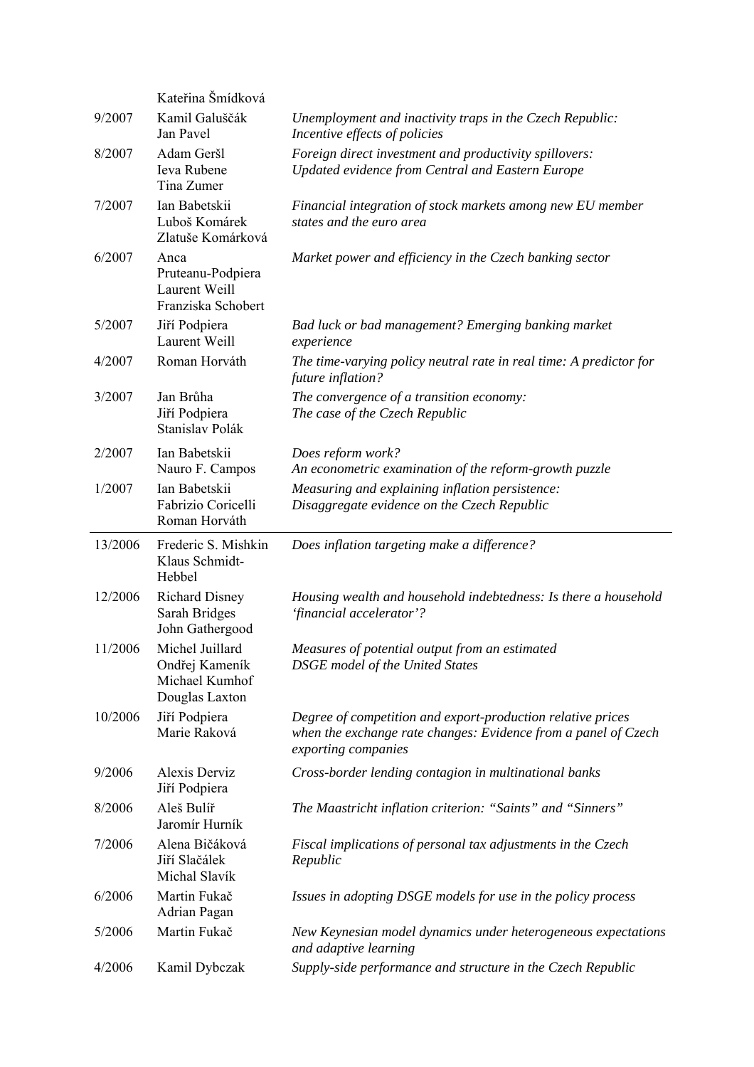| | | |
|---|---|---|
| | Kateřina Šmídková | |
| 9/2007 | Kamil Galuščák<br>Jan Pavel | *Unemployment and inactivity traps in the Czech Republic: Incentive effects of policies* |
| 8/2007 | Adam Geršl<br>Ieva Rubene<br>Tina Zumer | *Foreign direct investment and productivity spillovers: Updated evidence from Central and Eastern Europe* |
| 7/2007 | Ian Babetskii<br>Luboš Komárek<br>Zlatuše Komárková | *Financial integration of stock markets among new EU member states and the euro area* |
| 6/2007 | Anca Pruteanu-Podpiera<br>Laurent Weill<br>Franziska Schobert | *Market power and efficiency in the Czech banking sector* |
| 5/2007 | Jiří Podpiera<br>Laurent Weill | *Bad luck or bad management? Emerging banking market experience* |
| 4/2007 | Roman Horváth | *The time-varying policy neutral rate in real time: A predictor for future inflation?* |
| 3/2007 | Jan Brůha<br>Jiří Podpiera<br>Stanislav Polák | *The convergence of a transition economy: The case of the Czech Republic* |
| 2/2007 | Ian Babetskii<br>Nauro F. Campos | *Does reform work? An econometric examination of the reform-growth puzzle* |
| 1/2007 | Ian Babetskii<br>Fabrizio Coricelli<br>Roman Horváth | *Measuring and explaining inflation persistence: Disaggregate evidence on the Czech Republic* |
| 13/2006 | Frederic S. Mishkin<br>Klaus Schmidt-Hebbel | *Does inflation targeting make a difference?* |
| 12/2006 | Richard Disney<br>Sarah Bridges<br>John Gathergood | *Housing wealth and household indebtedness: Is there a household 'financial accelerator'?* |
| 11/2006 | Michel Juillard<br>Ondřej Kameník<br>Michael Kumhof<br>Douglas Laxton | *Measures of potential output from an estimated DSGE model of the United States* |
| 10/2006 | Jiří Podpiera<br>Marie Raková | *Degree of competition and export-production relative prices when the exchange rate changes: Evidence from a panel of Czech exporting companies* |
| 9/2006 | Alexis Derviz<br>Jiří Podpiera | *Cross-border lending contagion in multinational banks* |
| 8/2006 | Aleš Bulíř<br>Jaromír Hurník | *The Maastricht inflation criterion: "Saints" and "Sinners"* |
| 7/2006 | Alena Bičáková<br>Jiří Slačálek<br>Michal Slavík | *Fiscal implications of personal tax adjustments in the Czech Republic* |
| 6/2006 | Martin Fukač<br>Adrian Pagan | *Issues in adopting DSGE models for use in the policy process* |
| 5/2006 | Martin Fukač | *New Keynesian model dynamics under heterogeneous expectations and adaptive learning* |
| 4/2006 | Kamil Dybczak | *Supply-side performance and structure in the Czech Republic* |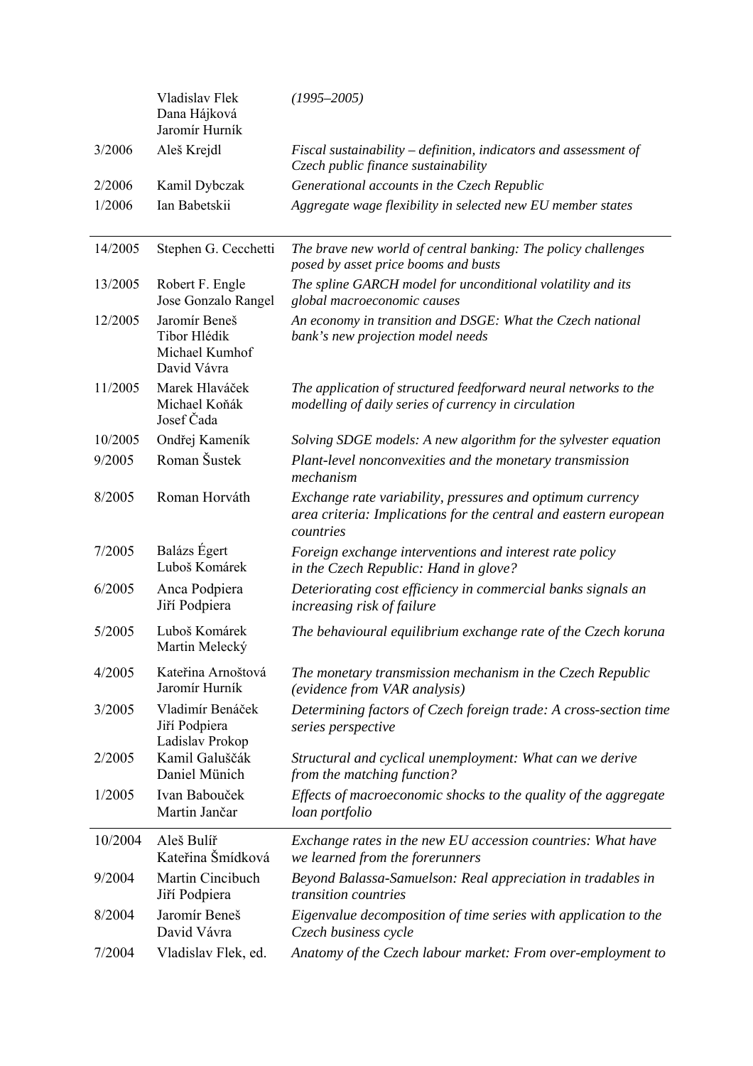| | | |
|---|---|---|
| | Vladislav Flek<br>Dana Hájková<br>Jaromír Hurník | *(1995–2005)* |
| 3/2006 | Aleš Krejdl | *Fiscal sustainability – definition, indicators and assessment of Czech public finance sustainability* |
| 2/2006 | Kamil Dybczak | *Generational accounts in the Czech Republic* |
| 1/2006 | Ian Babetskii | *Aggregate wage flexibility in selected new EU member states* |
| 14/2005 | Stephen G. Cecchetti | *The brave new world of central banking: The policy challenges posed by asset price booms and busts* |
| 13/2005 | Robert F. Engle<br>Jose Gonzalo Rangel | *The spline GARCH model for unconditional volatility and its global macroeconomic causes* |
| 12/2005 | Jaromír Beneš<br>Tibor Hlédik<br>Michael Kumhof<br>David Vávra | *An economy in transition and DSGE: What the Czech national bank's new projection model needs* |
| 11/2005 | Marek Hlaváček<br>Michael Koňák<br>Josef Čada | *The application of structured feedforward neural networks to the modelling of daily series of currency in circulation* |
| 10/2005 | Ondřej Kameník | *Solving SDGE models: A new algorithm for the sylvester equation* |
| 9/2005 | Roman Šustek | *Plant-level nonconvexities and the monetary transmission mechanism* |
| 8/2005 | Roman Horváth | *Exchange rate variability, pressures and optimum currency area criteria: Implications for the central and eastern european countries* |
| 7/2005 | Balázs Égert<br>Luboš Komárek | *Foreign exchange interventions and interest rate policy in the Czech Republic: Hand in glove?* |
| 6/2005 | Anca Podpiera<br>Jiří Podpiera | *Deteriorating cost efficiency in commercial banks signals an increasing risk of failure* |
| 5/2005 | Luboš Komárek<br>Martin Melecký | *The behavioural equilibrium exchange rate of the Czech koruna* |
| 4/2005 | Kateřina Arnoštová<br>Jaromír Hurník | *The monetary transmission mechanism in the Czech Republic (evidence from VAR analysis)* |
| 3/2005 | Vladimír Benáček<br>Jiří Podpiera<br>Ladislav Prokop | *Determining factors of Czech foreign trade: A cross-section time series perspective* |
| 2/2005 | Kamil Galuščák<br>Daniel Münich | *Structural and cyclical unemployment: What can we derive from the matching function?* |
| 1/2005 | Ivan Babouček<br>Martin Jančar | *Effects of macroeconomic shocks to the quality of the aggregate loan portfolio* |
| 10/2004 | Aleš Bulíř<br>Kateřina Šmídková | *Exchange rates in the new EU accession countries: What have we learned from the forerunners* |
| 9/2004 | Martin Cincibuch<br>Jiří Podpiera | *Beyond Balassa-Samuelson: Real appreciation in tradables in transition countries* |
| 8/2004 | Jaromír Beneš<br>David Vávra | *Eigenvalue decomposition of time series with application to the Czech business cycle* |
| 7/2004 | Vladislav Flek, ed. | *Anatomy of the Czech labour market: From over-employment to* |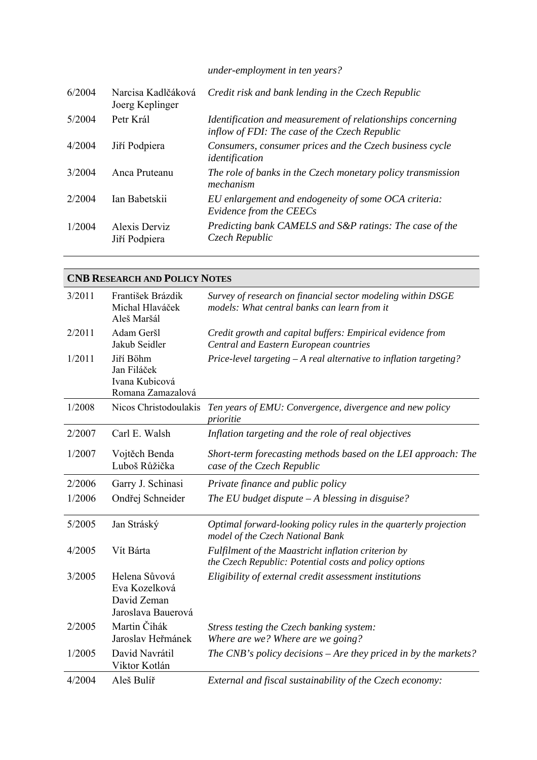| | | *under-employment in ten years?* |
|---|---|---|
| 6/2004 | Narcisa Kadlčáková<br>Joerg Keplinger | *Credit risk and bank lending in the Czech Republic* |
| 5/2004 | Petr Král | *Identification and measurement of relationships concerning inflow of FDI: The case of the Czech Republic* |
| 4/2004 | Jiří Podpiera | *Consumers, consumer prices and the Czech business cycle identification* |
| 3/2004 | Anca Pruteanu | *The role of banks in the Czech monetary policy transmission mechanism* |
| 2/2004 | Ian Babetskii | *EU enlargement and endogeneity of some OCA criteria: Evidence from the CEECs* |
| 1/2004 | Alexis Derviz<br>Jiří Podpiera | *Predicting bank CAMELS and S&P ratings: The case of the Czech Republic* |

## CNB Research and Policy Notes

| | | |
|---|---|---|
| 3/2011 | František Brázdik<br>Michal Hlaváček<br>Aleš Maršál | *Survey of research on financial sector modeling within DSGE models: What central banks can learn from it* |
| 2/2011 | Adam Geršl<br>Jakub Seidler | *Credit growth and capital buffers: Empirical evidence from Central and Eastern European countries* |
| 1/2011 | Jiří Böhm<br>Jan Filáček<br>Ivana Kubicová<br>Romana Zamazalová | *Price-level targeting – A real alternative to inflation targeting?* |
| 1/2008 | Nicos Christodoulakis | *Ten years of EMU: Convergence, divergence and new policy prioritie* |
| 2/2007 | Carl E. Walsh | *Inflation targeting and the role of real objectives* |
| 1/2007 | Vojtěch Benda<br>Luboš Růžička | *Short-term forecasting methods based on the LEI approach: The case of the Czech Republic* |
| 2/2006 | Garry J. Schinasi | *Private finance and public policy* |
| 1/2006 | Ondřej Schneider | *The EU budget dispute – A blessing in disguise?* |
| 5/2005 | Jan Stráský | *Optimal forward-looking policy rules in the quarterly projection model of the Czech National Bank* |
| 4/2005 | Vít Bárta | *Fulfilment of the Maastricht inflation criterion by the Czech Republic: Potential costs and policy options* |
| 3/2005 | Helena Sůvová<br>Eva Kozelková<br>David Zeman<br>Jaroslava Bauerová | *Eligibility of external credit assessment institutions* |
| 2/2005 | Martin Čihák<br>Jaroslav Heřmánek | *Stress testing the Czech banking system: Where are we? Where are we going?* |
| 1/2005 | David Navrátil<br>Viktor Kotlán | *The CNB's policy decisions – Are they priced in by the markets?* |
| 4/2004 | Aleš Bulíř | *External and fiscal sustainability of the Czech economy:* |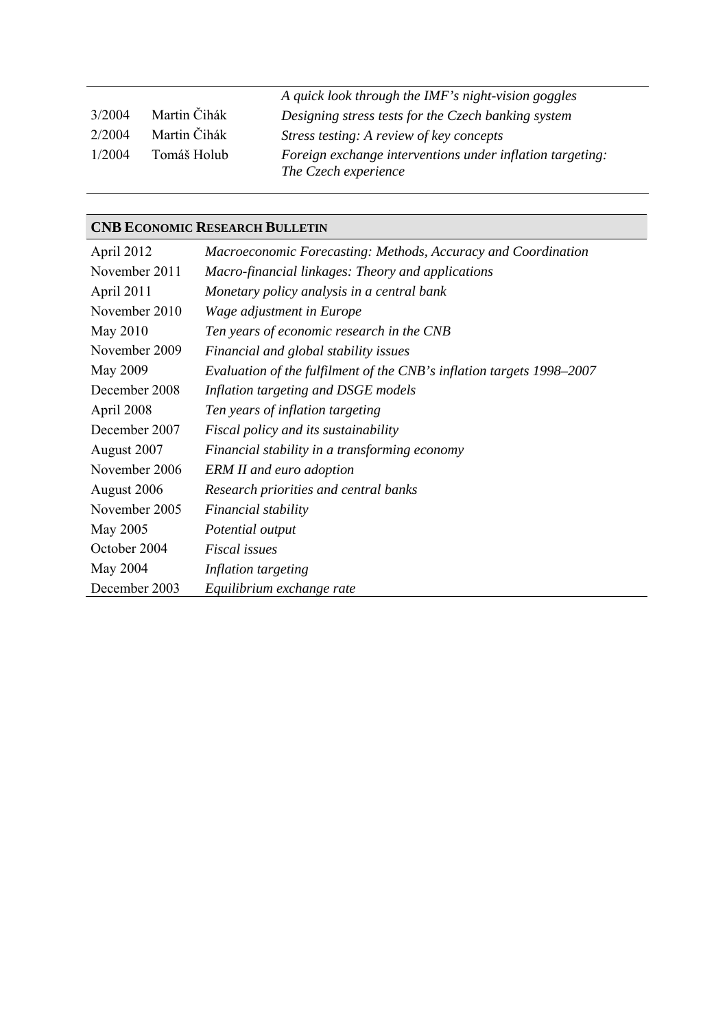| | | |
|---|---|---|
| | | *A quick look through the IMF's night-vision goggles* |
| 3/2004 | Martin Čihák | *Designing stress tests for the Czech banking system* |
| 2/2004 | Martin Čihák | *Stress testing: A review of key concepts* |
| 1/2004 | Tomáš Holub | *Foreign exchange interventions under inflation targeting: The Czech experience* |

| **CNB ECONOMIC RESEARCH BULLETIN** | |
|---|---|
| April 2012 | *Macroeconomic Forecasting: Methods, Accuracy and Coordination* |
| November 2011 | *Macro-financial linkages: Theory and applications* |
| April 2011 | *Monetary policy analysis in a central bank* |
| November 2010 | *Wage adjustment in Europe* |
| May 2010 | *Ten years of economic research in the CNB* |
| November 2009 | *Financial and global stability issues* |
| May 2009 | *Evaluation of the fulfilment of the CNB's inflation targets 1998–2007* |
| December 2008 | *Inflation targeting and DSGE models* |
| April 2008 | *Ten years of inflation targeting* |
| December 2007 | *Fiscal policy and its sustainability* |
| August 2007 | *Financial stability in a transforming economy* |
| November 2006 | *ERM II and euro adoption* |
| August 2006 | *Research priorities and central banks* |
| November 2005 | *Financial stability* |
| May 2005 | *Potential output* |
| October 2004 | *Fiscal issues* |
| May 2004 | *Inflation targeting* |
| December 2003 | *Equilibrium exchange rate* |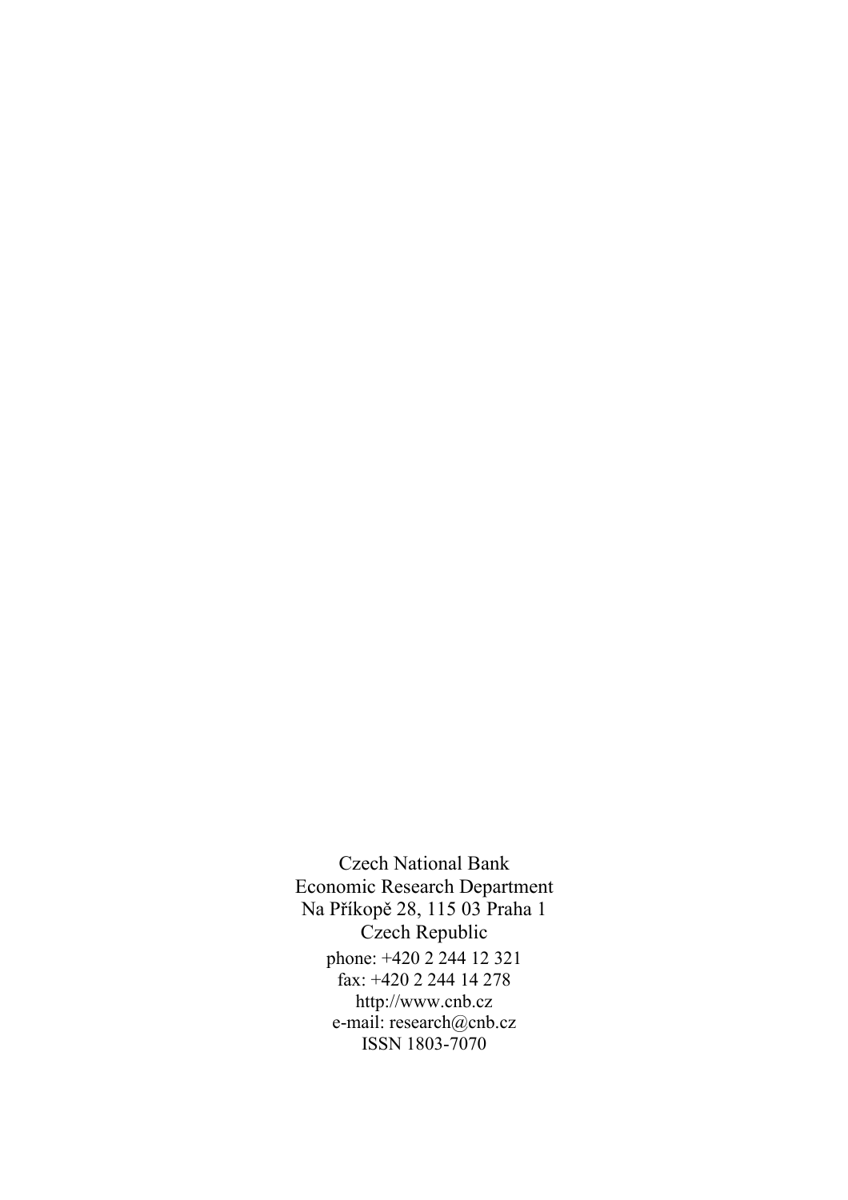Czech National Bank
Economic Research Department
Na Příkopě 28, 115 03 Praha 1
Czech Republic
phone: +420 2 244 12 321
fax: +420 2 244 14 278
http://www.cnb.cz
e-mail: research@cnb.cz
ISSN 1803-7070